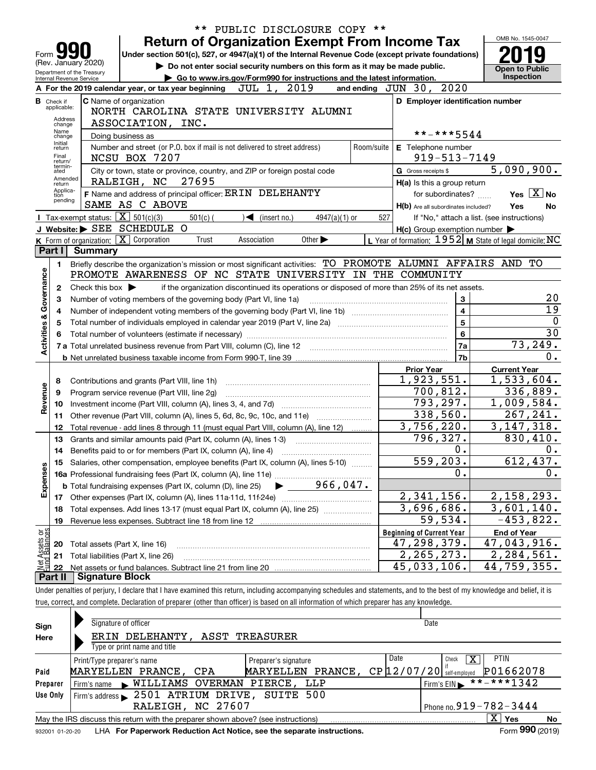\*\* PUBLIC DISCLOSURE COPY \*\*

# Form 990 Return of Organization Exempt From Income Tax

Under section 501(c), 527, or 4947(a)(1) of the Internal Revenue Code (except private foundations)

▶ Do not enter social security numbers on this form as it may be made public.

▶ Go to www.irs.gov/Form990 for instructions and the latest information.

(Rev. January 2020) Department of the Treasury Internal Revenue Service

OMB No. 1545-0047 **2019** Open to Public Inspection

**A** For the 2019 calendar year, or tax year beginning JUL 1, 2019 and ending JUN 30, 2020

**B** Check if applicable: Address change, Name change, Initial return, Final return/terminated, Amended return, Application pending

**C** Name of organization: NORTH CAROLINA STATE UNIVERSITY ALUMNI ASSOCIATION, INC.

Doing business as

Number and street (or P.O. box if mail is not delivered to street address): NCSU BOX 7207 | Room/suite

City or town, state or province, country, and ZIP or foreign postal code: RALEIGH, NC 27695

**D** Employer identification number: \*\*-\*\*\*5544

**E** Telephone number: 919-513-7149

**G** Gross receipts $ 5,090,900.

**F** Name and address of principal officer: ERIN DELEHANTY SAME AS C ABOVE

**H(a)** Is this a group return for subordinates? Yes [X] No

**H(b)** Are all subordinates included? Yes No If "No," attach a list. (see instructions)

**H(c)** Group exemption number ▶

**I** Tax-exempt status: [X] 501(c)(3) 501(c) ( ) ◀ (insert no.) 4947(a)(1) or 527

**J** Website: ▶ SEE SCHEDULE O

**K** Form of organization: [X] Corporation Trust Association Other ▶

**L** Year of formation: 1952 **M** State of legal domicile: NC

## Part I Summary

**Activities & Governance**

1 Briefly describe the organization's mission or most significant activities: TO PROMOTE ALUMNI AFFAIRS AND TO PROMOTE AWARENESS OF NC STATE UNIVERSITY IN THE COMMUNITY

2 Check this box ▶ if the organization discontinued its operations or disposed of more than 25% of its net assets.

| | | Line | |
|---|---|---|---|
| 3 | Number of voting members of the governing body (Part VI, line 1a) | 3 | 20 |
| 4 | Number of independent voting members of the governing body (Part VI, line 1b) | 4 | 19 |
| 5 | Total number of individuals employed in calendar year 2019 (Part V, line 2a) | 5 | 0 |
| 6 | Total number of volunteers (estimate if necessary) | 6 | 30 |
| 7a | Total unrelated business revenue from Part VIII, column (C), line 12 | 7a | 73,249. |
| b | Net unrelated business taxable income from Form 990-T, line 39 | 7b | 0. |

| | | | Prior Year | Current Year |
|---|---|---|---|---|
| **Revenue** | 8 | Contributions and grants (Part VIII, line 1h) | 1,923,551. | 1,533,604. |
| | 9 | Program service revenue (Part VIII, line 2g) | 700,812. | 336,889. |
| | 10 | Investment income (Part VIII, column (A), lines 3, 4, and 7d) | 793,297. | 1,009,584. |
| | 11 | Other revenue (Part VIII, column (A), lines 5, 6d, 8c, 9c, 10c, and 11e) | 338,560. | 267,241. |
| | 12 | Total revenue - add lines 8 through 11 (must equal Part VIII, column (A), line 12) | 3,756,220. | 3,147,318. |
| **Expenses** | 13 | Grants and similar amounts paid (Part IX, column (A), lines 1-3) | 796,327. | 830,410. |
| | 14 | Benefits paid to or for members (Part IX, column (A), line 4) | 0. | 0. |
| | 15 | Salaries, other compensation, employee benefits (Part IX, column (A), lines 5-10) | 559,203. | 612,437. |
| | 16a | Professional fundraising fees (Part IX, column (A), line 11e) | 0. | 0. |
| | b | Total fundraising expenses (Part IX, column (D), line 25) ▶ 966,047. | | |
| | 17 | Other expenses (Part IX, column (A), lines 11a-11d, 11f-24e) | 2,341,156. | 2,158,293. |
| | 18 | Total expenses. Add lines 13-17 (must equal Part IX, column (A), line 25) | 3,696,686. | 3,601,140. |
| | 19 | Revenue less expenses. Subtract line 18 from line 12 | 59,534. | -453,822. |
| | | | **Beginning of Current Year** | **End of Year** |
| **Net Assets or Fund Balances** | 20 | Total assets (Part X, line 16) | 47,298,379. | 47,043,916. |
| | 21 | Total liabilities (Part X, line 26) | 2,265,273. | 2,284,561. |
| | 22 | Net assets or fund balances. Subtract line 21 from line 20 | 45,033,106. | 44,759,355. |

## Part II Signature Block

Under penalties of perjury, I declare that I have examined this return, including accompanying schedules and statements, and to the best of my knowledge and belief, it is true, correct, and complete. Declaration of preparer (other than officer) is based on all information of which preparer has any knowledge.

**Sign Here**

Signature of officer | Date

ERIN DELEHANTY, ASST TREASURER

Type or print name and title

**Paid Preparer Use Only**

| Print/Type preparer's name | Preparer's signature | Date | Check [X] if self-employed | PTIN |
|---|---|---|---|---|
| MARYELLEN PRANCE, CPA | MARYELLEN PRANCE, CP | 12/07/20 | | P01662078 |

Firm's name ▶ WILLIAMS OVERMAN PIERCE, LLP | Firm's EIN ▶ \*\*-\*\*\*1342

Firm's address ▶ 2501 ATRIUM DRIVE, SUITE 500 RALEIGH, NC 27607 | Phone no. 919-782-3444

May the IRS discuss this return with the preparer shown above? (see instructions) [X] Yes No

932001 01-20-20 LHA For Paperwork Reduction Act Notice, see the separate instructions. Form **990** (2019)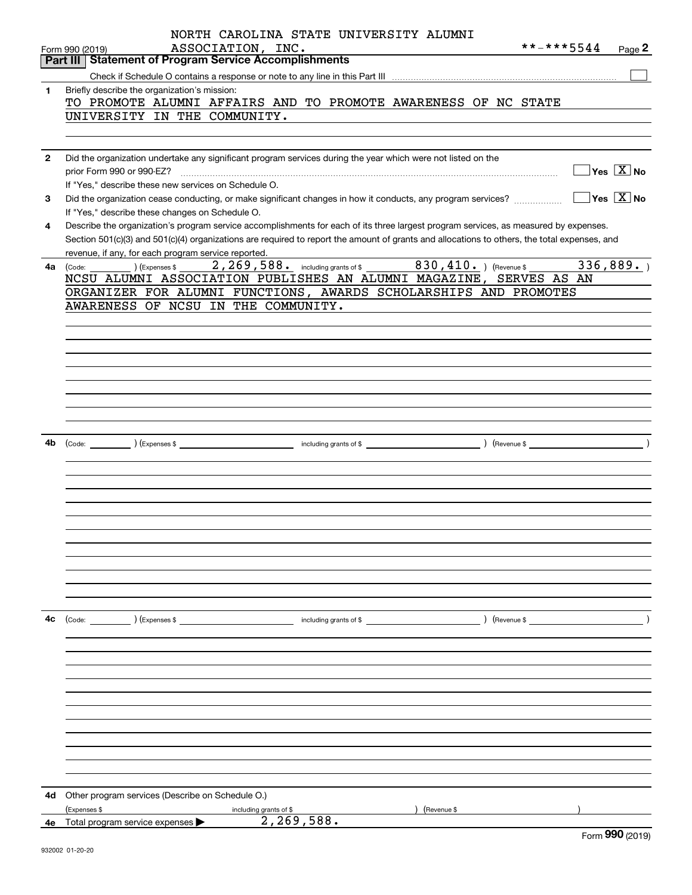NORTH CAROLINA STATE UNIVERSITY ALUMNI ASSOCIATION, INC. **-***5544

## Part III Statement of Program Service Accomplishments

Check if Schedule O contains a response or note to any line in this Part III

**1** Briefly describe the organization's mission:

TO PROMOTE ALUMNI AFFAIRS AND TO PROMOTE AWARENESS OF NC STATE UNIVERSITY IN THE COMMUNITY.

**2** Did the organization undertake any significant program services during the year which were not listed on the prior Form 990 or 990-EZ? Yes [ ] No [X]

If "Yes," describe these new services on Schedule O.

**3** Did the organization cease conducting, or make significant changes in how it conducts, any program services? Yes [ ] No [X]

If "Yes," describe these changes on Schedule O.

**4** Describe the organization's program service accomplishments for each of its three largest program services, as measured by expenses. Section 501(c)(3) and 501(c)(4) organizations are required to report the amount of grants and allocations to others, the total expenses, and revenue, if any, for each program service reported.

**4a** (Code: ) (Expenses $ 2,269,588. including grants of $ 830,410. ) (Revenue $ 336,889. )

NCSU ALUMNI ASSOCIATION PUBLISHES AN ALUMNI MAGAZINE, SERVES AS AN ORGANIZER FOR ALUMNI FUNCTIONS, AWARDS SCHOLARSHIPS AND PROMOTES AWARENESS OF NCSU IN THE COMMUNITY.

**4b** (Code: ) (Expenses $ including grants of $ ) (Revenue $ )

**4c** (Code: ) (Expenses $ including grants of $ ) (Revenue $ )

**4d** Other program services (Describe on Schedule O.)

(Expenses $ including grants of $ ) (Revenue $ )

**4e** Total program service expenses 2,269,588.

Form **990** (2019)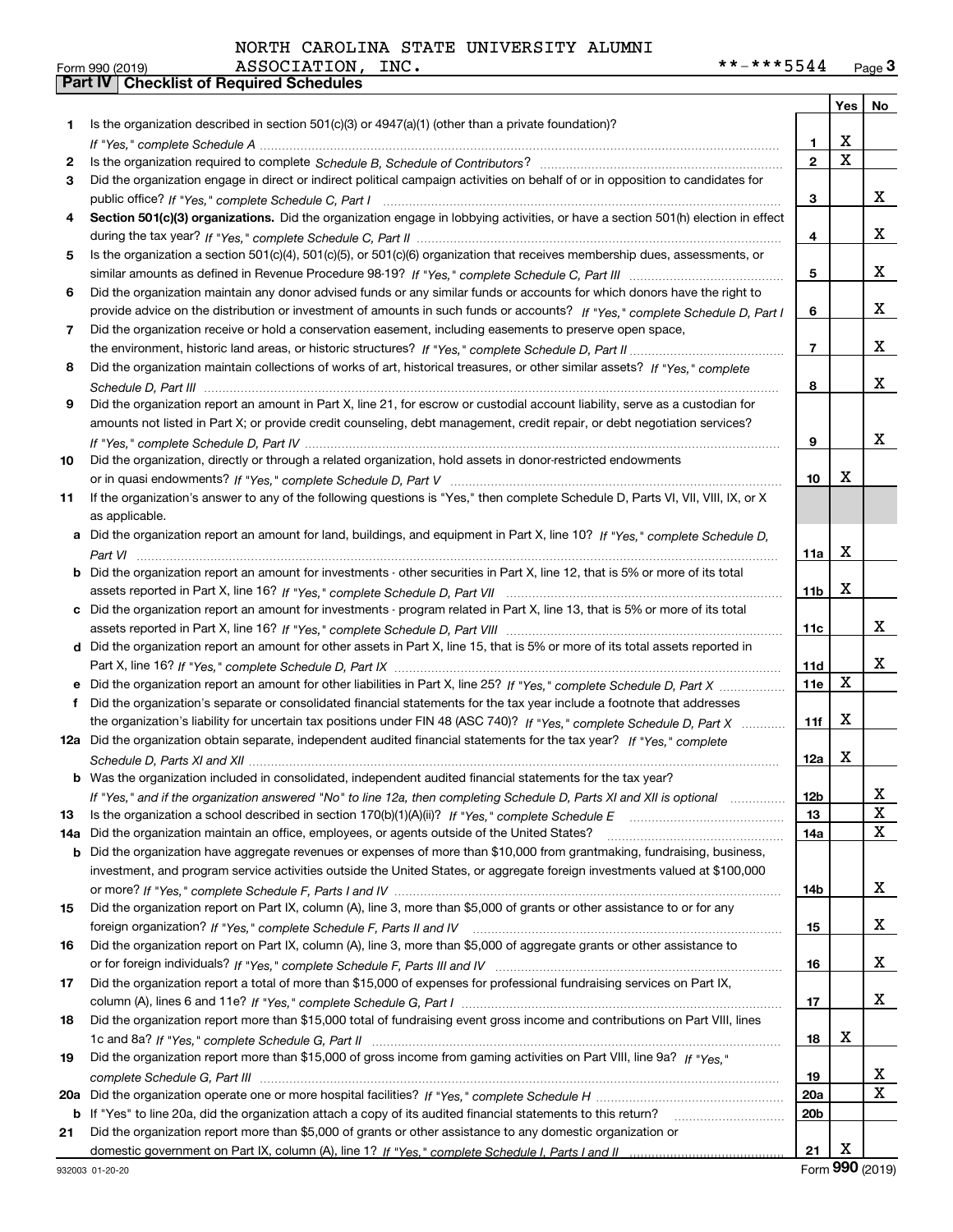NORTH CAROLINA STATE UNIVERSITY ALUMNI ASSOCIATION, INC. **-***5544

Form 990 (2019) Page 3

## Part IV Checklist of Required Schedules

| | | | Yes | No |
|---|---|---|---|---|
| 1 | Is the organization described in section 501(c)(3) or 4947(a)(1) (other than a private foundation)? *If "Yes," complete Schedule A* | 1 | X | |
| 2 | Is the organization required to complete *Schedule B, Schedule of Contributors*? | 2 | X | |
| 3 | Did the organization engage in direct or indirect political campaign activities on behalf of or in opposition to candidates for public office? *If "Yes," complete Schedule C, Part I* | 3 | | X |
| 4 | **Section 501(c)(3) organizations.** Did the organization engage in lobbying activities, or have a section 501(h) election in effect during the tax year? *If "Yes," complete Schedule C, Part II* | 4 | | X |
| 5 | Is the organization a section 501(c)(4), 501(c)(5), or 501(c)(6) organization that receives membership dues, assessments, or similar amounts as defined in Revenue Procedure 98-19? *If "Yes," complete Schedule C, Part III* | 5 | | X |
| 6 | Did the organization maintain any donor advised funds or any similar funds or accounts for which donors have the right to provide advice on the distribution or investment of amounts in such funds or accounts? *If "Yes," complete Schedule D, Part I* | 6 | | X |
| 7 | Did the organization receive or hold a conservation easement, including easements to preserve open space, the environment, historic land areas, or historic structures? *If "Yes," complete Schedule D, Part II* | 7 | | X |
| 8 | Did the organization maintain collections of works of art, historical treasures, or other similar assets? *If "Yes," complete Schedule D, Part III* | 8 | | X |
| 9 | Did the organization report an amount in Part X, line 21, for escrow or custodial account liability, serve as a custodian for amounts not listed in Part X; or provide credit counseling, debt management, credit repair, or debt negotiation services? *If "Yes," complete Schedule D, Part IV* | 9 | | X |
| 10 | Did the organization, directly or through a related organization, hold assets in donor-restricted endowments or in quasi endowments? *If "Yes," complete Schedule D, Part V* | 10 | X | |
| 11 | If the organization's answer to any of the following questions is "Yes," then complete Schedule D, Parts VI, VII, VIII, IX, or X as applicable. | | | |
| a | Did the organization report an amount for land, buildings, and equipment in Part X, line 10? *If "Yes," complete Schedule D, Part VI* | 11a | X | |
| b | Did the organization report an amount for investments - other securities in Part X, line 12, that is 5% or more of its total assets reported in Part X, line 16? *If "Yes," complete Schedule D, Part VII* | 11b | X | |
| c | Did the organization report an amount for investments - program related in Part X, line 13, that is 5% or more of its total assets reported in Part X, line 16? *If "Yes," complete Schedule D, Part VIII* | 11c | | X |
| d | Did the organization report an amount for other assets in Part X, line 15, that is 5% or more of its total assets reported in Part X, line 16? *If "Yes," complete Schedule D, Part IX* | 11d | | X |
| e | Did the organization report an amount for other liabilities in Part X, line 25? *If "Yes," complete Schedule D, Part X* | 11e | X | |
| f | Did the organization's separate or consolidated financial statements for the tax year include a footnote that addresses the organization's liability for uncertain tax positions under FIN 48 (ASC 740)? *If "Yes," complete Schedule D, Part X* | 11f | X | |
| 12a | Did the organization obtain separate, independent audited financial statements for the tax year? *If "Yes," complete Schedule D, Parts XI and XII* | 12a | X | |
| b | Was the organization included in consolidated, independent audited financial statements for the tax year? *If "Yes," and if the organization answered "No" to line 12a, then completing Schedule D, Parts XI and XII is optional* | 12b | | X |
| 13 | Is the organization a school described in section 170(b)(1)(A)(ii)? *If "Yes," complete Schedule E* | 13 | | X |
| 14a | Did the organization maintain an office, employees, or agents outside of the United States? | 14a | | X |
| b | Did the organization have aggregate revenues or expenses of more than $10,000 from grantmaking, fundraising, business, investment, and program service activities outside the United States, or aggregate foreign investments valued at $100,000 or more? *If "Yes," complete Schedule F, Parts I and IV* | 14b | | X |
| 15 | Did the organization report on Part IX, column (A), line 3, more than $5,000 of grants or other assistance to or for any foreign organization? *If "Yes," complete Schedule F, Parts II and IV* | 15 | | X |
| 16 | Did the organization report on Part IX, column (A), line 3, more than $5,000 of aggregate grants or other assistance to or for foreign individuals? *If "Yes," complete Schedule F, Parts III and IV* | 16 | | X |
| 17 | Did the organization report a total of more than $15,000 of expenses for professional fundraising services on Part IX, column (A), lines 6 and 11e? *If "Yes," complete Schedule G, Part I* | 17 | | X |
| 18 | Did the organization report more than $15,000 total of fundraising event gross income and contributions on Part VIII, lines 1c and 8a? *If "Yes," complete Schedule G, Part II* | 18 | X | |
| 19 | Did the organization report more than $15,000 of gross income from gaming activities on Part VIII, line 9a? *If "Yes," complete Schedule G, Part III* | 19 | | X |
| 20a | Did the organization operate one or more hospital facilities? *If "Yes," complete Schedule H* | 20a | | X |
| b | If "Yes" to line 20a, did the organization attach a copy of its audited financial statements to this return? | 20b | | |
| 21 | Did the organization report more than $5,000 of grants or other assistance to any domestic organization or domestic government on Part IX, column (A), line 1? *If "Yes," complete Schedule I, Parts I and II* | 21 | X | |

932003 01-20-20 Form 990 (2019)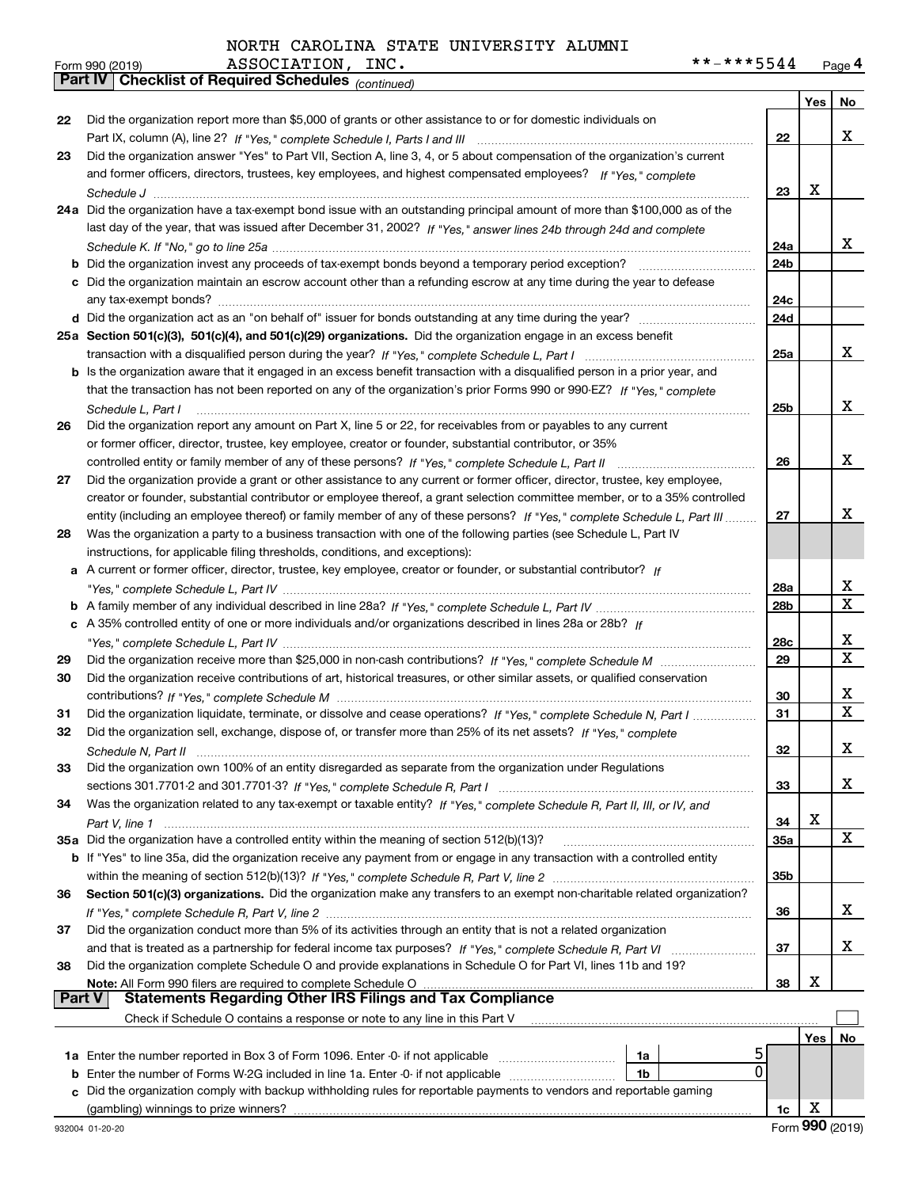NORTH CAROLINA STATE UNIVERSITY ALUMNI ASSOCIATION, INC.

Form 990 (2019) **-***5544 Page 4

**Part IV Checklist of Required Schedules** *(continued)*

| | | | Yes | No |
|---|---|---|---|---|
| 22 | Did the organization report more than $5,000 of grants or other assistance to or for domestic individuals on Part IX, column (A), line 2? *If "Yes," complete Schedule I, Parts I and III* | 22 | | X |
| 23 | Did the organization answer "Yes" to Part VII, Section A, line 3, 4, or 5 about compensation of the organization's current and former officers, directors, trustees, key employees, and highest compensated employees? *If "Yes," complete Schedule J* | 23 | X | |
| 24a | Did the organization have a tax-exempt bond issue with an outstanding principal amount of more than $100,000 as of the last day of the year, that was issued after December 31, 2002? *If "Yes," answer lines 24b through 24d and complete Schedule K. If "No," go to line 25a* | 24a | | X |
| b | Did the organization invest any proceeds of tax-exempt bonds beyond a temporary period exception? | 24b | | |
| c | Did the organization maintain an escrow account other than a refunding escrow at any time during the year to defease any tax-exempt bonds? | 24c | | |
| d | Did the organization act as an "on behalf of" issuer for bonds outstanding at any time during the year? | 24d | | |
| 25a | **Section 501(c)(3), 501(c)(4), and 501(c)(29) organizations.** Did the organization engage in an excess benefit transaction with a disqualified person during the year? *If "Yes," complete Schedule L, Part I* | 25a | | X |
| b | Is the organization aware that it engaged in an excess benefit transaction with a disqualified person in a prior year, and that the transaction has not been reported on any of the organization's prior Forms 990 or 990-EZ? *If "Yes," complete Schedule L, Part I* | 25b | | X |
| 26 | Did the organization report any amount on Part X, line 5 or 22, for receivables from or payables to any current or former officer, director, trustee, key employee, creator or founder, substantial contributor, or 35% controlled entity or family member of any of these persons? *If "Yes," complete Schedule L, Part II* | 26 | | X |
| 27 | Did the organization provide a grant or other assistance to any current or former officer, director, trustee, key employee, creator or founder, substantial contributor or employee thereof, a grant selection committee member, or to a 35% controlled entity (including an employee thereof) or family member of any of these persons? *If "Yes," complete Schedule L, Part III* | 27 | | X |
| 28 | Was the organization a party to a business transaction with one of the following parties (see Schedule L, Part IV instructions, for applicable filing thresholds, conditions, and exceptions): | | | |
| a | A current or former officer, director, trustee, key employee, creator or founder, or substantial contributor? *If "Yes," complete Schedule L, Part IV* | 28a | | X |
| b | A family member of any individual described in line 28a? *If "Yes," complete Schedule L, Part IV* | 28b | | X |
| c | A 35% controlled entity of one or more individuals and/or organizations described in lines 28a or 28b? *If "Yes," complete Schedule L, Part IV* | 28c | | X |
| 29 | Did the organization receive more than $25,000 in non-cash contributions? *If "Yes," complete Schedule M* | 29 | | X |
| 30 | Did the organization receive contributions of art, historical treasures, or other similar assets, or qualified conservation contributions? *If "Yes," complete Schedule M* | 30 | | X |
| 31 | Did the organization liquidate, terminate, or dissolve and cease operations? *If "Yes," complete Schedule N, Part I* | 31 | | X |
| 32 | Did the organization sell, exchange, dispose of, or transfer more than 25% of its net assets? *If "Yes," complete Schedule N, Part II* | 32 | | X |
| 33 | Did the organization own 100% of an entity disregarded as separate from the organization under Regulations sections 301.7701-2 and 301.7701-3? *If "Yes," complete Schedule R, Part I* | 33 | | X |
| 34 | Was the organization related to any tax-exempt or taxable entity? *If "Yes," complete Schedule R, Part II, III, or IV, and Part V, line 1* | 34 | X | |
| 35a | Did the organization have a controlled entity within the meaning of section 512(b)(13)? | 35a | | X |
| b | If "Yes" to line 35a, did the organization receive any payment from or engage in any transaction with a controlled entity within the meaning of section 512(b)(13)? *If "Yes," complete Schedule R, Part V, line 2* | 35b | | |
| 36 | **Section 501(c)(3) organizations.** Did the organization make any transfers to an exempt non-charitable related organization? *If "Yes," complete Schedule R, Part V, line 2* | 36 | | X |
| 37 | Did the organization conduct more than 5% of its activities through an entity that is not a related organization and that is treated as a partnership for federal income tax purposes? *If "Yes," complete Schedule R, Part VI* | 37 | | X |
| 38 | Did the organization complete Schedule O and provide explanations in Schedule O for Part VI, lines 11b and 19? **Note:** All Form 990 filers are required to complete Schedule O | 38 | X | |

**Part V Statements Regarding Other IRS Filings and Tax Compliance**

Check if Schedule O contains a response or note to any line in this Part V ☐

| | | | | | Yes | No |
|---|---|---|---|---|---|---|
| 1a | Enter the number reported in Box 3 of Form 1096. Enter -0- if not applicable | 1a | 5 | | | |
| b | Enter the number of Forms W-2G included in line 1a. Enter -0- if not applicable | 1b | 0 | | | |
| c | Did the organization comply with backup withholding rules for reportable payments to vendors and reportable gaming (gambling) winnings to prize winners? | | | 1c | X | |

Form **990** (2019)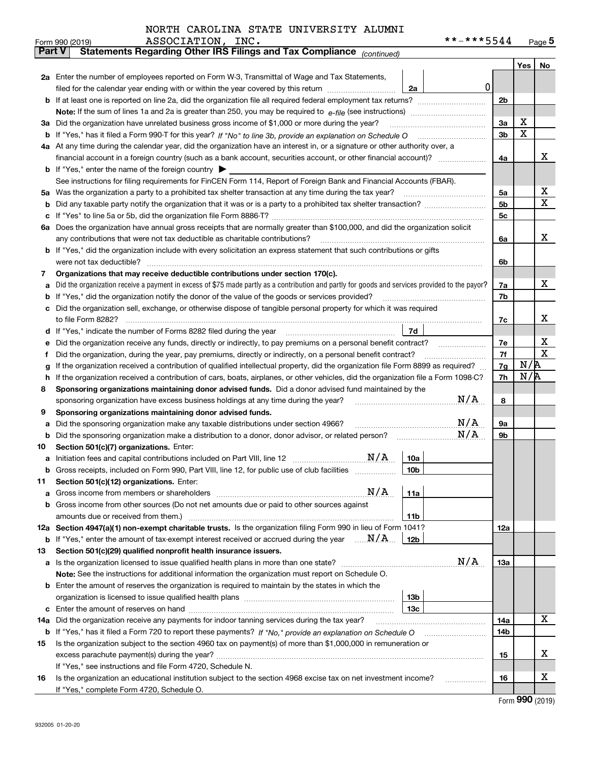NORTH CAROLINA STATE UNIVERSITY ALUMNI ASSOCIATION, INC. **-***5544

Form 990 (2019) Page 5

**Part V Statements Regarding Other IRS Filings and Tax Compliance** *(continued)*

| | | | | Yes | No |
|---|---|---|---|---|---|
| **2a** | Enter the number of employees reported on Form W-3, Transmittal of Wage and Tax Statements, filed for the calendar year ending with or within the year covered by this return | 2a 0 | | | |
| **b** | If at least one is reported on line 2a, did the organization file all required federal employment tax returns? | | 2b | | |
| | **Note:** If the sum of lines 1a and 2a is greater than 250, you may be required to *e-file* (see instructions) | | | | |
| **3a** | Did the organization have unrelated business gross income of $1,000 or more during the year? | | 3a | X | |
| **b** | If "Yes," has it filed a Form 990-T for this year? *If "No" to line 3b, provide an explanation on Schedule O* | | 3b | X | |
| **4a** | At any time during the calendar year, did the organization have an interest in, or a signature or other authority over, a financial account in a foreign country (such as a bank account, securities account, or other financial account)? | | 4a | | X |
| **b** | If "Yes," enter the name of the foreign country ▶ | | | | |
| | See instructions for filing requirements for FinCEN Form 114, Report of Foreign Bank and Financial Accounts (FBAR). | | | | |
| **5a** | Was the organization a party to a prohibited tax shelter transaction at any time during the tax year? | | 5a | | X |
| **b** | Did any taxable party notify the organization that it was or is a party to a prohibited tax shelter transaction? | | 5b | | X |
| **c** | If "Yes" to line 5a or 5b, did the organization file Form 8886-T? | | 5c | | |
| **6a** | Does the organization have annual gross receipts that are normally greater than $100,000, and did the organization solicit any contributions that were not tax deductible as charitable contributions? | | 6a | | X |
| **b** | If "Yes," did the organization include with every solicitation an express statement that such contributions or gifts were not tax deductible? | | 6b | | |
| **7** | **Organizations that may receive deductible contributions under section 170(c).** | | | | |
| **a** | Did the organization receive a payment in excess of $75 made partly as a contribution and partly for goods and services provided to the payor? | | 7a | | X |
| **b** | If "Yes," did the organization notify the donor of the value of the goods or services provided? | | 7b | | |
| **c** | Did the organization sell, exchange, or otherwise dispose of tangible personal property for which it was required to file Form 8282? | | 7c | | X |
| **d** | If "Yes," indicate the number of Forms 8282 filed during the year | 7d | | | |
| **e** | Did the organization receive any funds, directly or indirectly, to pay premiums on a personal benefit contract? | | 7e | | X |
| **f** | Did the organization, during the year, pay premiums, directly or indirectly, on a personal benefit contract? | | 7f | | X |
| **g** | If the organization received a contribution of qualified intellectual property, did the organization file Form 8899 as required? | | 7g | N/A | |
| **h** | If the organization received a contribution of cars, boats, airplanes, or other vehicles, did the organization file a Form 1098-C? | | 7h | N/A | |
| **8** | **Sponsoring organizations maintaining donor advised funds.** Did a donor advised fund maintained by the sponsoring organization have excess business holdings at any time during the year? N/A | | 8 | | |
| **9** | **Sponsoring organizations maintaining donor advised funds.** | | | | |
| **a** | Did the sponsoring organization make any taxable distributions under section 4966? N/A | | 9a | | |
| **b** | Did the sponsoring organization make a distribution to a donor, donor advisor, or related person? N/A | | 9b | | |
| **10** | **Section 501(c)(7) organizations.** Enter: | | | | |
| **a** | Initiation fees and capital contributions included on Part VIII, line 12 N/A | 10a | | | |
| **b** | Gross receipts, included on Form 990, Part VIII, line 12, for public use of club facilities | 10b | | | |
| **11** | **Section 501(c)(12) organizations.** Enter: | | | | |
| **a** | Gross income from members or shareholders N/A | 11a | | | |
| **b** | Gross income from other sources (Do not net amounts due or paid to other sources against amounts due or received from them.) | 11b | | | |
| **12a** | **Section 4947(a)(1) non-exempt charitable trusts.** Is the organization filing Form 990 in lieu of Form 1041? | | 12a | | |
| **b** | If "Yes," enter the amount of tax-exempt interest received or accrued during the year N/A | 12b | | | |
| **13** | **Section 501(c)(29) qualified nonprofit health insurance issuers.** | | | | |
| **a** | Is the organization licensed to issue qualified health plans in more than one state? N/A | | 13a | | |
| | **Note:** See the instructions for additional information the organization must report on Schedule O. | | | | |
| **b** | Enter the amount of reserves the organization is required to maintain by the states in which the organization is licensed to issue qualified health plans | 13b | | | |
| **c** | Enter the amount of reserves on hand | 13c | | | |
| **14a** | Did the organization receive any payments for indoor tanning services during the tax year? | | 14a | | X |
| **b** | If "Yes," has it filed a Form 720 to report these payments? *If "No," provide an explanation on Schedule O* | | 14b | | |
| **15** | Is the organization subject to the section 4960 tax on payment(s) of more than $1,000,000 in remuneration or excess parachute payment(s) during the year? | | 15 | | X |
| | If "Yes," see instructions and file Form 4720, Schedule N. | | | | |
| **16** | Is the organization an educational institution subject to the section 4968 excise tax on net investment income? | | 16 | | X |
| | If "Yes," complete Form 4720, Schedule O. | | | | |

Form **990** (2019)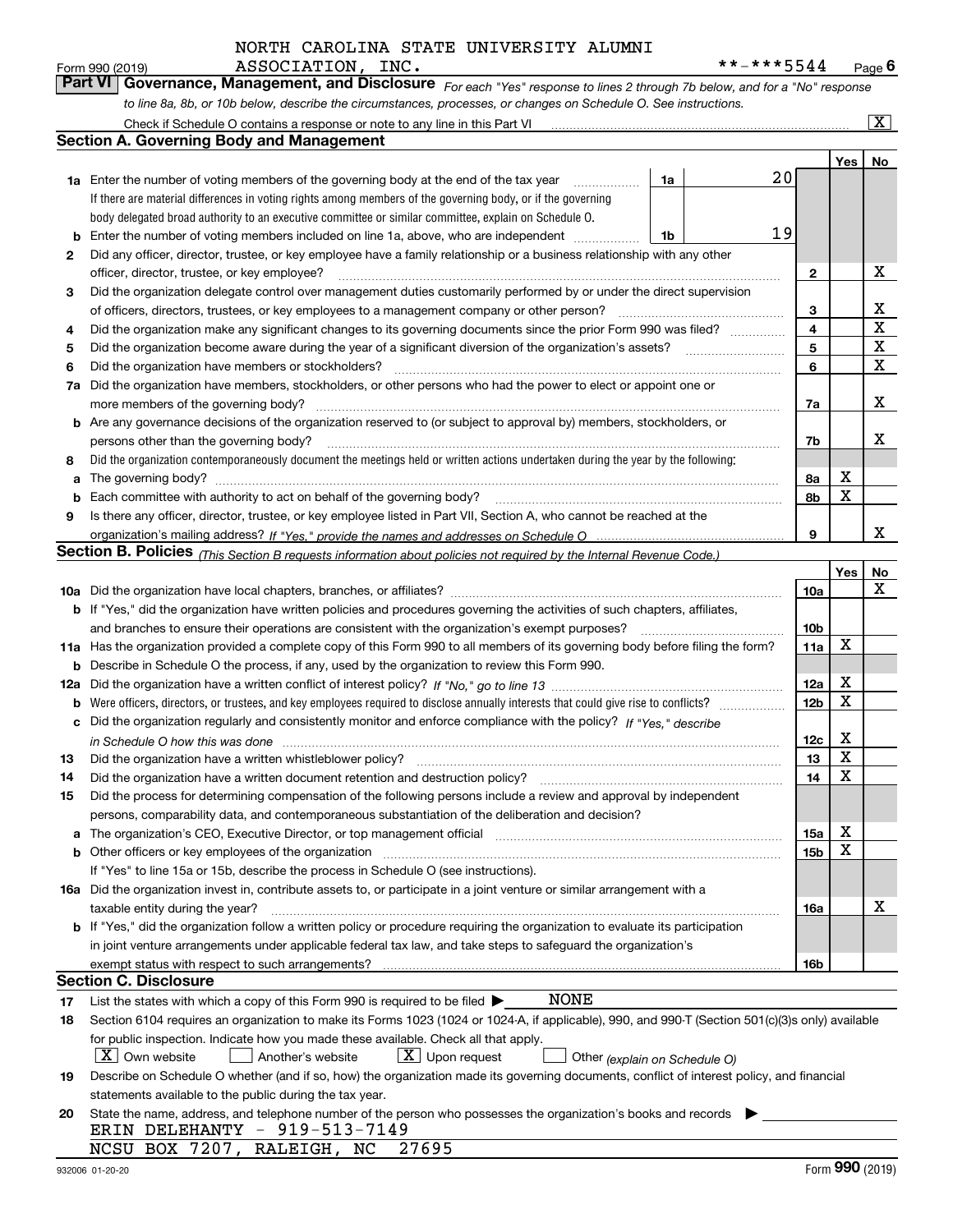NORTH CAROLINA STATE UNIVERSITY ALUMNI ASSOCIATION, INC.

Form 990 (2019) **-***5544 Page 6

**Part VI Governance, Management, and Disclosure** *For each "Yes" response to lines 2 through 7b below, and for a "No" response to line 8a, 8b, or 10b below, describe the circumstances, processes, or changes on Schedule O. See instructions.*

Check if Schedule O contains a response or note to any line in this Part VI [X]

## Section A. Governing Body and Management

| | | | | Yes | No |
|---|---|---|---|---|---|
| 1a | Enter the number of voting members of the governing body at the end of the tax year. If there are material differences in voting rights among members of the governing body, or if the governing body delegated broad authority to an executive committee or similar committee, explain on Schedule O. | 1a 20 | | | |
| b | Enter the number of voting members included on line 1a, above, who are independent | 1b 19 | | | |
| 2 | Did any officer, director, trustee, or key employee have a family relationship or a business relationship with any other officer, director, trustee, or key employee? | | 2 | | X |
| 3 | Did the organization delegate control over management duties customarily performed by or under the direct supervision of officers, directors, trustees, or key employees to a management company or other person? | | 3 | | X |
| 4 | Did the organization make any significant changes to its governing documents since the prior Form 990 was filed? | | 4 | | X |
| 5 | Did the organization become aware during the year of a significant diversion of the organization's assets? | | 5 | | X |
| 6 | Did the organization have members or stockholders? | | 6 | | X |
| 7a | Did the organization have members, stockholders, or other persons who had the power to elect or appoint one or more members of the governing body? | | 7a | | X |
| b | Are any governance decisions of the organization reserved to (or subject to approval by) members, stockholders, or persons other than the governing body? | | 7b | | X |
| 8 | Did the organization contemporaneously document the meetings held or written actions undertaken during the year by the following: | | | | |
| a | The governing body? | | 8a | X | |
| b | Each committee with authority to act on behalf of the governing body? | | 8b | X | |
| 9 | Is there any officer, director, trustee, or key employee listed in Part VII, Section A, who cannot be reached at the organization's mailing address? *If "Yes," provide the names and addresses on Schedule O* | | 9 | | X |

## Section B. Policies *(This Section B requests information about policies not required by the Internal Revenue Code.)*

| | | | Yes | No |
|---|---|---|---|---|
| 10a | Did the organization have local chapters, branches, or affiliates? | 10a | | X |
| b | If "Yes," did the organization have written policies and procedures governing the activities of such chapters, affiliates, and branches to ensure their operations are consistent with the organization's exempt purposes? | 10b | | |
| 11a | Has the organization provided a complete copy of this Form 990 to all members of its governing body before filing the form? | 11a | X | |
| b | Describe in Schedule O the process, if any, used by the organization to review this Form 990. | | | |
| 12a | Did the organization have a written conflict of interest policy? *If "No," go to line 13* | 12a | X | |
| b | Were officers, directors, or trustees, and key employees required to disclose annually interests that could give rise to conflicts? | 12b | X | |
| c | Did the organization regularly and consistently monitor and enforce compliance with the policy? *If "Yes," describe in Schedule O how this was done* | 12c | X | |
| 13 | Did the organization have a written whistleblower policy? | 13 | X | |
| 14 | Did the organization have a written document retention and destruction policy? | 14 | X | |
| 15 | Did the process for determining compensation of the following persons include a review and approval by independent persons, comparability data, and contemporaneous substantiation of the deliberation and decision? | | | |
| a | The organization's CEO, Executive Director, or top management official | 15a | X | |
| b | Other officers or key employees of the organization | 15b | X | |
| | If "Yes" to line 15a or 15b, describe the process in Schedule O (see instructions). | | | |
| 16a | Did the organization invest in, contribute assets to, or participate in a joint venture or similar arrangement with a taxable entity during the year? | 16a | | X |
| b | If "Yes," did the organization follow a written policy or procedure requiring the organization to evaluate its participation in joint venture arrangements under applicable federal tax law, and take steps to safeguard the organization's exempt status with respect to such arrangements? | 16b | | |

## Section C. Disclosure

17 List the states with which a copy of this Form 990 is required to be filed ▶ NONE

18 Section 6104 requires an organization to make its Forms 1023 (1024 or 1024-A, if applicable), 990, and 990-T (Section 501(c)(3)s only) available for public inspection. Indicate how you made these available. Check all that apply.

[X] Own website [ ] Another's website [X] Upon request [ ] Other *(explain on Schedule O)*

19 Describe on Schedule O whether (and if so, how) the organization made its governing documents, conflict of interest policy, and financial statements available to the public during the tax year.

20 State the name, address, and telephone number of the person who possesses the organization's books and records ▶

ERIN DELEHANTY - 919-513-7149
NCSU BOX 7207, RALEIGH, NC 27695

932006 01-20-20 Form **990** (2019)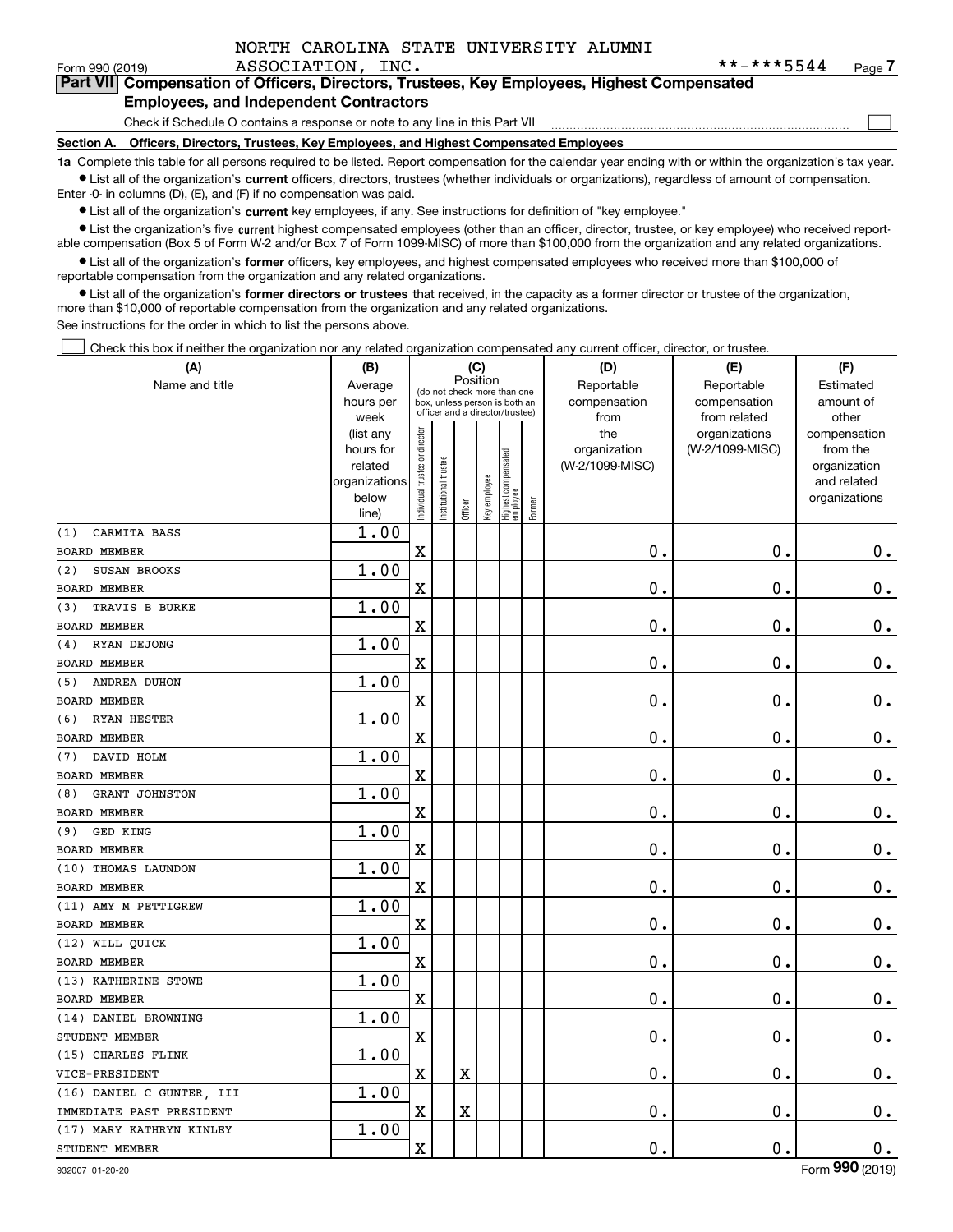NORTH CAROLINA STATE UNIVERSITY ALUMNI ASSOCIATION, INC. **-***5544

Form 990 (2019) Page 7

## Part VII Compensation of Officers, Directors, Trustees, Key Employees, Highest Compensated Employees, and Independent Contractors

Check if Schedule O contains a response or note to any line in this Part VII ☐

**Section A. Officers, Directors, Trustees, Key Employees, and Highest Compensated Employees**

**1a** Complete this table for all persons required to be listed. Report compensation for the calendar year ending with or within the organization's tax year.

- List all of the organization's **current** officers, directors, trustees (whether individuals or organizations), regardless of amount of compensation. Enter -0- in columns (D), (E), and (F) if no compensation was paid.
- List all of the organization's **current** key employees, if any. See instructions for definition of "key employee."
- List the organization's five **current** highest compensated employees (other than an officer, director, trustee, or key employee) who received reportable compensation (Box 5 of Form W-2 and/or Box 7 of Form 1099-MISC) of more than $100,000 from the organization and any related organizations.
- List all of the organization's **former** officers, key employees, and highest compensated employees who received more than $100,000 of reportable compensation from the organization and any related organizations.
- List all of the organization's **former directors or trustees** that received, in the capacity as a former director or trustee of the organization, more than $10,000 of reportable compensation from the organization and any related organizations.

See instructions for the order in which to list the persons above.

☐ Check this box if neither the organization nor any related organization compensated any current officer, director, or trustee.

| (A) Name and title | (B) Average hours per week (list any hours for related organizations below line) | (C) Position: Individual trustee or director | Institutional trustee | Officer | Key employee | Highest compensated employee | Former | (D) Reportable compensation from the organization (W-2/1099-MISC) | (E) Reportable compensation from related organizations (W-2/1099-MISC) | (F) Estimated amount of other compensation from the organization and related organizations |
|---|---|---|---|---|---|---|---|---|---|---|
| (1) CARMITA BASS<br>BOARD MEMBER | 1.00 | X | | | | | | 0. | 0. | 0. |
| (2) SUSAN BROOKS<br>BOARD MEMBER | 1.00 | X | | | | | | 0. | 0. | 0. |
| (3) TRAVIS B BURKE<br>BOARD MEMBER | 1.00 | X | | | | | | 0. | 0. | 0. |
| (4) RYAN DEJONG<br>BOARD MEMBER | 1.00 | X | | | | | | 0. | 0. | 0. |
| (5) ANDREA DUHON<br>BOARD MEMBER | 1.00 | X | | | | | | 0. | 0. | 0. |
| (6) RYAN HESTER<br>BOARD MEMBER | 1.00 | X | | | | | | 0. | 0. | 0. |
| (7) DAVID HOLM<br>BOARD MEMBER | 1.00 | X | | | | | | 0. | 0. | 0. |
| (8) GRANT JOHNSTON<br>BOARD MEMBER | 1.00 | X | | | | | | 0. | 0. | 0. |
| (9) GED KING<br>BOARD MEMBER | 1.00 | X | | | | | | 0. | 0. | 0. |
| (10) THOMAS LAUNDON<br>BOARD MEMBER | 1.00 | X | | | | | | 0. | 0. | 0. |
| (11) AMY M PETTIGREW<br>BOARD MEMBER | 1.00 | X | | | | | | 0. | 0. | 0. |
| (12) WILL QUICK<br>BOARD MEMBER | 1.00 | X | | | | | | 0. | 0. | 0. |
| (13) KATHERINE STOWE<br>BOARD MEMBER | 1.00 | X | | | | | | 0. | 0. | 0. |
| (14) DANIEL BROWNING<br>STUDENT MEMBER | 1.00 | X | | | | | | 0. | 0. | 0. |
| (15) CHARLES FLINK<br>VICE-PRESIDENT | 1.00 | X | | X | | | | 0. | 0. | 0. |
| (16) DANIEL C GUNTER, III<br>IMMEDIATE PAST PRESIDENT | 1.00 | X | | X | | | | 0. | 0. | 0. |
| (17) MARY KATHRYN KINLEY<br>STUDENT MEMBER | 1.00 | X | | | | | | 0. | 0. | 0. |

932007 01-20-20 Form **990** (2019)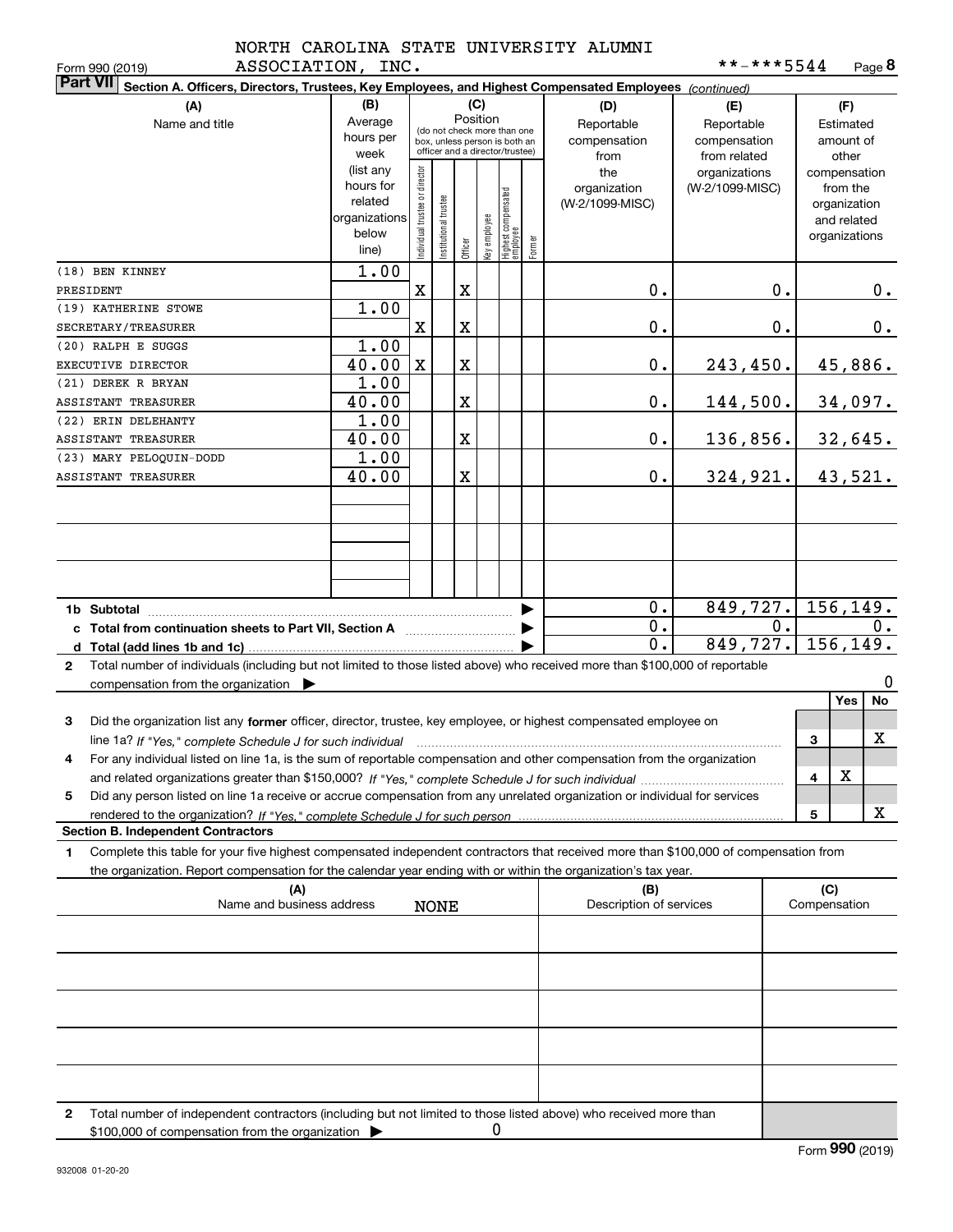NORTH CAROLINA STATE UNIVERSITY ALUMNI ASSOCIATION, INC. **-***5544

Form 990 (2019)

**Part VII** Section A. Officers, Directors, Trustees, Key Employees, and Highest Compensated Employees *(continued)*

| (A) Name and title | (B) Average hours per week (list any hours for related organizations below line) | (C) Position: Individual trustee or director | Institutional trustee | Officer | Key employee | Highest compensated employee | Former | (D) Reportable compensation from the organization (W-2/1099-MISC) | (E) Reportable compensation from related organizations (W-2/1099-MISC) | (F) Estimated amount of other compensation from the organization and related organizations |
|---|---|---|---|---|---|---|---|---|---|---|
| (18) BEN KINNEY<br>PRESIDENT | 1.00 | X | | X | | | | 0. | 0. | 0. |
| (19) KATHERINE STOWE<br>SECRETARY/TREASURER | 1.00 | X | | X | | | | 0. | 0. | 0. |
| (20) RALPH E SUGGS<br>EXECUTIVE DIRECTOR | 1.00<br>40.00 | X | | X | | | | 0. | 243,450. | 45,886. |
| (21) DEREK R BRYAN<br>ASSISTANT TREASURER | 1.00<br>40.00 | | | X | | | | 0. | 144,500. | 34,097. |
| (22) ERIN DELEHANTY<br>ASSISTANT TREASURER | 1.00<br>40.00 | | | X | | | | 0. | 136,856. | 32,645. |
| (23) MARY PELOQUIN-DODD<br>ASSISTANT TREASURER | 1.00<br>40.00 | | | X | | | | 0. | 324,921. | 43,521. |
| 1b Subtotal | | | | | | | | 0. | 849,727. | 156,149. |
| c Total from continuation sheets to Part VII, Section A | | | | | | | | 0. | 0. | 0. |
| d Total (add lines 1b and 1c) | | | | | | | | 0. | 849,727. | 156,149. |

2 Total number of individuals (including but not limited to those listed above) who received more than $100,000 of reportable compensation from the organization ▶ 0

| | | Yes | No |
|---|---|---|---|
| 3 Did the organization list any **former** officer, director, trustee, key employee, or highest compensated employee on line 1a? *If "Yes," complete Schedule J for such individual* | 3 | | X |
| 4 For any individual listed on line 1a, is the sum of reportable compensation and other compensation from the organization and related organizations greater than $150,000? *If "Yes," complete Schedule J for such individual* | 4 | X | |
| 5 Did any person listed on line 1a receive or accrue compensation from any unrelated organization or individual for services rendered to the organization? *If "Yes," complete Schedule J for such person* | 5 | | X |

**Section B. Independent Contractors**

1 Complete this table for your five highest compensated independent contractors that received more than $100,000 of compensation from the organization. Report compensation for the calendar year ending with or within the organization's tax year.

| (A) Name and business address | (B) Description of services | (C) Compensation |
|---|---|---|
| NONE | | |
| | | |
| | | |
| | | |
| | | |

2 Total number of independent contractors (including but not limited to those listed above) who received more than $100,000 of compensation from the organization ▶ 0

Form **990** (2019)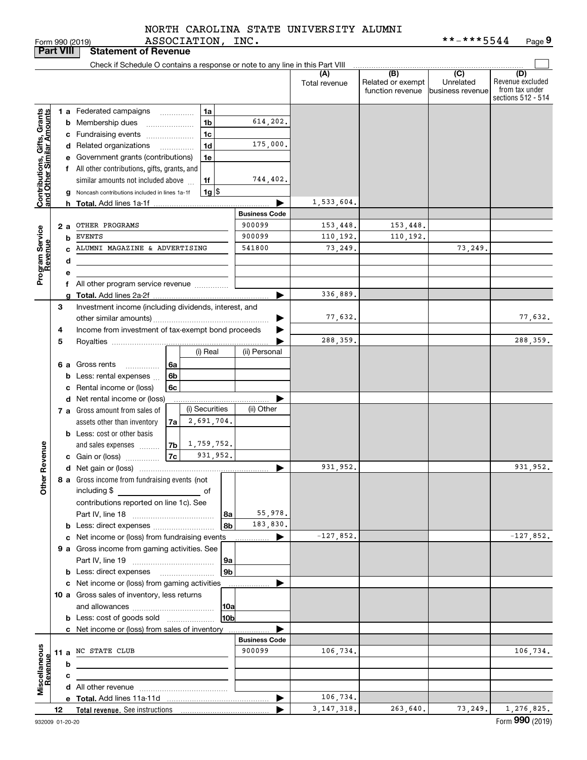NORTH CAROLINA STATE UNIVERSITY ALUMNI ASSOCIATION, INC. **-***5544

Form 990 (2019) Page 9

## Part VIII Statement of Revenue

Check if Schedule O contains a response or note to any line in this Part VIII

| | | | | (A) Total revenue | (B) Related or exempt function revenue | (C) Unrelated business revenue | (D) Revenue excluded from tax under sections 512 - 514 |
|---|---|---|---|---|---|---|---|
| **Contributions, Gifts, Grants and Other Similar Amounts** | 1a | Federated campaigns | 1a | | | | |
| | b | Membership dues | 1b 614,202. | | | | |
| | c | Fundraising events | 1c | | | | |
| | d | Related organizations | 1d 175,000. | | | | |
| | e | Government grants (contributions) | 1e | | | | |
| | f | All other contributions, gifts, grants, and similar amounts not included above | 1f 744,402. | | | | |
| | g | Noncash contributions included in lines 1a-1f | 1g $ | | | | |
| | h | **Total.** Add lines 1a-1f | | 1,533,604. | | | |
| **Program Service Revenue** | | | Business Code | | | | |
| | 2a | OTHER PROGRAMS | 900099 | 153,448. | 153,448. | | |
| | b | EVENTS | 900099 | 110,192. | 110,192. | | |
| | c | ALUMNI MAGAZINE & ADVERTISING | 541800 | 73,249. | | 73,249. | |
| | d | | | | | | |
| | e | | | | | | |
| | f | All other program service revenue | | | | | |
| | g | **Total.** Add lines 2a-2f | | 336,889. | | | |
| **Other Revenue** | 3 | Investment income (including dividends, interest, and other similar amounts) | | 77,632. | | | 77,632. |
| | 4 | Income from investment of tax-exempt bond proceeds | | | | | |
| | 5 | Royalties | | 288,359. | | | 288,359. |
| | | | (i) Real / (ii) Personal | | | | |
| | 6a | Gross rents | 6a | | | | |
| | b | Less: rental expenses | 6b | | | | |
| | c | Rental income or (loss) | 6c | | | | |
| | d | Net rental income or (loss) | | | | | |
| | | | (i) Securities / (ii) Other | | | | |
| | 7a | Gross amount from sales of assets other than inventory | 7a 2,691,704. | | | | |
| | b | Less: cost or other basis and sales expenses | 7b 1,759,752. | | | | |
| | c | Gain or (loss) | 7c 931,952. | | | | |
| | d | Net gain or (loss) | | 931,952. | | | 931,952. |
| | 8a | Gross income from fundraising events (not including $ of contributions reported on line 1c). See Part IV, line 18 | 8a 55,978. | | | | |
| | b | Less: direct expenses | 8b 183,830. | | | | |
| | c | Net income or (loss) from fundraising events | | -127,852. | | | -127,852. |
| | 9a | Gross income from gaming activities. See Part IV, line 19 | 9a | | | | |
| | b | Less: direct expenses | 9b | | | | |
| | c | Net income or (loss) from gaming activities | | | | | |
| | 10a | Gross sales of inventory, less returns and allowances | 10a | | | | |
| | b | Less: cost of goods sold | 10b | | | | |
| | c | Net income or (loss) from sales of inventory | | | | | |
| **Miscellaneous Revenue** | | | Business Code | | | | |
| | 11a | NC STATE CLUB | 900099 | 106,734. | | | 106,734. |
| | b | | | | | | |
| | c | | | | | | |
| | d | All other revenue | | | | | |
| | e | **Total.** Add lines 11a-11d | | 106,734. | | | |
| | 12 | **Total revenue.** See instructions | | 3,147,318. | 263,640. | 73,249. | 1,276,825. |

932009 01-20-20 Form **990** (2019)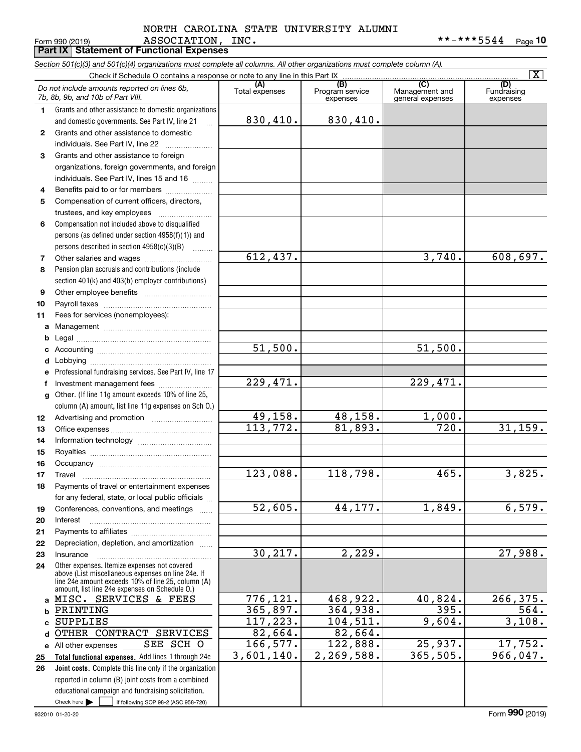NORTH CAROLINA STATE UNIVERSITY ALUMNI ASSOCIATION, INC. **-***5544

Form 990 (2019)

## Part IX Statement of Functional Expenses

*Section 501(c)(3) and 501(c)(4) organizations must complete all columns. All other organizations must complete column (A).*

Check if Schedule O contains a response or note to any line in this Part IX [X]

| | *Do not include amounts reported on lines 6b, 7b, 8b, 9b, and 10b of Part VIII.* | (A) Total expenses | (B) Program service expenses | (C) Management and general expenses | (D) Fundraising expenses |
|---|---|---|---|---|---|
| 1 | Grants and other assistance to domestic organizations and domestic governments. See Part IV, line 21 | 830,410. | 830,410. | | |
| 2 | Grants and other assistance to domestic individuals. See Part IV, line 22 | | | | |
| 3 | Grants and other assistance to foreign organizations, foreign governments, and foreign individuals. See Part IV, lines 15 and 16 | | | | |
| 4 | Benefits paid to or for members | | | | |
| 5 | Compensation of current officers, directors, trustees, and key employees | | | | |
| 6 | Compensation not included above to disqualified persons (as defined under section 4958(f)(1)) and persons described in section 4958(c)(3)(B) | | | | |
| 7 | Other salaries and wages | 612,437. | | 3,740. | 608,697. |
| 8 | Pension plan accruals and contributions (include section 401(k) and 403(b) employer contributions) | | | | |
| 9 | Other employee benefits | | | | |
| 10 | Payroll taxes | | | | |
| 11 | Fees for services (nonemployees): | | | | |
| a | Management | | | | |
| b | Legal | | | | |
| c | Accounting | 51,500. | | 51,500. | |
| d | Lobbying | | | | |
| e | Professional fundraising services. See Part IV, line 17 | | | | |
| f | Investment management fees | 229,471. | | 229,471. | |
| g | Other. (If line 11g amount exceeds 10% of line 25, column (A) amount, list line 11g expenses on Sch O.) | | | | |
| 12 | Advertising and promotion | 49,158. | 48,158. | 1,000. | |
| 13 | Office expenses | 113,772. | 81,893. | 720. | 31,159. |
| 14 | Information technology | | | | |
| 15 | Royalties | | | | |
| 16 | Occupancy | | | | |
| 17 | Travel | 123,088. | 118,798. | 465. | 3,825. |
| 18 | Payments of travel or entertainment expenses for any federal, state, or local public officials | | | | |
| 19 | Conferences, conventions, and meetings | 52,605. | 44,177. | 1,849. | 6,579. |
| 20 | Interest | | | | |
| 21 | Payments to affiliates | | | | |
| 22 | Depreciation, depletion, and amortization | | | | |
| 23 | Insurance | 30,217. | 2,229. | | 27,988. |
| 24 | Other expenses. Itemize expenses not covered above (List miscellaneous expenses on line 24e. If line 24e amount exceeds 10% of line 25, column (A) amount, list line 24e expenses on Schedule O.) | | | | |
| a | MISC. SERVICES & FEES | 776,121. | 468,922. | 40,824. | 266,375. |
| b | PRINTING | 365,897. | 364,938. | 395. | 564. |
| c | SUPPLIES | 117,223. | 104,511. | 9,604. | 3,108. |
| d | OTHER CONTRACT SERVICES | 82,664. | 82,664. | | |
| e | All other expenses SEE SCH O | 166,577. | 122,888. | 25,937. | 17,752. |
| 25 | **Total functional expenses.** Add lines 1 through 24e | 3,601,140. | 2,269,588. | 365,505. | 966,047. |
| 26 | **Joint costs.** Complete this line only if the organization reported in column (B) joint costs from a combined educational campaign and fundraising solicitation. Check here [ ] if following SOP 98-2 (ASC 958-720) | | | | |

932010 01-20-20

Form **990** (2019)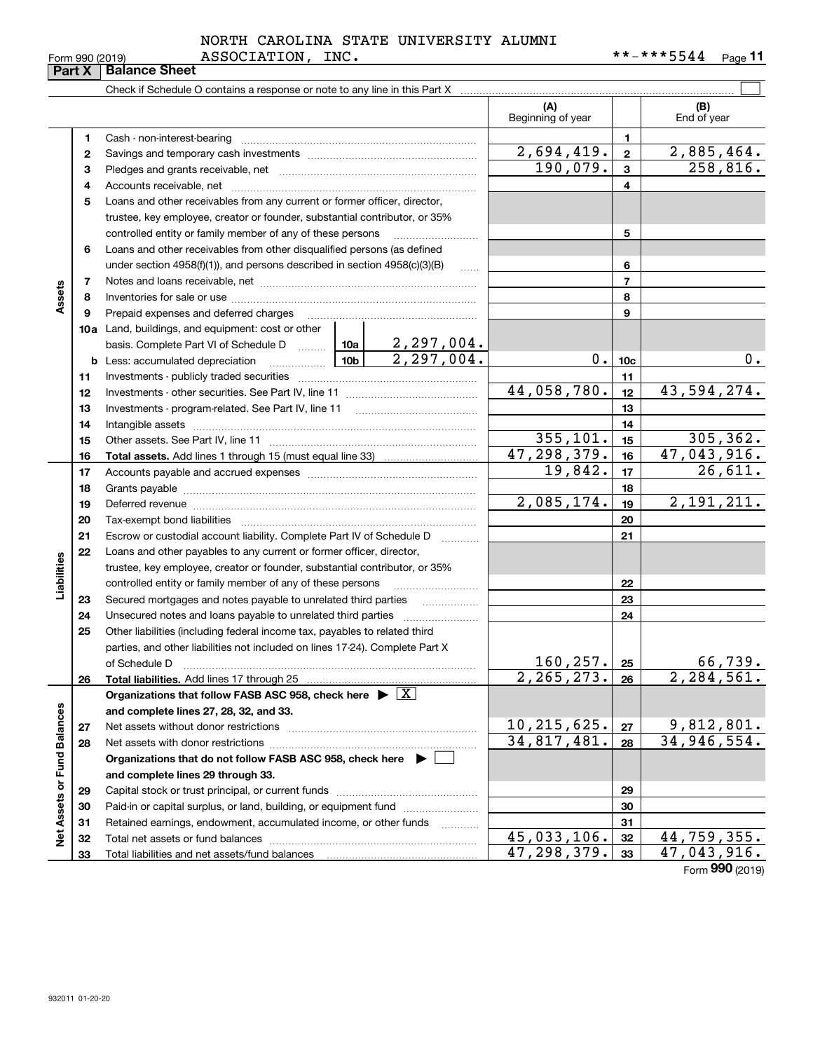NORTH CAROLINA STATE UNIVERSITY ALUMNI ASSOCIATION, INC.

Form 990 (2019) **-***5544 Page 11

## Part X Balance Sheet

Check if Schedule O contains a response or note to any line in this Part X ☐

| | | | | (A) Beginning of year | | (B) End of year |
|---|---|---|---|---|---|---|
| Assets | 1 | Cash - non-interest-bearing | | | 1 | |
| | 2 | Savings and temporary cash investments | | 2,694,419. | 2 | 2,885,464. |
| | 3 | Pledges and grants receivable, net | | 190,079. | 3 | 258,816. |
| | 4 | Accounts receivable, net | | | 4 | |
| | 5 | Loans and other receivables from any current or former officer, director, trustee, key employee, creator or founder, substantial contributor, or 35% controlled entity or family member of any of these persons | | | 5 | |
| | 6 | Loans and other receivables from other disqualified persons (as defined under section 4958(f)(1)), and persons described in section 4958(c)(3)(B) | | | 6 | |
| | 7 | Notes and loans receivable, net | | | 7 | |
| | 8 | Inventories for sale or use | | | 8 | |
| | 9 | Prepaid expenses and deferred charges | | | 9 | |
| | 10a | Land, buildings, and equipment: cost or other basis. Complete Part VI of Schedule D | 10a 2,297,004. | | | |
| | b | Less: accumulated depreciation | 10b 2,297,004. | 0. | 10c | 0. |
| | 11 | Investments - publicly traded securities | | | 11 | |
| | 12 | Investments - other securities. See Part IV, line 11 | | 44,058,780. | 12 | 43,594,274. |
| | 13 | Investments - program-related. See Part IV, line 11 | | | 13 | |
| | 14 | Intangible assets | | | 14 | |
| | 15 | Other assets. See Part IV, line 11 | | 355,101. | 15 | 305,362. |
| | 16 | **Total assets.** Add lines 1 through 15 (must equal line 33) | | 47,298,379. | 16 | 47,043,916. |
| Liabilities | 17 | Accounts payable and accrued expenses | | 19,842. | 17 | 26,611. |
| | 18 | Grants payable | | | 18 | |
| | 19 | Deferred revenue | | 2,085,174. | 19 | 2,191,211. |
| | 20 | Tax-exempt bond liabilities | | | 20 | |
| | 21 | Escrow or custodial account liability. Complete Part IV of Schedule D | | | 21 | |
| | 22 | Loans and other payables to any current or former officer, director, trustee, key employee, creator or founder, substantial contributor, or 35% controlled entity or family member of any of these persons | | | 22 | |
| | 23 | Secured mortgages and notes payable to unrelated third parties | | | 23 | |
| | 24 | Unsecured notes and loans payable to unrelated third parties | | | 24 | |
| | 25 | Other liabilities (including federal income tax, payables to related third parties, and other liabilities not included on lines 17-24). Complete Part X of Schedule D | | 160,257. | 25 | 66,739. |
| | 26 | **Total liabilities.** Add lines 17 through 25 | | 2,265,273. | 26 | 2,284,561. |
| Net Assets or Fund Balances | | **Organizations that follow FASB ASC 958, check here ▶ ☒ and complete lines 27, 28, 32, and 33.** | | | | |
| | 27 | Net assets without donor restrictions | | 10,215,625. | 27 | 9,812,801. |
| | 28 | Net assets with donor restrictions | | 34,817,481. | 28 | 34,946,554. |
| | | **Organizations that do not follow FASB ASC 958, check here ▶ ☐ and complete lines 29 through 33.** | | | | |
| | 29 | Capital stock or trust principal, or current funds | | | 29 | |
| | 30 | Paid-in or capital surplus, or land, building, or equipment fund | | | 30 | |
| | 31 | Retained earnings, endowment, accumulated income, or other funds | | | 31 | |
| | 32 | Total net assets or fund balances | | 45,033,106. | 32 | 44,759,355. |
| | 33 | Total liabilities and net assets/fund balances | | 47,298,379. | 33 | 47,043,916. |

Form **990** (2019)

932011 01-20-20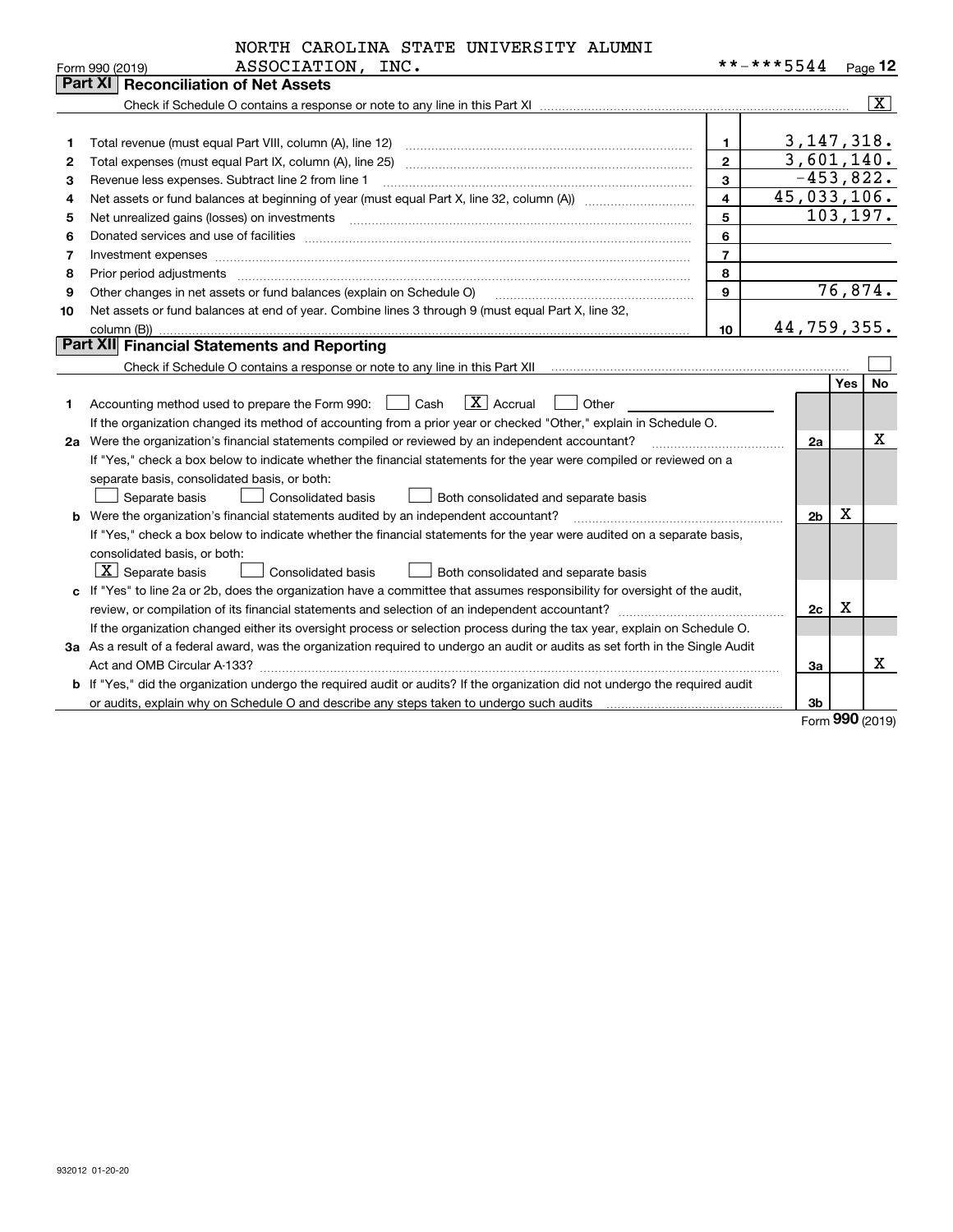NORTH CAROLINA STATE UNIVERSITY ALUMNI ASSOCIATION, INC. **-***5544

## Part XI Reconciliation of Net Assets

Check if Schedule O contains a response or note to any line in this Part XI .......... [X]

| | | | |
|---|---|---|---|
| 1 | Total revenue (must equal Part VIII, column (A), line 12) | 1 | 3,147,318. |
| 2 | Total expenses (must equal Part IX, column (A), line 25) | 2 | 3,601,140. |
| 3 | Revenue less expenses. Subtract line 2 from line 1 | 3 | -453,822. |
| 4 | Net assets or fund balances at beginning of year (must equal Part X, line 32, column (A)) | 4 | 45,033,106. |
| 5 | Net unrealized gains (losses) on investments | 5 | 103,197. |
| 6 | Donated services and use of facilities | 6 | |
| 7 | Investment expenses | 7 | |
| 8 | Prior period adjustments | 8 | |
| 9 | Other changes in net assets or fund balances (explain on Schedule O) | 9 | 76,874. |
| 10 | Net assets or fund balances at end of year. Combine lines 3 through 9 (must equal Part X, line 32, column (B)) | 10 | 44,759,355. |

## Part XII Financial Statements and Reporting

Check if Schedule O contains a response or note to any line in this Part XII .......... [ ]

| | | | Yes | No |
|---|---|---|---|---|
| 1 | Accounting method used to prepare the Form 990: [ ] Cash [X] Accrual [ ] Other<br>If the organization changed its method of accounting from a prior year or checked "Other," explain in Schedule O. | | | |
| 2a | Were the organization's financial statements compiled or reviewed by an independent accountant?<br>If "Yes," check a box below to indicate whether the financial statements for the year were compiled or reviewed on a separate basis, consolidated basis, or both:<br>[ ] Separate basis [ ] Consolidated basis [ ] Both consolidated and separate basis | 2a | | X |
| b | Were the organization's financial statements audited by an independent accountant?<br>If "Yes," check a box below to indicate whether the financial statements for the year were audited on a separate basis, consolidated basis, or both:<br>[X] Separate basis [ ] Consolidated basis [ ] Both consolidated and separate basis | 2b | X | |
| c | If "Yes" to line 2a or 2b, does the organization have a committee that assumes responsibility for oversight of the audit, review, or compilation of its financial statements and selection of an independent accountant?<br>If the organization changed either its oversight process or selection process during the tax year, explain on Schedule O. | 2c | X | |
| 3a | As a result of a federal award, was the organization required to undergo an audit or audits as set forth in the Single Audit Act and OMB Circular A-133? | 3a | | X |
| b | If "Yes," did the organization undergo the required audit or audits? If the organization did not undergo the required audit or audits, explain why on Schedule O and describe any steps taken to undergo such audits | 3b | | |

Form 990 (2019)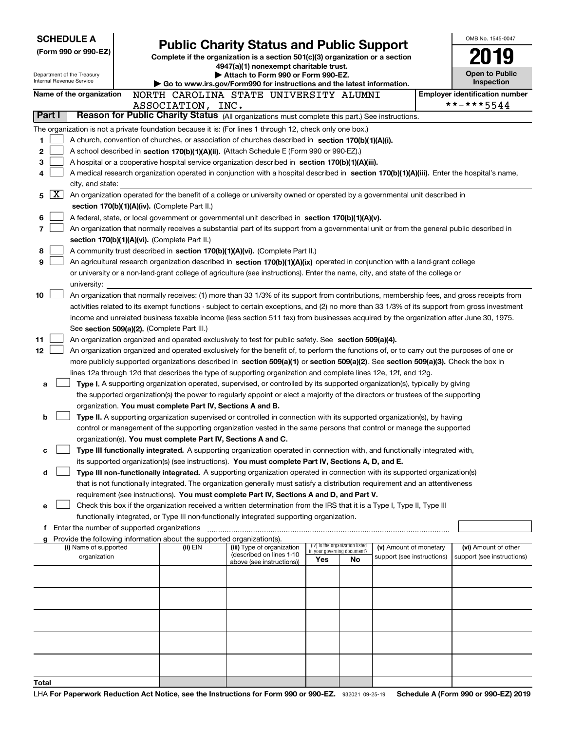**SCHEDULE A**
**(Form 990 or 990-EZ)**

Department of the Treasury
Internal Revenue Service

# Public Charity Status and Public Support

**Complete if the organization is a section 501(c)(3) organization or a section 4947(a)(1) nonexempt charitable trust.**
**▶ Attach to Form 990 or Form 990-EZ.**
**▶ Go to www.irs.gov/Form990 for instructions and the latest information.**

OMB No. 1545-0047
**2019**
**Open to Public Inspection**

**Name of the organization** NORTH CAROLINA STATE UNIVERSITY ALUMNI ASSOCIATION, INC.
**Employer identification number** **-***5544

## Part I Reason for Public Charity Status (All organizations must complete this part.) See instructions.

The organization is not a private foundation because it is: (For lines 1 through 12, check only one box.)

1 ☐ A church, convention of churches, or association of churches described in **section 170(b)(1)(A)(i).**

2 ☐ A school described in **section 170(b)(1)(A)(ii).** (Attach Schedule E (Form 990 or 990-EZ).)

3 ☐ A hospital or a cooperative hospital service organization described in **section 170(b)(1)(A)(iii).**

4 ☐ A medical research organization operated in conjunction with a hospital described in **section 170(b)(1)(A)(iii).** Enter the hospital's name, city, and state:

5 ☒ An organization operated for the benefit of a college or university owned or operated by a governmental unit described in **section 170(b)(1)(A)(iv).** (Complete Part II.)

6 ☐ A federal, state, or local government or governmental unit described in **section 170(b)(1)(A)(v).**

7 ☐ An organization that normally receives a substantial part of its support from a governmental unit or from the general public described in **section 170(b)(1)(A)(vi).** (Complete Part II.)

8 ☐ A community trust described in **section 170(b)(1)(A)(vi).** (Complete Part II.)

9 ☐ An agricultural research organization described in **section 170(b)(1)(A)(ix)** operated in conjunction with a land-grant college or university or a non-land-grant college of agriculture (see instructions). Enter the name, city, and state of the college or university:

10 ☐ An organization that normally receives: (1) more than 33 1/3% of its support from contributions, membership fees, and gross receipts from activities related to its exempt functions - subject to certain exceptions, and (2) no more than 33 1/3% of its support from gross investment income and unrelated business taxable income (less section 511 tax) from businesses acquired by the organization after June 30, 1975. See **section 509(a)(2).** (Complete Part III.)

11 ☐ An organization organized and operated exclusively to test for public safety. See **section 509(a)(4).**

12 ☐ An organization organized and operated exclusively for the benefit of, to perform the functions of, or to carry out the purposes of one or more publicly supported organizations described in **section 509(a)(1)** or **section 509(a)(2)**. See **section 509(a)(3).** Check the box in lines 12a through 12d that describes the type of supporting organization and complete lines 12e, 12f, and 12g.

a ☐ **Type I.** A supporting organization operated, supervised, or controlled by its supported organization(s), typically by giving the supported organization(s) the power to regularly appoint or elect a majority of the directors or trustees of the supporting organization. **You must complete Part IV, Sections A and B.**

b ☐ **Type II.** A supporting organization supervised or controlled in connection with its supported organization(s), by having control or management of the supporting organization vested in the same persons that control or manage the supported organization(s). **You must complete Part IV, Sections A and C.**

c ☐ **Type III functionally integrated.** A supporting organization operated in connection with, and functionally integrated with, its supported organization(s) (see instructions). **You must complete Part IV, Sections A, D, and E.**

d ☐ **Type III non-functionally integrated.** A supporting organization operated in connection with its supported organization(s) that is not functionally integrated. The organization generally must satisfy a distribution requirement and an attentiveness requirement (see instructions). **You must complete Part IV, Sections A and D, and Part V.**

e ☐ Check this box if the organization received a written determination from the IRS that it is a Type I, Type II, Type III functionally integrated, or Type III non-functionally integrated supporting organization.

f Enter the number of supported organizations

g Provide the following information about the supported organization(s).

| (i) Name of supported organization | (ii) EIN | (iii) Type of organization (described on lines 1-10 above (see instructions)) | (iv) Is the organization listed in your governing document? Yes | No | (v) Amount of monetary support (see instructions) | (vi) Amount of other support (see instructions) |
|---|---|---|---|---|---|---|
| | | | | | | |
| | | | | | | |
| | | | | | | |
| | | | | | | |
| | | | | | | |
| **Total** | | | | | | |

LHA **For Paperwork Reduction Act Notice, see the Instructions for Form 990 or 990-EZ.** 932021 09-25-19 **Schedule A (Form 990 or 990-EZ) 2019**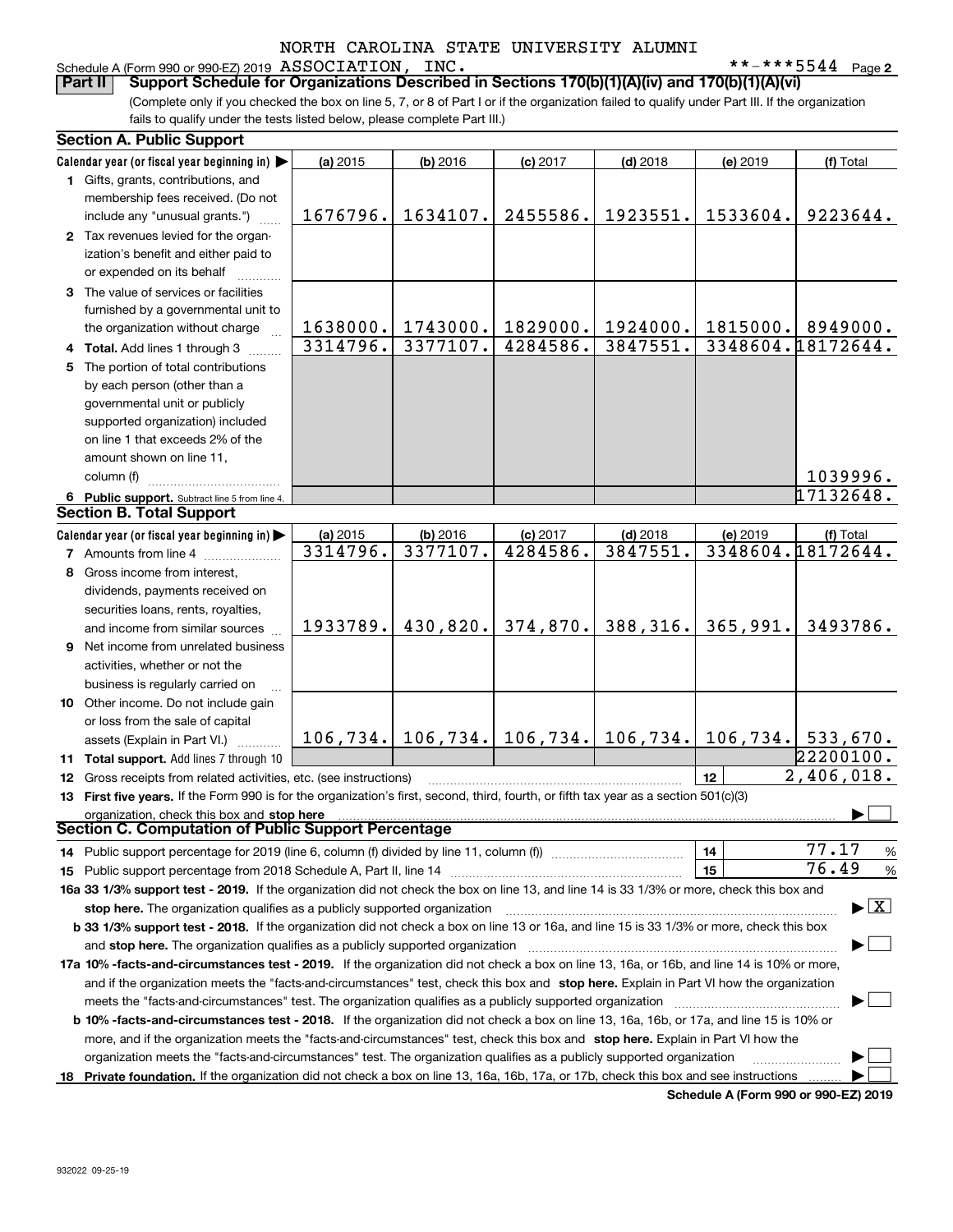NORTH CAROLINA STATE UNIVERSITY ALUMNI

Schedule A (Form 990 or 990-EZ) 2019 ASSOCIATION, INC. **-***5544 Page 2

**Part II Support Schedule for Organizations Described in Sections 170(b)(1)(A)(iv) and 170(b)(1)(A)(vi)**

(Complete only if you checked the box on line 5, 7, or 8 of Part I or if the organization failed to qualify under Part III. If the organization fails to qualify under the tests listed below, please complete Part III.)

## Section A. Public Support

| Calendar year (or fiscal year beginning in) ▶ | (a) 2015 | (b) 2016 | (c) 2017 | (d) 2018 | (e) 2019 | (f) Total |
|---|---|---|---|---|---|---|
| **1** Gifts, grants, contributions, and membership fees received. (Do not include any "unusual grants.") | 1676796. | 1634107. | 2455586. | 1923551. | 1533604. | 9223644. |
| **2** Tax revenues levied for the organization's benefit and either paid to or expended on its behalf | | | | | | |
| **3** The value of services or facilities furnished by a governmental unit to the organization without charge | 1638000. | 1743000. | 1829000. | 1924000. | 1815000. | 8949000. |
| **4 Total.** Add lines 1 through 3 | 3314796. | 3377107. | 4284586. | 3847551. | 3348604. | 18172644. |
| **5** The portion of total contributions by each person (other than a governmental unit or publicly supported organization) included on line 1 that exceeds 2% of the amount shown on line 11, column (f) | | | | | | 1039996. |
| **6 Public support.** Subtract line 5 from line 4. | | | | | | 17132648. |

## Section B. Total Support

| Calendar year (or fiscal year beginning in) ▶ | (a) 2015 | (b) 2016 | (c) 2017 | (d) 2018 | (e) 2019 | (f) Total |
|---|---|---|---|---|---|---|
| **7** Amounts from line 4 | 3314796. | 3377107. | 4284586. | 3847551. | 3348604. | 18172644. |
| **8** Gross income from interest, dividends, payments received on securities loans, rents, royalties, and income from similar sources | 1933789. | 430,820. | 374,870. | 388,316. | 365,991. | 3493786. |
| **9** Net income from unrelated business activities, whether or not the business is regularly carried on | | | | | | |
| **10** Other income. Do not include gain or loss from the sale of capital assets (Explain in Part VI.) | 106,734. | 106,734. | 106,734. | 106,734. | 106,734. | 533,670. |
| **11 Total support.** Add lines 7 through 10 | | | | | | 22200100. |

**12** Gross receipts from related activities, etc. (see instructions) — **12** — 2,406,018.

**13 First five years.** If the Form 990 is for the organization's first, second, third, fourth, or fifth tax year as a section 501(c)(3) organization, check this box and **stop here** ▶ ☐

## Section C. Computation of Public Support Percentage

**14** Public support percentage for 2019 (line 6, column (f) divided by line 11, column (f)) — **14** — 77.17 %

**15** Public support percentage from 2018 Schedule A, Part II, line 14 — **15** — 76.49 %

**16a 33 1/3% support test - 2019.** If the organization did not check the box on line 13, and line 14 is 33 1/3% or more, check this box and **stop here.** The organization qualifies as a publicly supported organization ▶ ☒

**b 33 1/3% support test - 2018.** If the organization did not check a box on line 13 or 16a, and line 15 is 33 1/3% or more, check this box and **stop here.** The organization qualifies as a publicly supported organization ▶ ☐

**17a 10% -facts-and-circumstances test - 2019.** If the organization did not check a box on line 13, 16a, or 16b, and line 14 is 10% or more, and if the organization meets the "facts-and-circumstances" test, check this box and **stop here.** Explain in Part VI how the organization meets the "facts-and-circumstances" test. The organization qualifies as a publicly supported organization ▶ ☐

**b 10% -facts-and-circumstances test - 2018.** If the organization did not check a box on line 13, 16a, 16b, or 17a, and line 15 is 10% or more, and if the organization meets the "facts-and-circumstances" test, check this box and **stop here.** Explain in Part VI how the organization meets the "facts-and-circumstances" test. The organization qualifies as a publicly supported organization ▶ ☐

**18 Private foundation.** If the organization did not check a box on line 13, 16a, 16b, 17a, or 17b, check this box and see instructions ▶ ☐

**Schedule A (Form 990 or 990-EZ) 2019**

932022 09-25-19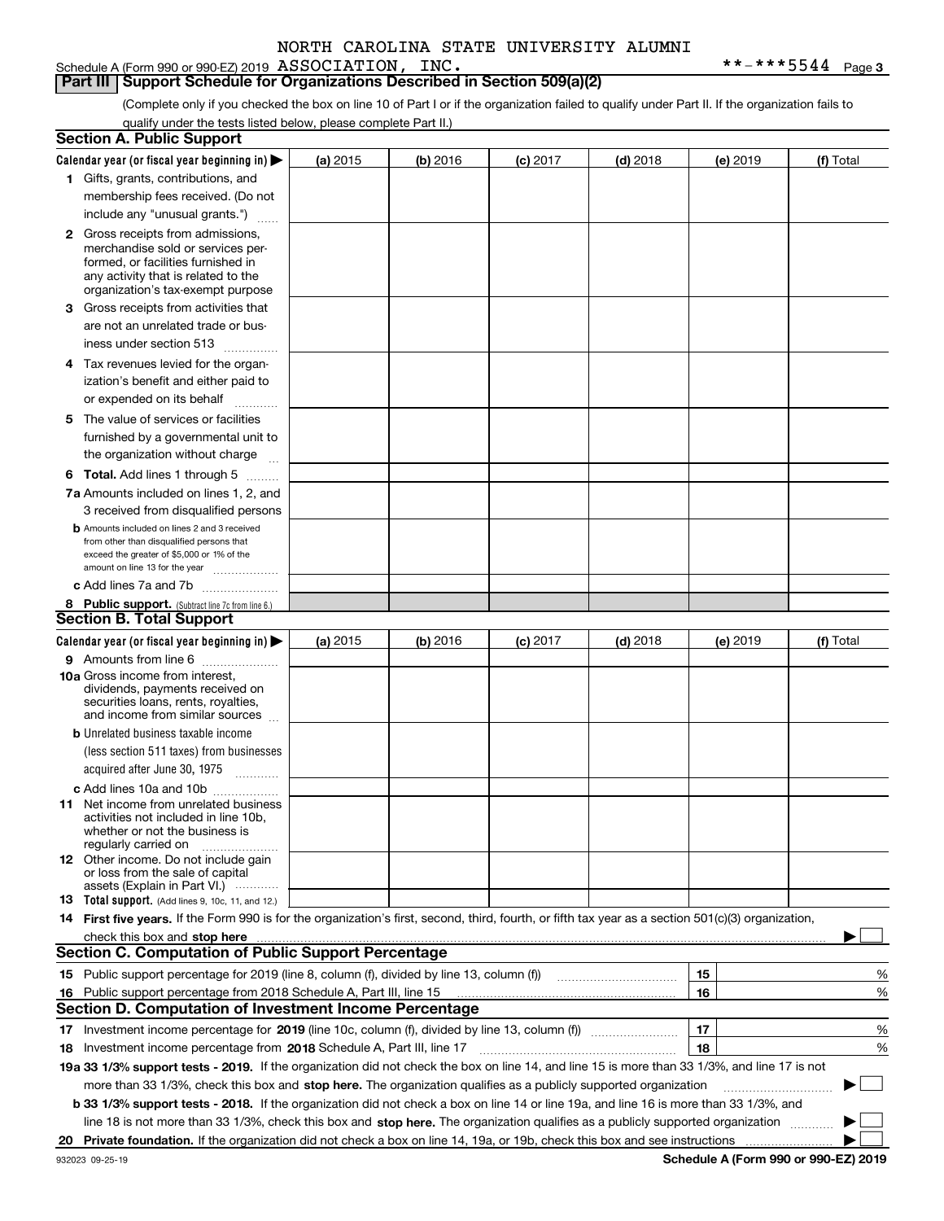NORTH CAROLINA STATE UNIVERSITY ALUMNI

Schedule A (Form 990 or 990-EZ) 2019 ASSOCIATION, INC. **-***5544 Page 3

## Part III Support Schedule for Organizations Described in Section 509(a)(2)

(Complete only if you checked the box on line 10 of Part I or if the organization failed to qualify under Part II. If the organization fails to qualify under the tests listed below, please complete Part II.)

### Section A. Public Support

| Calendar year (or fiscal year beginning in) ▶ | (a) 2015 | (b) 2016 | (c) 2017 | (d) 2018 | (e) 2019 | (f) Total |
|---|---|---|---|---|---|---|
| 1 Gifts, grants, contributions, and membership fees received. (Do not include any "unusual grants.") | | | | | | |
| 2 Gross receipts from admissions, merchandise sold or services performed, or facilities furnished in any activity that is related to the organization's tax-exempt purpose | | | | | | |
| 3 Gross receipts from activities that are not an unrelated trade or business under section 513 | | | | | | |
| 4 Tax revenues levied for the organization's benefit and either paid to or expended on its behalf | | | | | | |
| 5 The value of services or facilities furnished by a governmental unit to the organization without charge | | | | | | |
| 6 **Total.** Add lines 1 through 5 | | | | | | |
| 7a Amounts included on lines 1, 2, and 3 received from disqualified persons | | | | | | |
| b Amounts included on lines 2 and 3 received from other than disqualified persons that exceed the greater of $5,000 or 1% of the amount on line 13 for the year | | | | | | |
| c Add lines 7a and 7b | | | | | | |
| 8 **Public support.** (Subtract line 7c from line 6.) | | | | | | |

### Section B. Total Support

| Calendar year (or fiscal year beginning in) ▶ | (a) 2015 | (b) 2016 | (c) 2017 | (d) 2018 | (e) 2019 | (f) Total |
|---|---|---|---|---|---|---|
| 9 Amounts from line 6 | | | | | | |
| 10a Gross income from interest, dividends, payments received on securities loans, rents, royalties, and income from similar sources | | | | | | |
| b Unrelated business taxable income (less section 511 taxes) from businesses acquired after June 30, 1975 | | | | | | |
| c Add lines 10a and 10b | | | | | | |
| 11 Net income from unrelated business activities not included in line 10b, whether or not the business is regularly carried on | | | | | | |
| 12 Other income. Do not include gain or loss from the sale of capital assets (Explain in Part VI.) | | | | | | |
| 13 **Total support.** (Add lines 9, 10c, 11, and 12.) | | | | | | |

14 **First five years.** If the Form 990 is for the organization's first, second, third, fourth, or fifth tax year as a section 501(c)(3) organization, check this box and **stop here** ▶ ☐

### Section C. Computation of Public Support Percentage

| | | | |
|---|---|---|---|
| 15 | Public support percentage for 2019 (line 8, column (f), divided by line 13, column (f)) | 15 | % |
| 16 | Public support percentage from 2018 Schedule A, Part III, line 15 | 16 | % |

### Section D. Computation of Investment Income Percentage

| | | | |
|---|---|---|---|
| 17 | Investment income percentage for **2019** (line 10c, column (f), divided by line 13, column (f)) | 17 | % |
| 18 | Investment income percentage from **2018** Schedule A, Part III, line 17 | 18 | % |

**19a 33 1/3% support tests - 2019.** If the organization did not check the box on line 14, and line 15 is more than 33 1/3%, and line 17 is not more than 33 1/3%, check this box and **stop here.** The organization qualifies as a publicly supported organization ▶ ☐

**b 33 1/3% support tests - 2018.** If the organization did not check a box on line 14 or line 19a, and line 16 is more than 33 1/3%, and line 18 is not more than 33 1/3%, check this box and **stop here.** The organization qualifies as a publicly supported organization ▶ ☐

**20 Private foundation.** If the organization did not check a box on line 14, 19a, or 19b, check this box and see instructions ▶ ☐

932023 09-25-19 **Schedule A (Form 990 or 990-EZ) 2019**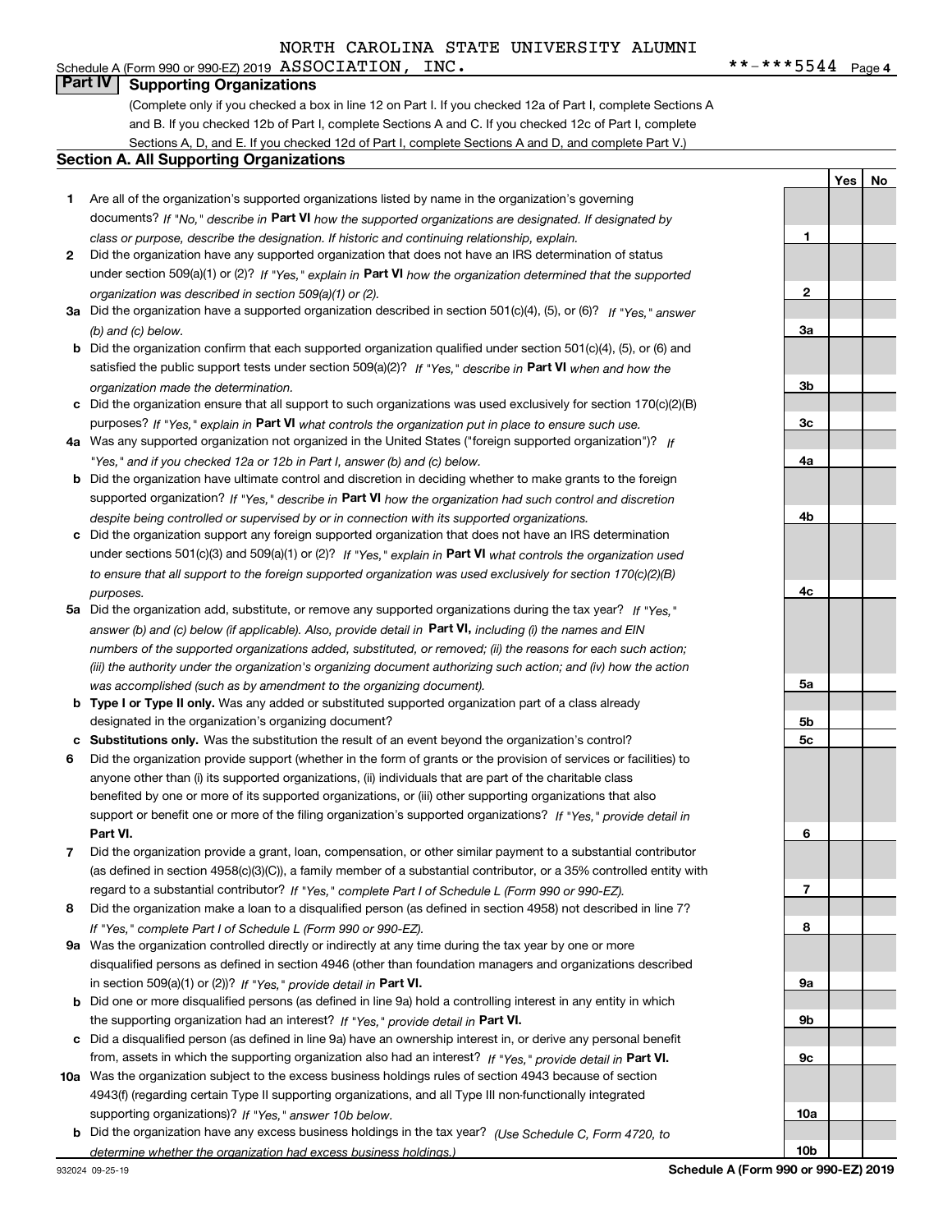Schedule A (Form 990 or 990-EZ) 2019 NORTH CAROLINA STATE UNIVERSITY ALUMNI ASSOCIATION, INC. **-***5544 Page 4

## Part IV Supporting Organizations

(Complete only if you checked a box in line 12 on Part I. If you checked 12a of Part I, complete Sections A and B. If you checked 12b of Part I, complete Sections A and C. If you checked 12c of Part I, complete Sections A, D, and E. If you checked 12d of Part I, complete Sections A and D, and complete Part V.)

### Section A. All Supporting Organizations

| | | Line | Yes | No |
|---|---|---|---|---|
| **1** | Are all of the organization's supported organizations listed by name in the organization's governing documents? *If "No," describe in* **Part VI** *how the supported organizations are designated. If designated by class or purpose, describe the designation. If historic and continuing relationship, explain.* | 1 | | |
| **2** | Did the organization have any supported organization that does not have an IRS determination of status under section 509(a)(1) or (2)? *If "Yes," explain in* **Part VI** *how the organization determined that the supported organization was described in section 509(a)(1) or (2).* | 2 | | |
| **3a** | Did the organization have a supported organization described in section 501(c)(4), (5), or (6)? *If "Yes," answer (b) and (c) below.* | 3a | | |
| **b** | Did the organization confirm that each supported organization qualified under section 501(c)(4), (5), or (6) and satisfied the public support tests under section 509(a)(2)? *If "Yes," describe in* **Part VI** *when and how the organization made the determination.* | 3b | | |
| **c** | Did the organization ensure that all support to such organizations was used exclusively for section 170(c)(2)(B) purposes? *If "Yes," explain in* **Part VI** *what controls the organization put in place to ensure such use.* | 3c | | |
| **4a** | Was any supported organization not organized in the United States ("foreign supported organization")? *If "Yes," and if you checked 12a or 12b in Part I, answer (b) and (c) below.* | 4a | | |
| **b** | Did the organization have ultimate control and discretion in deciding whether to make grants to the foreign supported organization? *If "Yes," describe in* **Part VI** *how the organization had such control and discretion despite being controlled or supervised by or in connection with its supported organizations.* | 4b | | |
| **c** | Did the organization support any foreign supported organization that does not have an IRS determination under sections 501(c)(3) and 509(a)(1) or (2)? *If "Yes," explain in* **Part VI** *what controls the organization used to ensure that all support to the foreign supported organization was used exclusively for section 170(c)(2)(B) purposes.* | 4c | | |
| **5a** | Did the organization add, substitute, or remove any supported organizations during the tax year? *If "Yes," answer (b) and (c) below (if applicable). Also, provide detail in* **Part VI,** *including (i) the names and EIN numbers of the supported organizations added, substituted, or removed; (ii) the reasons for each such action; (iii) the authority under the organization's organizing document authorizing such action; and (iv) how the action was accomplished (such as by amendment to the organizing document).* | 5a | | |
| **b** | **Type I or Type II only.** Was any added or substituted supported organization part of a class already designated in the organization's organizing document? | 5b | | |
| **c** | **Substitutions only.** Was the substitution the result of an event beyond the organization's control? | 5c | | |
| **6** | Did the organization provide support (whether in the form of grants or the provision of services or facilities) to anyone other than (i) its supported organizations, (ii) individuals that are part of the charitable class benefited by one or more of its supported organizations, or (iii) other supporting organizations that also support or benefit one or more of the filing organization's supported organizations? *If "Yes," provide detail in* **Part VI.** | 6 | | |
| **7** | Did the organization provide a grant, loan, compensation, or other similar payment to a substantial contributor (as defined in section 4958(c)(3)(C)), a family member of a substantial contributor, or a 35% controlled entity with regard to a substantial contributor? *If "Yes," complete Part I of Schedule L (Form 990 or 990-EZ).* | 7 | | |
| **8** | Did the organization make a loan to a disqualified person (as defined in section 4958) not described in line 7? *If "Yes," complete Part I of Schedule L (Form 990 or 990-EZ).* | 8 | | |
| **9a** | Was the organization controlled directly or indirectly at any time during the tax year by one or more disqualified persons as defined in section 4946 (other than foundation managers and organizations described in section 509(a)(1) or (2))? *If "Yes," provide detail in* **Part VI.** | 9a | | |
| **b** | Did one or more disqualified persons (as defined in line 9a) hold a controlling interest in any entity in which the supporting organization had an interest? *If "Yes," provide detail in* **Part VI.** | 9b | | |
| **c** | Did a disqualified person (as defined in line 9a) have an ownership interest in, or derive any personal benefit from, assets in which the supporting organization also had an interest? *If "Yes," provide detail in* **Part VI.** | 9c | | |
| **10a** | Was the organization subject to the excess business holdings rules of section 4943 because of section 4943(f) (regarding certain Type II supporting organizations, and all Type III non-functionally integrated supporting organizations)? *If "Yes," answer 10b below.* | 10a | | |
| **b** | Did the organization have any excess business holdings in the tax year? *(Use Schedule C, Form 4720, to determine whether the organization had excess business holdings.)* | 10b | | |

932024 09-25-19 **Schedule A (Form 990 or 990-EZ) 2019**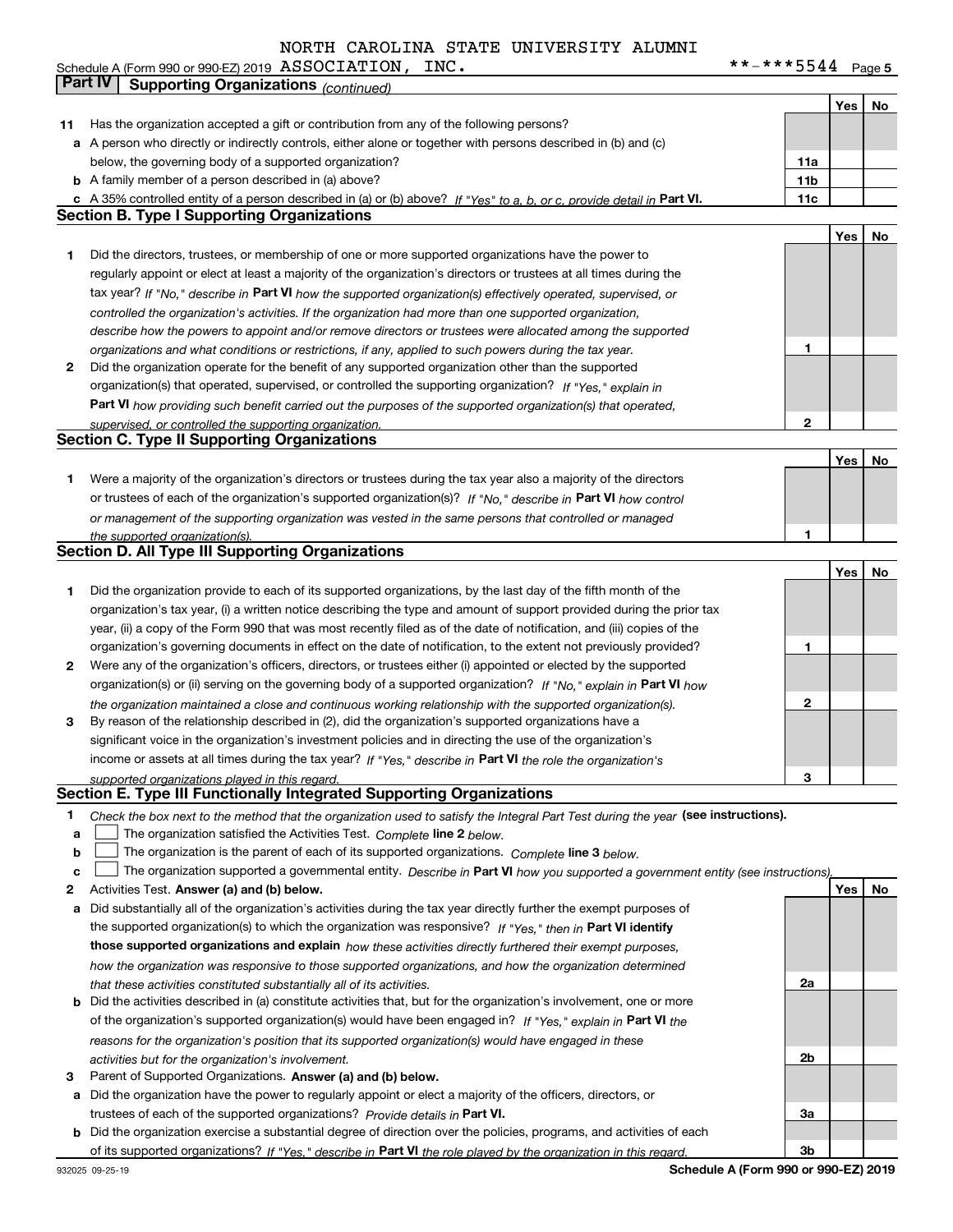NORTH CAROLINA STATE UNIVERSITY ALUMNI

Schedule A (Form 990 or 990-EZ) 2019 ASSOCIATION, INC. **-***5544 Page 5

## Part IV Supporting Organizations *(continued)*

| | | | Yes | No |
|---|---|---|---|---|
| **11** | Has the organization accepted a gift or contribution from any of the following persons? | | | |
| **a** | A person who directly or indirectly controls, either alone or together with persons described in (b) and (c) below, the governing body of a supported organization? | 11a | | |
| **b** | A family member of a person described in (a) above? | 11b | | |
| **c** | A 35% controlled entity of a person described in (a) or (b) above? *If "Yes" to a, b, or c, provide detail in* **Part VI.** | 11c | | |

### Section B. Type I Supporting Organizations

| | | | Yes | No |
|---|---|---|---|---|
| **1** | Did the directors, trustees, or membership of one or more supported organizations have the power to regularly appoint or elect at least a majority of the organization's directors or trustees at all times during the tax year? *If "No," describe in* **Part VI** *how the supported organization(s) effectively operated, supervised, or controlled the organization's activities. If the organization had more than one supported organization, describe how the powers to appoint and/or remove directors or trustees were allocated among the supported organizations and what conditions or restrictions, if any, applied to such powers during the tax year.* | 1 | | |
| **2** | Did the organization operate for the benefit of any supported organization other than the supported organization(s) that operated, supervised, or controlled the supporting organization? *If "Yes," explain in* **Part VI** *how providing such benefit carried out the purposes of the supported organization(s) that operated, supervised, or controlled the supporting organization.* | 2 | | |

### Section C. Type II Supporting Organizations

| | | | Yes | No |
|---|---|---|---|---|
| **1** | Were a majority of the organization's directors or trustees during the tax year also a majority of the directors or trustees of each of the organization's supported organization(s)? *If "No," describe in* **Part VI** *how control or management of the supporting organization was vested in the same persons that controlled or managed the supported organization(s).* | 1 | | |

### Section D. All Type III Supporting Organizations

| | | | Yes | No |
|---|---|---|---|---|
| **1** | Did the organization provide to each of its supported organizations, by the last day of the fifth month of the organization's tax year, (i) a written notice describing the type and amount of support provided during the prior tax year, (ii) a copy of the Form 990 that was most recently filed as of the date of notification, and (iii) copies of the organization's governing documents in effect on the date of notification, to the extent not previously provided? | 1 | | |
| **2** | Were any of the organization's officers, directors, or trustees either (i) appointed or elected by the supported organization(s) or (ii) serving on the governing body of a supported organization? *If "No," explain in* **Part VI** *how the organization maintained a close and continuous working relationship with the supported organization(s).* | 2 | | |
| **3** | By reason of the relationship described in (2), did the organization's supported organizations have a significant voice in the organization's investment policies and in directing the use of the organization's income or assets at all times during the tax year? *If "Yes," describe in* **Part VI** *the role the organization's supported organizations played in this regard.* | 3 | | |

### Section E. Type III Functionally Integrated Supporting Organizations

**1** *Check the box next to the method that the organization used to satisfy the Integral Part Test during the year* **(see instructions).**

- **a** ☐ The organization satisfied the Activities Test. *Complete* **line 2** *below.*
- **b** ☐ The organization is the parent of each of its supported organizations. *Complete* **line 3** *below.*
- **c** ☐ The organization supported a governmental entity. *Describe in* **Part VI** *how you supported a government entity (see instructions).*

| | | | Yes | No |
|---|---|---|---|---|
| **2** | Activities Test. **Answer (a) and (b) below.** | | | |
| **a** | Did substantially all of the organization's activities during the tax year directly further the exempt purposes of the supported organization(s) to which the organization was responsive? *If "Yes," then in* **Part VI identify those supported organizations and explain** *how these activities directly furthered their exempt purposes, how the organization was responsive to those supported organizations, and how the organization determined that these activities constituted substantially all of its activities.* | 2a | | |
| **b** | Did the activities described in (a) constitute activities that, but for the organization's involvement, one or more of the organization's supported organization(s) would have been engaged in? *If "Yes," explain in* **Part VI** *the reasons for the organization's position that its supported organization(s) would have engaged in these activities but for the organization's involvement.* | 2b | | |
| **3** | Parent of Supported Organizations. **Answer (a) and (b) below.** | | | |
| **a** | Did the organization have the power to regularly appoint or elect a majority of the officers, directors, or trustees of each of the supported organizations? *Provide details in* **Part VI.** | 3a | | |
| **b** | Did the organization exercise a substantial degree of direction over the policies, programs, and activities of each of its supported organizations? *If "Yes," describe in* **Part VI** *the role played by the organization in this regard.* | 3b | | |

932025 09-25-19 **Schedule A (Form 990 or 990-EZ) 2019**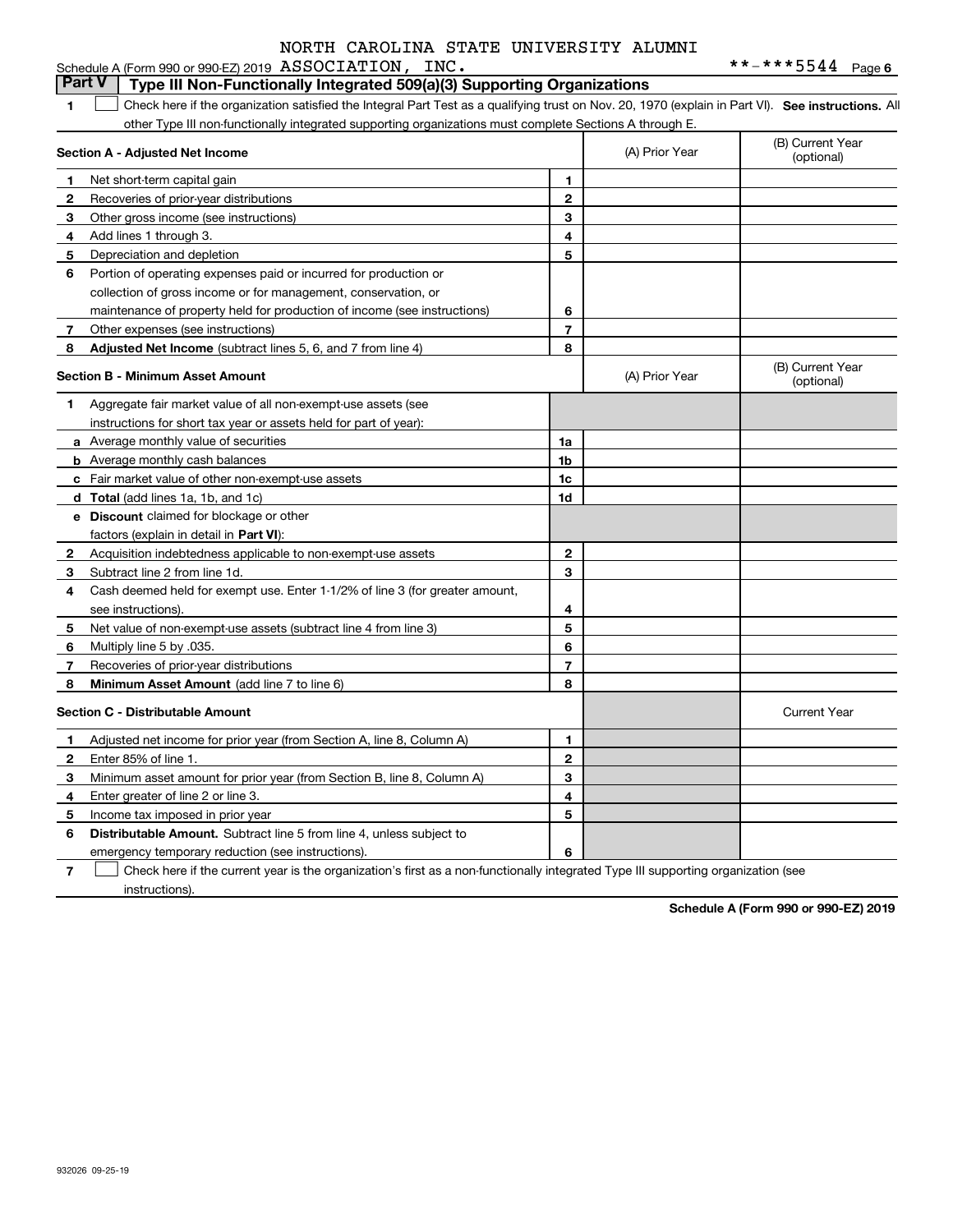Schedule A (Form 990 or 990-EZ) 2019 NORTH CAROLINA STATE UNIVERSITY ALUMNI ASSOCIATION, INC. **-***5544 Page 6

## Part V Type III Non-Functionally Integrated 509(a)(3) Supporting Organizations

1 ☐ Check here if the organization satisfied the Integral Part Test as a qualifying trust on Nov. 20, 1970 (explain in Part VI). **See instructions.** All other Type III non-functionally integrated supporting organizations must complete Sections A through E.

| Section A - Adjusted Net Income | | | (A) Prior Year | (B) Current Year (optional) |
|---|---|---|---|---|
| 1 | Net short-term capital gain | 1 | | |
| 2 | Recoveries of prior-year distributions | 2 | | |
| 3 | Other gross income (see instructions) | 3 | | |
| 4 | Add lines 1 through 3. | 4 | | |
| 5 | Depreciation and depletion | 5 | | |
| 6 | Portion of operating expenses paid or incurred for production or collection of gross income or for management, conservation, or maintenance of property held for production of income (see instructions) | 6 | | |
| 7 | Other expenses (see instructions) | 7 | | |
| 8 | **Adjusted Net Income** (subtract lines 5, 6, and 7 from line 4) | 8 | | |

| Section B - Minimum Asset Amount | | | (A) Prior Year | (B) Current Year (optional) |
|---|---|---|---|---|
| 1 | Aggregate fair market value of all non-exempt-use assets (see instructions for short tax year or assets held for part of year): | | | |
| a | Average monthly value of securities | 1a | | |
| b | Average monthly cash balances | 1b | | |
| c | Fair market value of other non-exempt-use assets | 1c | | |
| d | **Total** (add lines 1a, 1b, and 1c) | 1d | | |
| e | **Discount** claimed for blockage or other factors (explain in detail in **Part VI**): | | | |
| 2 | Acquisition indebtedness applicable to non-exempt-use assets | 2 | | |
| 3 | Subtract line 2 from line 1d. | 3 | | |
| 4 | Cash deemed held for exempt use. Enter 1-1/2% of line 3 (for greater amount, see instructions). | 4 | | |
| 5 | Net value of non-exempt-use assets (subtract line 4 from line 3) | 5 | | |
| 6 | Multiply line 5 by .035. | 6 | | |
| 7 | Recoveries of prior-year distributions | 7 | | |
| 8 | **Minimum Asset Amount** (add line 7 to line 6) | 8 | | |

| Section C - Distributable Amount | | | | Current Year |
|---|---|---|---|---|
| 1 | Adjusted net income for prior year (from Section A, line 8, Column A) | 1 | | |
| 2 | Enter 85% of line 1. | 2 | | |
| 3 | Minimum asset amount for prior year (from Section B, line 8, Column A) | 3 | | |
| 4 | Enter greater of line 2 or line 3. | 4 | | |
| 5 | Income tax imposed in prior year | 5 | | |
| 6 | **Distributable Amount.** Subtract line 5 from line 4, unless subject to emergency temporary reduction (see instructions). | 6 | | |

7 ☐ Check here if the current year is the organization's first as a non-functionally integrated Type III supporting organization (see instructions).

**Schedule A (Form 990 or 990-EZ) 2019**

932026 09-25-19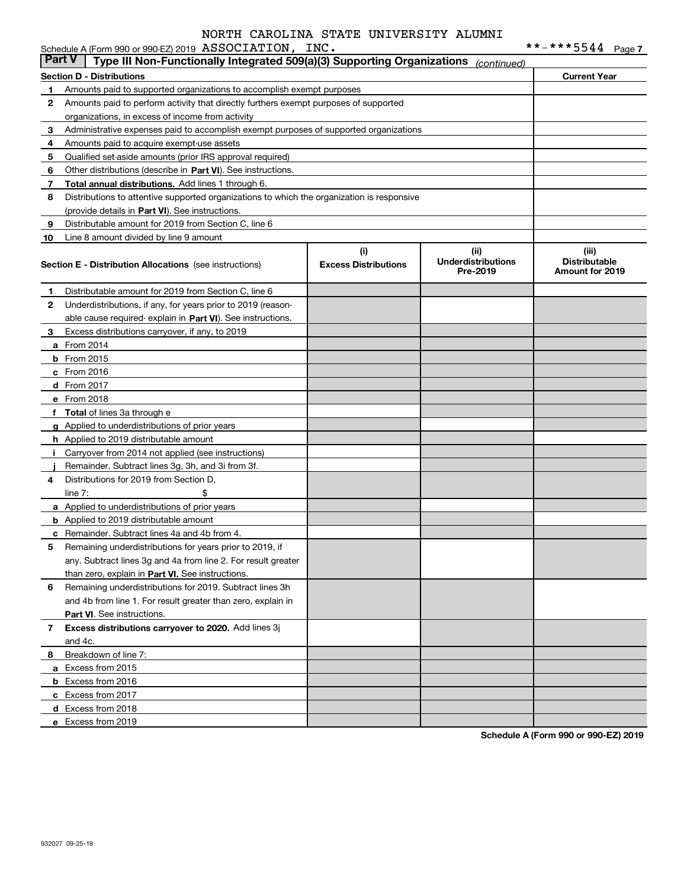NORTH CAROLINA STATE UNIVERSITY ALUMNI

Schedule A (Form 990 or 990-EZ) 2019 ASSOCIATION, INC. **-***5544 Page 7

**Part V | Type III Non-Functionally Integrated 509(a)(3) Supporting Organizations** *(continued)*

| **Section D - Distributions** | | **Current Year** |
|---|---|---|
| 1 | Amounts paid to supported organizations to accomplish exempt purposes | |
| 2 | Amounts paid to perform activity that directly furthers exempt purposes of supported organizations, in excess of income from activity | |
| 3 | Administrative expenses paid to accomplish exempt purposes of supported organizations | |
| 4 | Amounts paid to acquire exempt-use assets | |
| 5 | Qualified set-aside amounts (prior IRS approval required) | |
| 6 | Other distributions (describe in **Part VI**). See instructions. | |
| 7 | **Total annual distributions.** Add lines 1 through 6. | |
| 8 | Distributions to attentive supported organizations to which the organization is responsive (provide details in **Part VI**). See instructions. | |
| 9 | Distributable amount for 2019 from Section C, line 6 | |
| 10 | Line 8 amount divided by line 9 amount | |

| | **Section E - Distribution Allocations** (see instructions) | (i) **Excess Distributions** | (ii) **Underdistributions Pre-2019** | (iii) **Distributable Amount for 2019** |
|---|---|---|---|---|
| 1 | Distributable amount for 2019 from Section C, line 6 | | | |
| 2 | Underdistributions, if any, for years prior to 2019 (reasonable cause required- explain in **Part VI**). See instructions. | | | |
| 3 | Excess distributions carryover, if any, to 2019 | | | |
| a | From 2014 | | | |
| b | From 2015 | | | |
| c | From 2016 | | | |
| d | From 2017 | | | |
| e | From 2018 | | | |
| f | **Total** of lines 3a through e | | | |
| g | Applied to underdistributions of prior years | | | |
| h | Applied to 2019 distributable amount | | | |
| i | Carryover from 2014 not applied (see instructions) | | | |
| j | Remainder. Subtract lines 3g, 3h, and 3i from 3f. | | | |
| 4 | Distributions for 2019 from Section D, line 7: $ | | | |
| a | Applied to underdistributions of prior years | | | |
| b | Applied to 2019 distributable amount | | | |
| c | Remainder. Subtract lines 4a and 4b from 4. | | | |
| 5 | Remaining underdistributions for years prior to 2019, if any. Subtract lines 3g and 4a from line 2. For result greater than zero, explain in **Part VI.** See instructions. | | | |
| 6 | Remaining underdistributions for 2019. Subtract lines 3h and 4b from line 1. For result greater than zero, explain in **Part VI**. See instructions. | | | |
| 7 | **Excess distributions carryover to 2020.** Add lines 3j and 4c. | | | |
| 8 | Breakdown of line 7: | | | |
| a | Excess from 2015 | | | |
| b | Excess from 2016 | | | |
| c | Excess from 2017 | | | |
| d | Excess from 2018 | | | |
| e | Excess from 2019 | | | |

**Schedule A (Form 990 or 990-EZ) 2019**

932027 09-25-19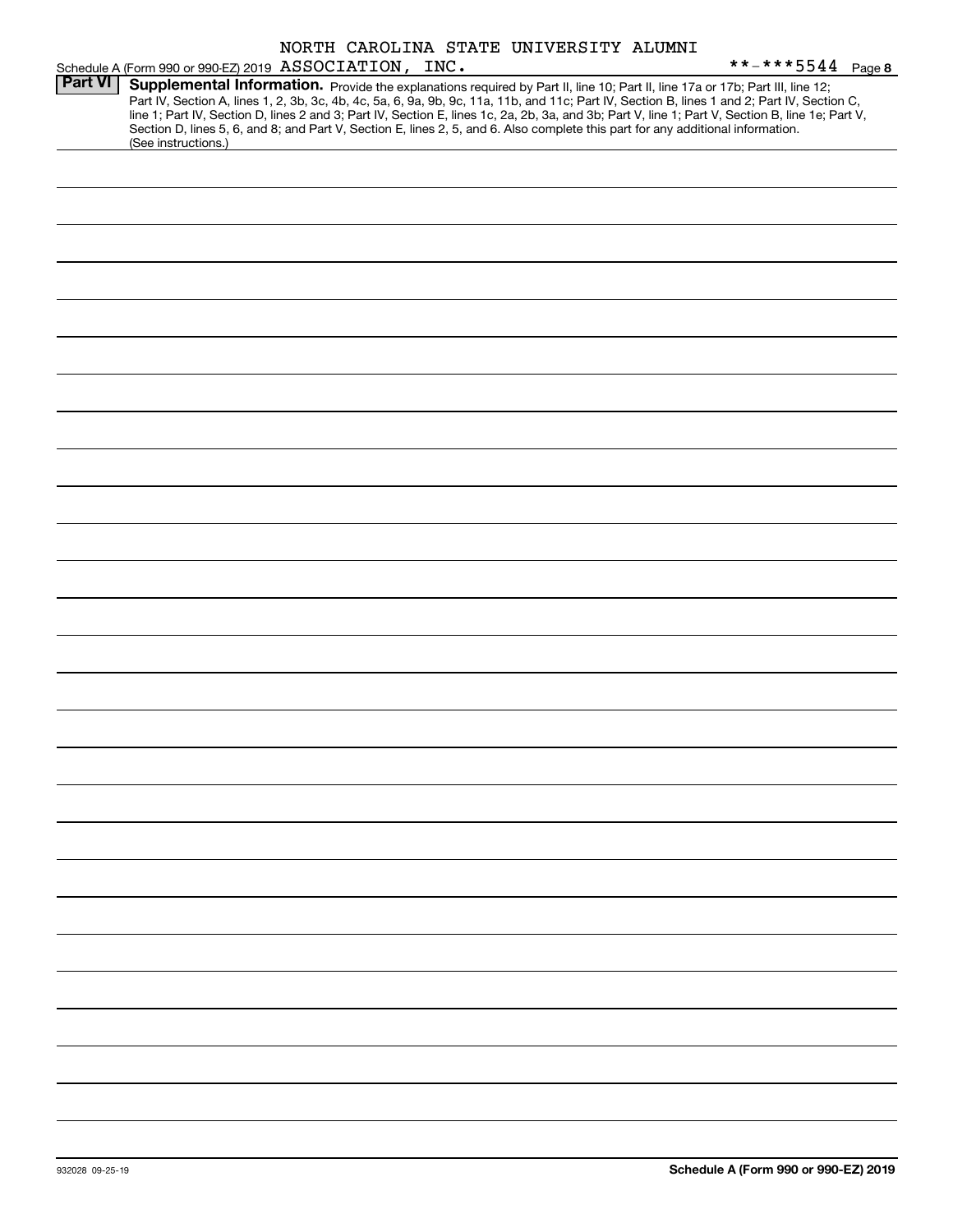NORTH CAROLINA STATE UNIVERSITY ALUMNI

Schedule A (Form 990 or 990-EZ) 2019 ASSOCIATION, INC. **-***5544 Page 8

**Part VI** **Supplemental Information.** Provide the explanations required by Part II, line 10; Part II, line 17a or 17b; Part III, line 12; Part IV, Section A, lines 1, 2, 3b, 3c, 4b, 4c, 5a, 6, 9a, 9b, 9c, 11a, 11b, and 11c; Part IV, Section B, lines 1 and 2; Part IV, Section C, line 1; Part IV, Section D, lines 2 and 3; Part IV, Section E, lines 1c, 2a, 2b, 3a, and 3b; Part V, line 1; Part V, Section B, line 1e; Part V, Section D, lines 5, 6, and 8; and Part V, Section E, lines 2, 5, and 6. Also complete this part for any additional information. (See instructions.)

932028 09-25-19 **Schedule A (Form 990 or 990-EZ) 2019**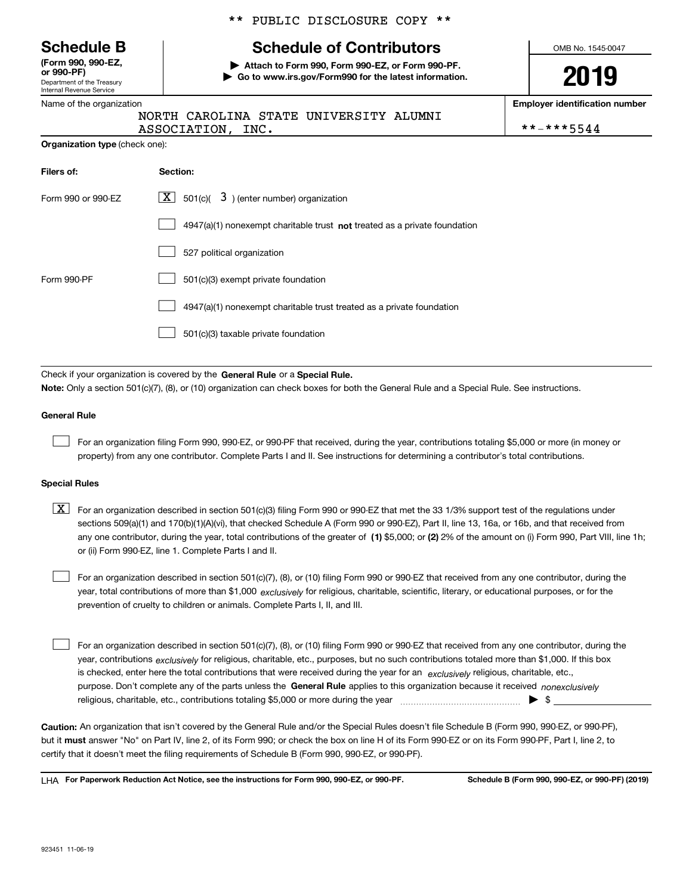\*\* PUBLIC DISCLOSURE COPY \*\*

# Schedule B

**(Form 990, 990-EZ, or 990-PF)**
Department of the Treasury
Internal Revenue Service

## Schedule of Contributors

▶ **Attach to Form 990, Form 990-EZ, or Form 990-PF.**
▶ **Go to www.irs.gov/Form990 for the latest information.**

OMB No. 1545-0047

**2019**

Name of the organization: NORTH CAROLINA STATE UNIVERSITY ALUMNI ASSOCIATION, INC.

**Employer identification number**: \*\*-\*\*\*5544

**Organization type** (check one):

| **Filers of:** | **Section:** |
|---|---|
| Form 990 or 990-EZ | [X] 501(c)( 3 ) (enter number) organization |
| | [ ] 4947(a)(1) nonexempt charitable trust **not** treated as a private foundation |
| | [ ] 527 political organization |
| Form 990-PF | [ ] 501(c)(3) exempt private foundation |
| | [ ] 4947(a)(1) nonexempt charitable trust treated as a private foundation |
| | [ ] 501(c)(3) taxable private foundation |

Check if your organization is covered by the **General Rule** or a **Special Rule.**

**Note:** Only a section 501(c)(7), (8), or (10) organization can check boxes for both the General Rule and a Special Rule. See instructions.

### General Rule

[ ] For an organization filing Form 990, 990-EZ, or 990-PF that received, during the year, contributions totaling $5,000 or more (in money or property) from any one contributor. Complete Parts I and II. See instructions for determining a contributor's total contributions.

### Special Rules

[X] For an organization described in section 501(c)(3) filing Form 990 or 990-EZ that met the 33 1/3% support test of the regulations under sections 509(a)(1) and 170(b)(1)(A)(vi), that checked Schedule A (Form 990 or 990-EZ), Part II, line 13, 16a, or 16b, and that received from any one contributor, during the year, total contributions of the greater of **(1)** $5,000; or **(2)** 2% of the amount on (i) Form 990, Part VIII, line 1h; or (ii) Form 990-EZ, line 1. Complete Parts I and II.

[ ] For an organization described in section 501(c)(7), (8), or (10) filing Form 990 or 990-EZ that received from any one contributor, during the year, total contributions of more than $1,000 *exclusively* for religious, charitable, scientific, literary, or educational purposes, or for the prevention of cruelty to children or animals. Complete Parts I, II, and III.

[ ] For an organization described in section 501(c)(7), (8), or (10) filing Form 990 or 990-EZ that received from any one contributor, during the year, contributions *exclusively* for religious, charitable, etc., purposes, but no such contributions totaled more than $1,000. If this box is checked, enter here the total contributions that were received during the year for an *exclusively* religious, charitable, etc., purpose. Don't complete any of the parts unless the **General Rule** applies to this organization because it received *nonexclusively* religious, charitable, etc., contributions totaling $5,000 or more during the year ▶ $ \_\_\_\_\_\_\_\_\_\_

**Caution:** An organization that isn't covered by the General Rule and/or the Special Rules doesn't file Schedule B (Form 990, 990-EZ, or 990-PF), but it **must** answer "No" on Part IV, line 2, of its Form 990; or check the box on line H of its Form 990-EZ or on its Form 990-PF, Part I, line 2, to certify that it doesn't meet the filing requirements of Schedule B (Form 990, 990-EZ, or 990-PF).

LHA **For Paperwork Reduction Act Notice, see the instructions for Form 990, 990-EZ, or 990-PF.** **Schedule B (Form 990, 990-EZ, or 990-PF) (2019)**

923451 11-06-19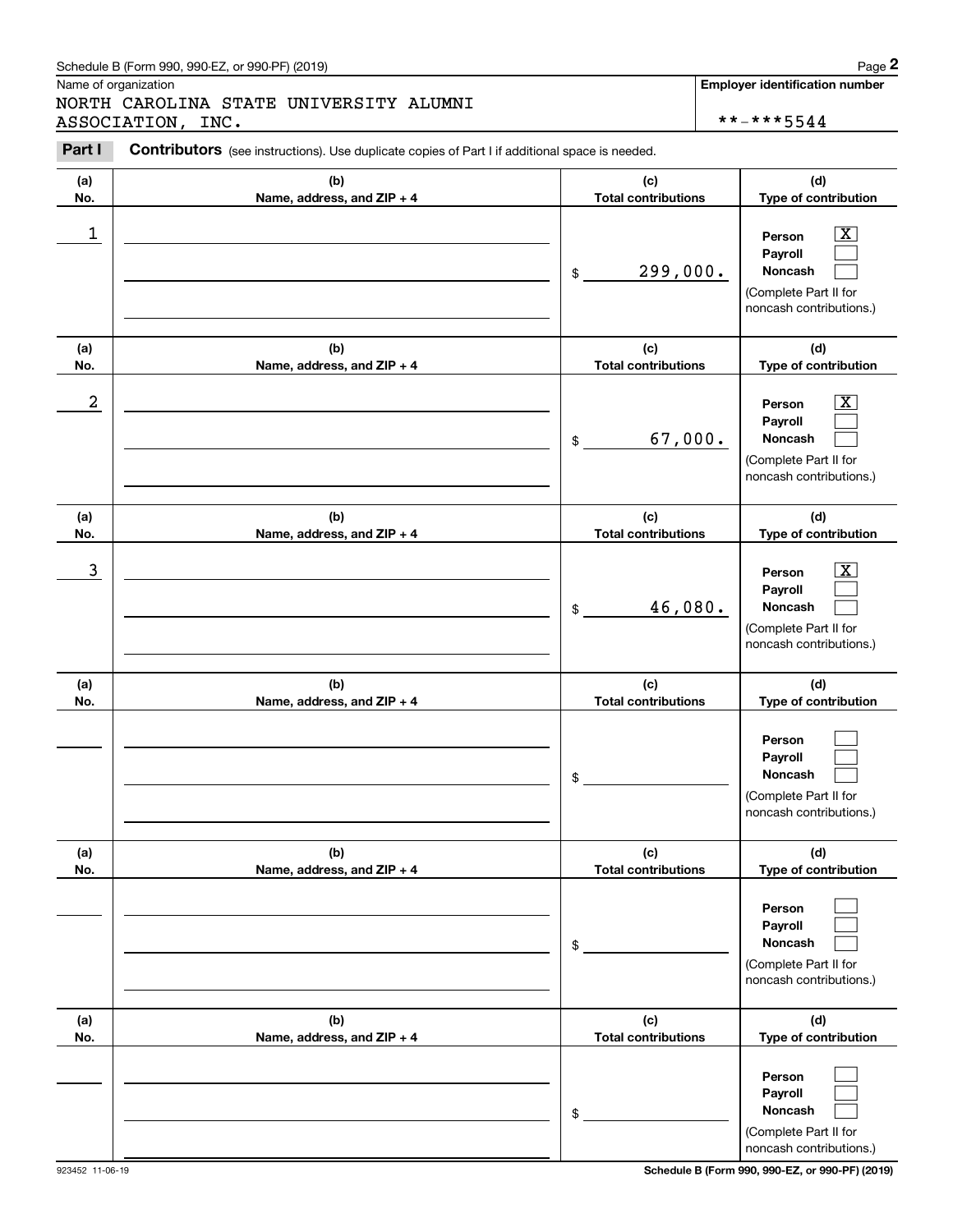Schedule B (Form 990, 990-EZ, or 990-PF) (2019)

Name of organization: NORTH CAROLINA STATE UNIVERSITY ALUMNI ASSOCIATION, INC.

**Employer identification number:** **-***5544

**Part I** **Contributors** (see instructions). Use duplicate copies of Part I if additional space is needed.

| (a) No. | (b) Name, address, and ZIP + 4 | (c) Total contributions | (d) Type of contribution |
|---|---|---|---|
| 1 | | $ 299,000. | Person [X] Payroll [ ] Noncash [ ] (Complete Part II for noncash contributions.) |
| 2 | | $ 67,000. | Person [X] Payroll [ ] Noncash [ ] (Complete Part II for noncash contributions.) |
| 3 | | $ 46,080. | Person [X] Payroll [ ] Noncash [ ] (Complete Part II for noncash contributions.) |
| | | $ | Person [ ] Payroll [ ] Noncash [ ] (Complete Part II for noncash contributions.) |
| | | $ | Person [ ] Payroll [ ] Noncash [ ] (Complete Part II for noncash contributions.) |
| | | $ | Person [ ] Payroll [ ] Noncash [ ] (Complete Part II for noncash contributions.) |

923452 11-06-19

Schedule B (Form 990, 990-EZ, or 990-PF) (2019)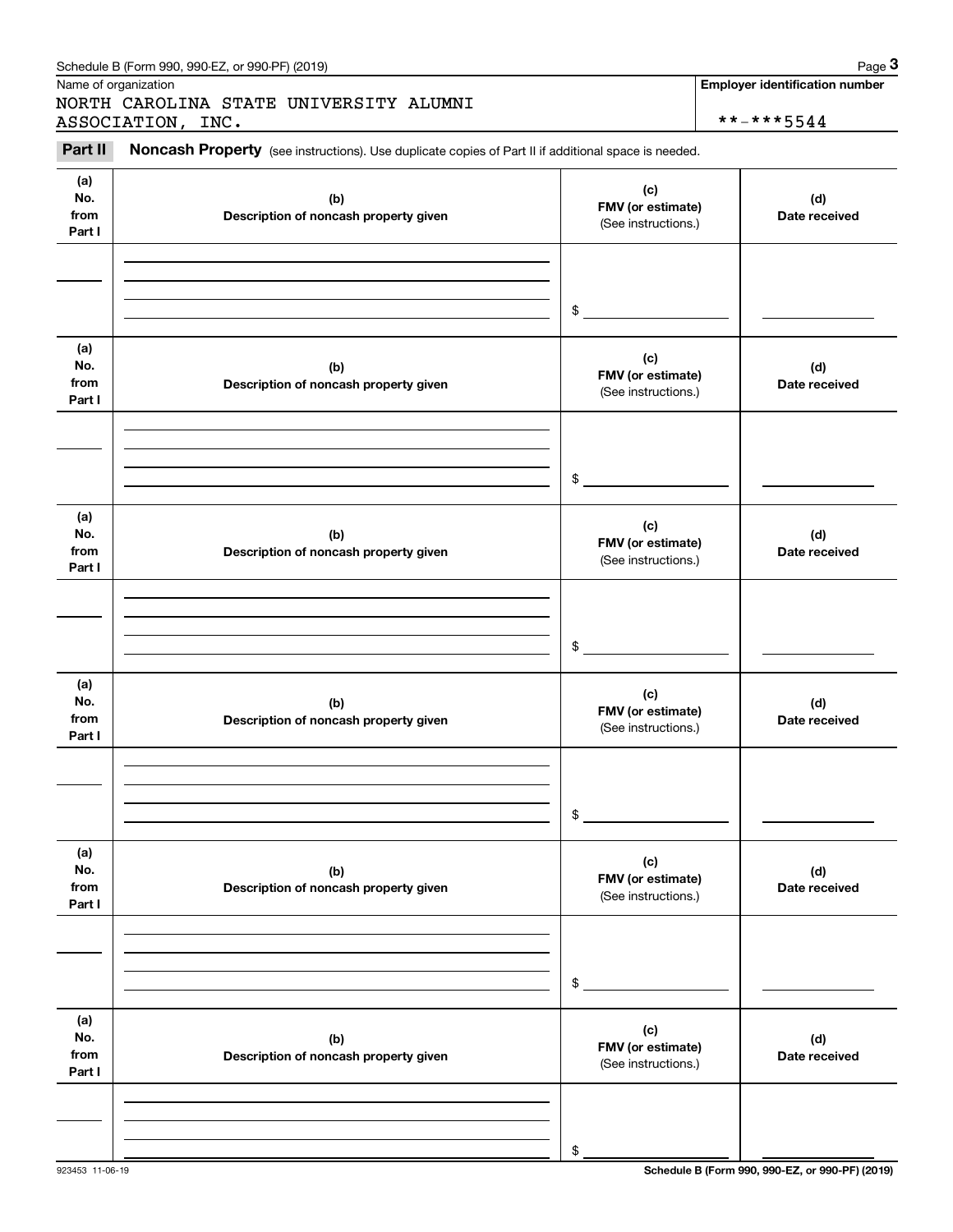Schedule B (Form 990, 990-EZ, or 990-PF) (2019)

Name of organization

NORTH CAROLINA STATE UNIVERSITY ALUMNI ASSOCIATION, INC.

**Employer identification number**

**-***5544

**Part II** **Noncash Property** (see instructions). Use duplicate copies of Part II if additional space is needed.

| (a) No. from Part I | (b) Description of noncash property given | (c) FMV (or estimate) (See instructions.) | (d) Date received |
|---|---|---|---|
| | | $ | |

| (a) No. from Part I | (b) Description of noncash property given | (c) FMV (or estimate) (See instructions.) | (d) Date received |
|---|---|---|---|
| | | $ | |

| (a) No. from Part I | (b) Description of noncash property given | (c) FMV (or estimate) (See instructions.) | (d) Date received |
|---|---|---|---|
| | | $ | |

| (a) No. from Part I | (b) Description of noncash property given | (c) FMV (or estimate) (See instructions.) | (d) Date received |
|---|---|---|---|
| | | $ | |

| (a) No. from Part I | (b) Description of noncash property given | (c) FMV (or estimate) (See instructions.) | (d) Date received |
|---|---|---|---|
| | | $ | |

| (a) No. from Part I | (b) Description of noncash property given | (c) FMV (or estimate) (See instructions.) | (d) Date received |
|---|---|---|---|
| | | $ | |

923453 11-06-19

**Schedule B (Form 990, 990-EZ, or 990-PF) (2019)**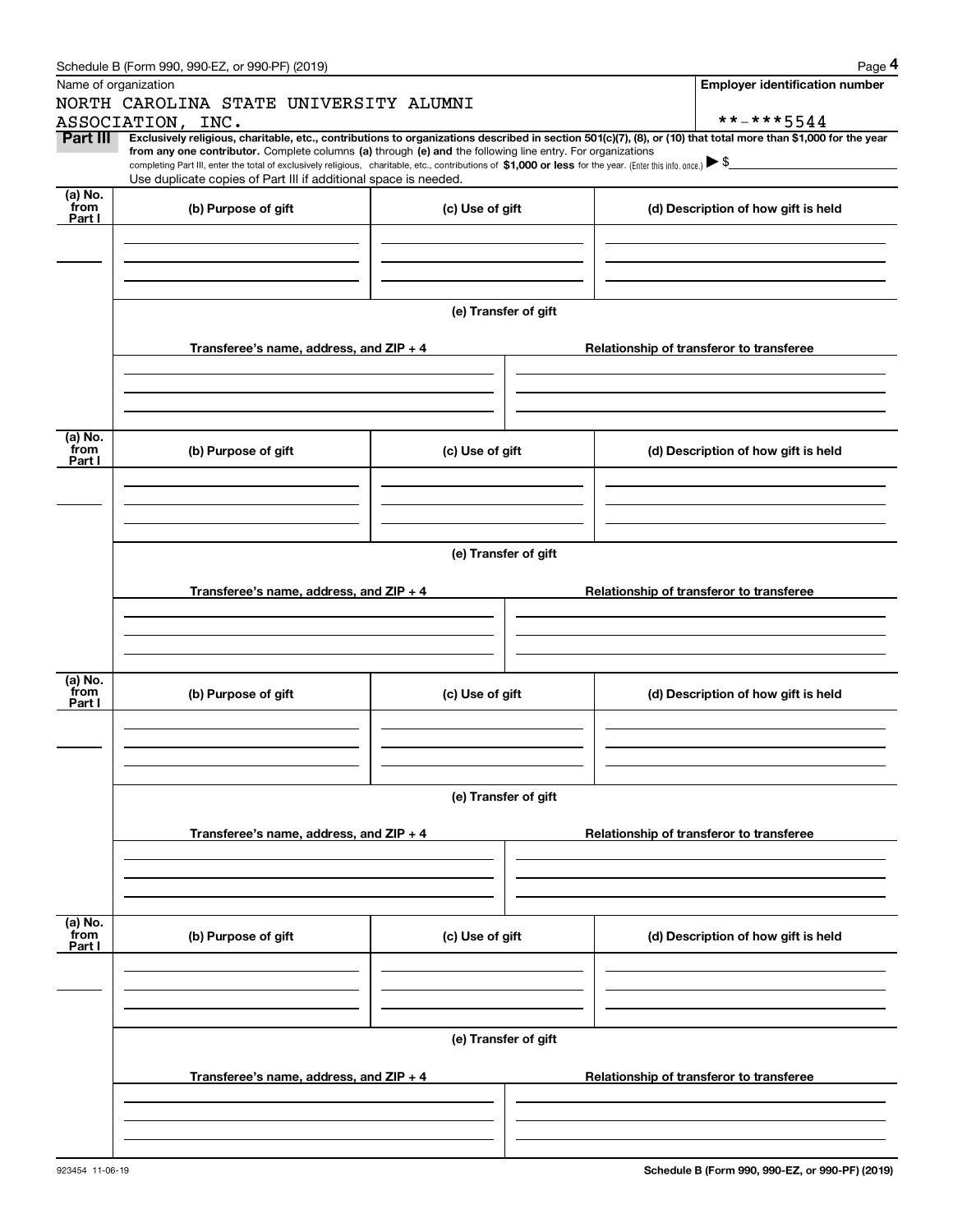Schedule B (Form 990, 990-EZ, or 990-PF) (2019)

Name of organization

NORTH CAROLINA STATE UNIVERSITY ALUMNI ASSOCIATION, INC.

**Employer identification number**

**-***5544

**Part III** **Exclusively religious, charitable, etc., contributions to organizations described in section 501(c)(7), (8), or (10) that total more than $1,000 for the year from any one contributor.** Complete columns **(a)** through **(e) and** the following line entry. For organizations completing Part III, enter the total of exclusively religious, charitable, etc., contributions of **$1,000 or less** for the year. (Enter this info. once.) ▶ $

Use duplicate copies of Part III if additional space is needed.

| (a) No. from Part I | (b) Purpose of gift | (c) Use of gift | (d) Description of how gift is held |
|---|---|---|---|
| | | | |

(e) Transfer of gift

| Transferee's name, address, and ZIP + 4 | Relationship of transferor to transferee |
|---|---|
| | |

| (a) No. from Part I | (b) Purpose of gift | (c) Use of gift | (d) Description of how gift is held |
|---|---|---|---|
| | | | |

(e) Transfer of gift

| Transferee's name, address, and ZIP + 4 | Relationship of transferor to transferee |
|---|---|
| | |

| (a) No. from Part I | (b) Purpose of gift | (c) Use of gift | (d) Description of how gift is held |
|---|---|---|---|
| | | | |

(e) Transfer of gift

| Transferee's name, address, and ZIP + 4 | Relationship of transferor to transferee |
|---|---|
| | |

| (a) No. from Part I | (b) Purpose of gift | (c) Use of gift | (d) Description of how gift is held |
|---|---|---|---|
| | | | |

(e) Transfer of gift

| Transferee's name, address, and ZIP + 4 | Relationship of transferor to transferee |
|---|---|
| | |

923454 11-06-19

**Schedule B (Form 990, 990-EZ, or 990-PF) (2019)**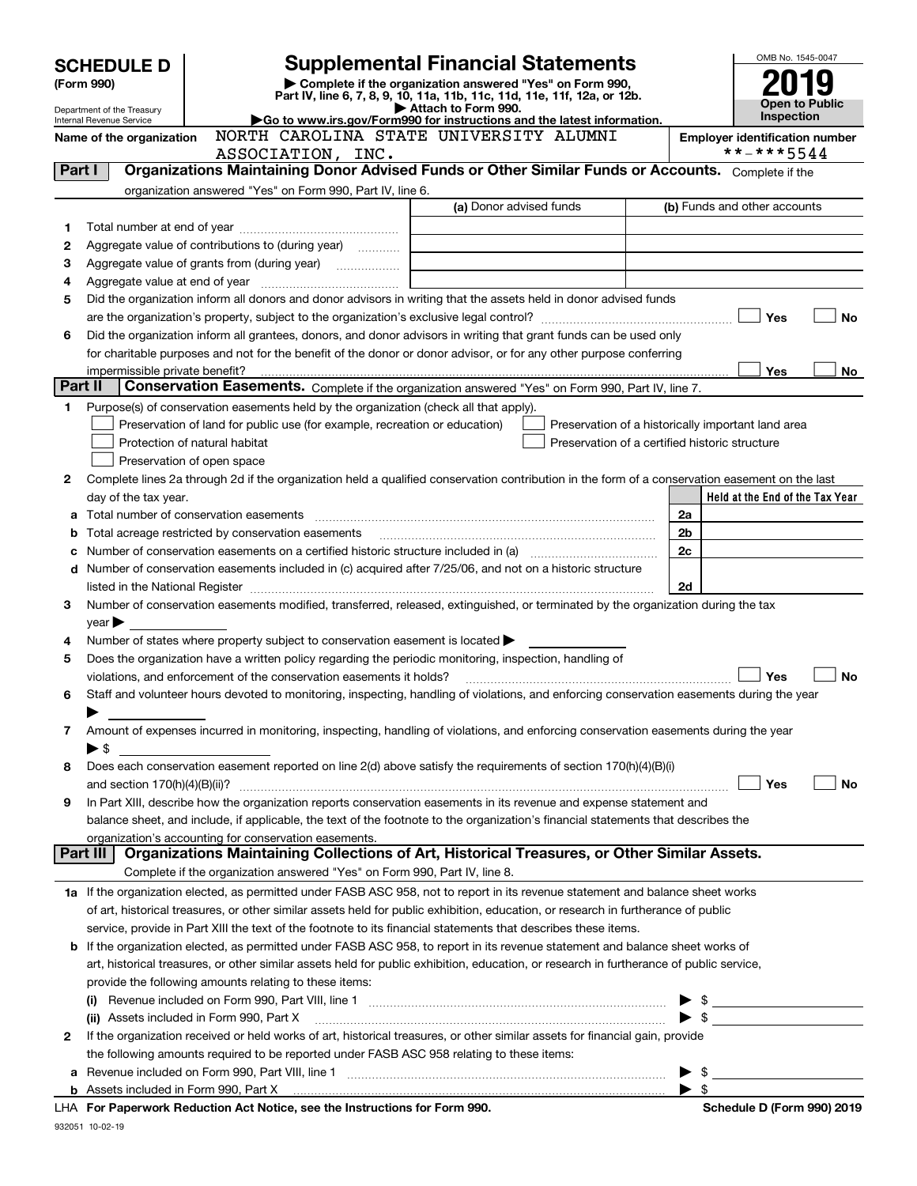**SCHEDULE D (Form 990)**

Department of the Treasury
Internal Revenue Service

# Supplemental Financial Statements

▶ Complete if the organization answered "Yes" on Form 990, Part IV, line 6, 7, 8, 9, 10, 11a, 11b, 11c, 11d, 11e, 11f, 12a, or 12b.
▶ Attach to Form 990.
▶Go to www.irs.gov/Form990 for instructions and the latest information.

OMB No. 1545-0047
**2019**
**Open to Public Inspection**

**Name of the organization** NORTH CAROLINA STATE UNIVERSITY ALUMNI ASSOCIATION, INC.

**Employer identification number** **-***5544

## Part I Organizations Maintaining Donor Advised Funds or Other Similar Funds or Accounts.
Complete if the organization answered "Yes" on Form 990, Part IV, line 6.

| | | (a) Donor advised funds | (b) Funds and other accounts |
|---|---|---|---|
| 1 | Total number at end of year | | |
| 2 | Aggregate value of contributions to (during year) | | |
| 3 | Aggregate value of grants from (during year) | | |
| 4 | Aggregate value at end of year | | |

5 Did the organization inform all donors and donor advisors in writing that the assets held in donor advised funds are the organization's property, subject to the organization's exclusive legal control? ☐ Yes ☐ No

6 Did the organization inform all grantees, donors, and donor advisors in writing that grant funds can be used only for charitable purposes and not for the benefit of the donor or donor advisor, or for any other purpose conferring impermissible private benefit? ☐ Yes ☐ No

## Part II Conservation Easements.
Complete if the organization answered "Yes" on Form 990, Part IV, line 7.

1 Purpose(s) of conservation easements held by the organization (check all that apply).
- ☐ Preservation of land for public use (for example, recreation or education)
- ☐ Protection of natural habitat
- ☐ Preservation of open space
- ☐ Preservation of a historically important land area
- ☐ Preservation of a certified historic structure

2 Complete lines 2a through 2d if the organization held a qualified conservation contribution in the form of a conservation easement on the last day of the tax year.

| | | | Held at the End of the Tax Year |
|---|---|---|---|
| a | Total number of conservation easements | 2a | |
| b | Total acreage restricted by conservation easements | 2b | |
| c | Number of conservation easements on a certified historic structure included in (a) | 2c | |
| d | Number of conservation easements included in (c) acquired after 7/25/06, and not on a historic structure listed in the National Register | 2d | |

3 Number of conservation easements modified, transferred, released, extinguished, or terminated by the organization during the tax year ▶

4 Number of states where property subject to conservation easement is located ▶

5 Does the organization have a written policy regarding the periodic monitoring, inspection, handling of violations, and enforcement of the conservation easements it holds? ☐ Yes ☐ No

6 Staff and volunteer hours devoted to monitoring, inspecting, handling of violations, and enforcing conservation easements during the year ▶

7 Amount of expenses incurred in monitoring, inspecting, handling of violations, and enforcing conservation easements during the year ▶ $

8 Does each conservation easement reported on line 2(d) above satisfy the requirements of section 170(h)(4)(B)(i) and section 170(h)(4)(B)(ii)? ☐ Yes ☐ No

9 In Part XIII, describe how the organization reports conservation easements in its revenue and expense statement and balance sheet, and include, if applicable, the text of the footnote to the organization's financial statements that describes the organization's accounting for conservation easements.

## Part III Organizations Maintaining Collections of Art, Historical Treasures, or Other Similar Assets.
Complete if the organization answered "Yes" on Form 990, Part IV, line 8.

1a If the organization elected, as permitted under FASB ASC 958, not to report in its revenue statement and balance sheet works of art, historical treasures, or other similar assets held for public exhibition, education, or research in furtherance of public service, provide in Part XIII the text of the footnote to its financial statements that describes these items.

b If the organization elected, as permitted under FASB ASC 958, to report in its revenue statement and balance sheet works of art, historical treasures, or other similar assets held for public exhibition, education, or research in furtherance of public service, provide the following amounts relating to these items:

(i) Revenue included on Form 990, Part VIII, line 1 ▶ $

(ii) Assets included in Form 990, Part X ▶ $

2 If the organization received or held works of art, historical treasures, or other similar assets for financial gain, provide the following amounts required to be reported under FASB ASC 958 relating to these items:

a Revenue included on Form 990, Part VIII, line 1 ▶ $

b Assets included in Form 990, Part X ▶ $

LHA For Paperwork Reduction Act Notice, see the Instructions for Form 990. Schedule D (Form 990) 2019

932051 10-02-19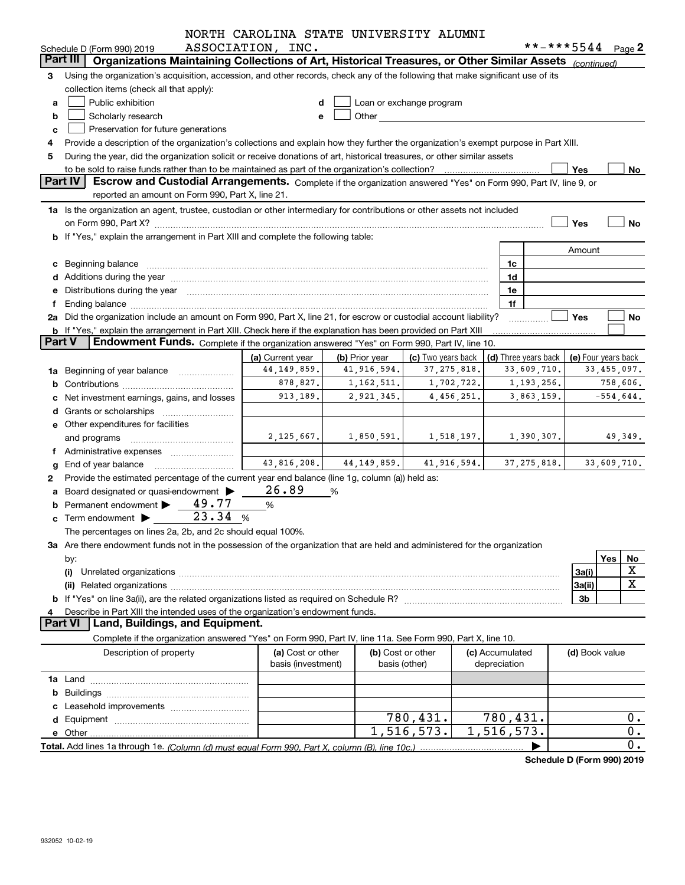NORTH CAROLINA STATE UNIVERSITY ALUMNI ASSOCIATION, INC. **-***5544

Schedule D (Form 990) 2019 Page 2

## Part III Organizations Maintaining Collections of Art, Historical Treasures, or Other Similar Assets *(continued)*

3 Using the organization's acquisition, accession, and other records, check any of the following that make significant use of its collection items (check all that apply):

- a ☐ Public exhibition
- b ☐ Scholarly research
- c ☐ Preservation for future generations
- d ☐ Loan or exchange program
- e ☐ Other

4 Provide a description of the organization's collections and explain how they further the organization's exempt purpose in Part XIII.

5 During the year, did the organization solicit or receive donations of art, historical treasures, or other similar assets to be sold to raise funds rather than to be maintained as part of the organization's collection? ☐ Yes ☐ No

## Part IV Escrow and Custodial Arrangements.

Complete if the organization answered "Yes" on Form 990, Part IV, line 9, or reported an amount on Form 990, Part X, line 21.

1a Is the organization an agent, trustee, custodian or other intermediary for contributions or other assets not included on Form 990, Part X? ☐ Yes ☐ No

b If "Yes," explain the arrangement in Part XIII and complete the following table:

| | | Amount |
|---|---|---|
| c Beginning balance | 1c | |
| d Additions during the year | 1d | |
| e Distributions during the year | 1e | |
| f Ending balance | 1f | |

2a Did the organization include an amount on Form 990, Part X, line 21, for escrow or custodial account liability? ☐ Yes ☐ No

b If "Yes," explain the arrangement in Part XIII. Check here if the explanation has been provided on Part XIII ☐

## Part V Endowment Funds.

Complete if the organization answered "Yes" on Form 990, Part IV, line 10.

| | (a) Current year | (b) Prior year | (c) Two years back | (d) Three years back | (e) Four years back |
|---|---|---|---|---|---|
| 1a Beginning of year balance | 44,149,859. | 41,916,594. | 37,275,818. | 33,609,710. | 33,455,097. |
| b Contributions | 878,827. | 1,162,511. | 1,702,722. | 1,193,256. | 758,606. |
| c Net investment earnings, gains, and losses | 913,189. | 2,921,345. | 4,456,251. | 3,863,159. | -554,644. |
| d Grants or scholarships | | | | | |
| e Other expenditures for facilities and programs | 2,125,667. | 1,850,591. | 1,518,197. | 1,390,307. | 49,349. |
| f Administrative expenses | | | | | |
| g End of year balance | 43,816,208. | 44,149,859. | 41,916,594. | 37,275,818. | 33,609,710. |

2 Provide the estimated percentage of the current year end balance (line 1g, column (a)) held as:

- a Board designated or quasi-endowment ▶ 26.89 %
- b Permanent endowment ▶ 49.77 %
- c Term endowment ▶ 23.34 %

The percentages on lines 2a, 2b, and 2c should equal 100%.

3a Are there endowment funds not in the possession of the organization that are held and administered for the organization by:

| | | Yes | No |
|---|---|---|---|
| (i) Unrelated organizations | 3a(i) | | X |
| (ii) Related organizations | 3a(ii) | | X |
| b If "Yes" on line 3a(ii), are the related organizations listed as required on Schedule R? | 3b | | |

4 Describe in Part XIII the intended uses of the organization's endowment funds.

## Part VI Land, Buildings, and Equipment.

Complete if the organization answered "Yes" on Form 990, Part IV, line 11a. See Form 990, Part X, line 10.

| Description of property | (a) Cost or other basis (investment) | (b) Cost or other basis (other) | (c) Accumulated depreciation | (d) Book value |
|---|---|---|---|---|
| 1a Land | | | | |
| b Buildings | | | | |
| c Leasehold improvements | | | | |
| d Equipment | | 780,431. | 780,431. | 0. |
| e Other | | 1,516,573. | 1,516,573. | 0. |
| Total. Add lines 1a through 1e. *(Column (d) must equal Form 990, Part X, column (B), line 10c.)* | | | ▶ | 0. |

Schedule D (Form 990) 2019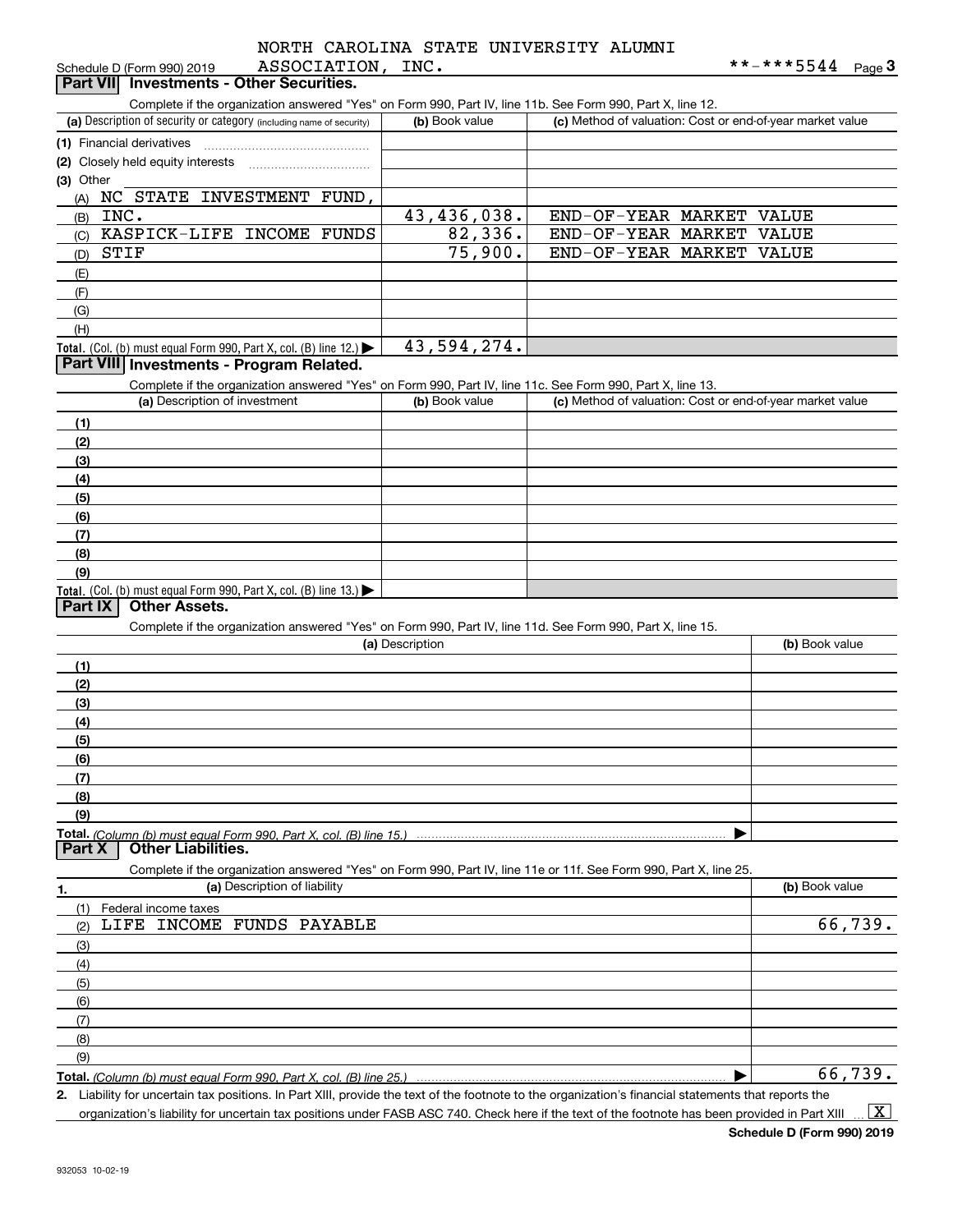NORTH CAROLINA STATE UNIVERSITY ALUMNI ASSOCIATION, INC. **-***5544

Schedule D (Form 990) 2019 Page 3

## Part VII Investments - Other Securities.

Complete if the organization answered "Yes" on Form 990, Part IV, line 11b. See Form 990, Part X, line 12.

| (a) Description of security or category (including name of security) | (b) Book value | (c) Method of valuation: Cost or end-of-year market value |
|---|---|---|
| (1) Financial derivatives | | |
| (2) Closely held equity interests | | |
| (3) Other | | |
| (A) NC STATE INVESTMENT FUND, | | |
| (B) INC. | 43,436,038. | END-OF-YEAR MARKET VALUE |
| (C) KASPICK-LIFE INCOME FUNDS | 82,336. | END-OF-YEAR MARKET VALUE |
| (D) STIF | 75,900. | END-OF-YEAR MARKET VALUE |
| (E) | | |
| (F) | | |
| (G) | | |
| (H) | | |
| **Total.** (Col. (b) must equal Form 990, Part X, col. (B) line 12.) ▶ | 43,594,274. | |

## Part VIII Investments - Program Related.

Complete if the organization answered "Yes" on Form 990, Part IV, line 11c. See Form 990, Part X, line 13.

| (a) Description of investment | (b) Book value | (c) Method of valuation: Cost or end-of-year market value |
|---|---|---|
| (1) | | |
| (2) | | |
| (3) | | |
| (4) | | |
| (5) | | |
| (6) | | |
| (7) | | |
| (8) | | |
| (9) | | |
| **Total.** (Col. (b) must equal Form 990, Part X, col. (B) line 13.) ▶ | | |

## Part IX Other Assets.

Complete if the organization answered "Yes" on Form 990, Part IV, line 11d. See Form 990, Part X, line 15.

| (a) Description | (b) Book value |
|---|---|
| (1) | |
| (2) | |
| (3) | |
| (4) | |
| (5) | |
| (6) | |
| (7) | |
| (8) | |
| (9) | |
| **Total.** *(Column (b) must equal Form 990, Part X, col. (B) line 15.)* ▶ | |

## Part X Other Liabilities.

Complete if the organization answered "Yes" on Form 990, Part IV, line 11e or 11f. See Form 990, Part X, line 25.

| 1. (a) Description of liability | (b) Book value |
|---|---|
| (1) Federal income taxes | |
| (2) LIFE INCOME FUNDS PAYABLE | 66,739. |
| (3) | |
| (4) | |
| (5) | |
| (6) | |
| (7) | |
| (8) | |
| (9) | |
| **Total.** *(Column (b) must equal Form 990, Part X, col. (B) line 25.)* ▶ | 66,739. |

**2.** Liability for uncertain tax positions. In Part XIII, provide the text of the footnote to the organization's financial statements that reports the organization's liability for uncertain tax positions under FASB ASC 740. Check here if the text of the footnote has been provided in Part XIII ... [X]

**Schedule D (Form 990) 2019**

932053 10-02-19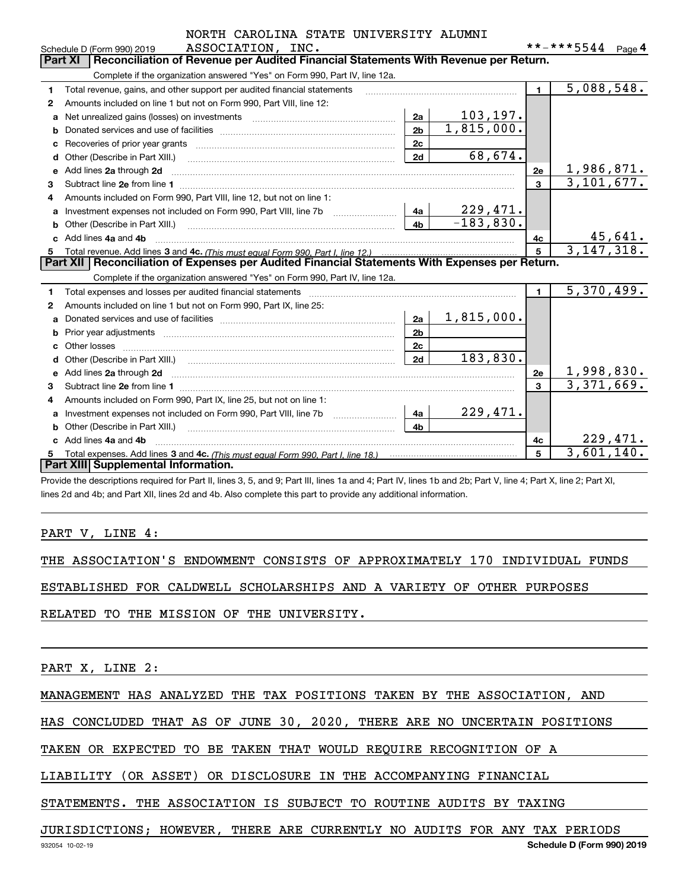NORTH CAROLINA STATE UNIVERSITY ALUMNI

Schedule D (Form 990) 2019 ASSOCIATION, INC. **-***5544 Page 4

## Part XI Reconciliation of Revenue per Audited Financial Statements With Revenue per Return.

Complete if the organization answered "Yes" on Form 990, Part IV, line 12a.

| | | | | | |
|---|---|---|---|---|---|
| 1 | Total revenue, gains, and other support per audited financial statements | | | 1 | 5,088,548. |
| 2 | Amounts included on line 1 but not on Form 990, Part VIII, line 12: | | | | |
| a | Net unrealized gains (losses) on investments | 2a | 103,197. | | |
| b | Donated services and use of facilities | 2b | 1,815,000. | | |
| c | Recoveries of prior year grants | 2c | | | |
| d | Other (Describe in Part XIII.) | 2d | 68,674. | | |
| e | Add lines 2a through 2d | | | 2e | 1,986,871. |
| 3 | Subtract line 2e from line 1 | | | 3 | 3,101,677. |
| 4 | Amounts included on Form 990, Part VIII, line 12, but not on line 1: | | | | |
| a | Investment expenses not included on Form 990, Part VIII, line 7b | 4a | 229,471. | | |
| b | Other (Describe in Part XIII.) | 4b | -183,830. | | |
| c | Add lines 4a and 4b | | | 4c | 45,641. |
| 5 | Total revenue. Add lines 3 and 4c. *(This must equal Form 990, Part I, line 12.)* | | | 5 | 3,147,318. |

## Part XII Reconciliation of Expenses per Audited Financial Statements With Expenses per Return.

Complete if the organization answered "Yes" on Form 990, Part IV, line 12a.

| | | | | | |
|---|---|---|---|---|---|
| 1 | Total expenses and losses per audited financial statements | | | 1 | 5,370,499. |
| 2 | Amounts included on line 1 but not on Form 990, Part IX, line 25: | | | | |
| a | Donated services and use of facilities | 2a | 1,815,000. | | |
| b | Prior year adjustments | 2b | | | |
| c | Other losses | 2c | | | |
| d | Other (Describe in Part XIII.) | 2d | 183,830. | | |
| e | Add lines 2a through 2d | | | 2e | 1,998,830. |
| 3 | Subtract line 2e from line 1 | | | 3 | 3,371,669. |
| 4 | Amounts included on Form 990, Part IX, line 25, but not on line 1: | | | | |
| a | Investment expenses not included on Form 990, Part VIII, line 7b | 4a | 229,471. | | |
| b | Other (Describe in Part XIII.) | 4b | | | |
| c | Add lines 4a and 4b | | | 4c | 229,471. |
| 5 | Total expenses. Add lines 3 and 4c. *(This must equal Form 990, Part I, line 18.)* | | | 5 | 3,601,140. |

## Part XIII Supplemental Information.

Provide the descriptions required for Part II, lines 3, 5, and 9; Part III, lines 1a and 4; Part IV, lines 1b and 2b; Part V, line 4; Part X, line 2; Part XI, lines 2d and 4b; and Part XII, lines 2d and 4b. Also complete this part to provide any additional information.

PART V, LINE 4:

THE ASSOCIATION'S ENDOWMENT CONSISTS OF APPROXIMATELY 170 INDIVIDUAL FUNDS ESTABLISHED FOR CALDWELL SCHOLARSHIPS AND A VARIETY OF OTHER PURPOSES RELATED TO THE MISSION OF THE UNIVERSITY.

PART X, LINE 2:

MANAGEMENT HAS ANALYZED THE TAX POSITIONS TAKEN BY THE ASSOCIATION, AND HAS CONCLUDED THAT AS OF JUNE 30, 2020, THERE ARE NO UNCERTAIN POSITIONS TAKEN OR EXPECTED TO BE TAKEN THAT WOULD REQUIRE RECOGNITION OF A LIABILITY (OR ASSET) OR DISCLOSURE IN THE ACCOMPANYING FINANCIAL STATEMENTS. THE ASSOCIATION IS SUBJECT TO ROUTINE AUDITS BY TAXING JURISDICTIONS; HOWEVER, THERE ARE CURRENTLY NO AUDITS FOR ANY TAX PERIODS

932054 10-02-19 Schedule D (Form 990) 2019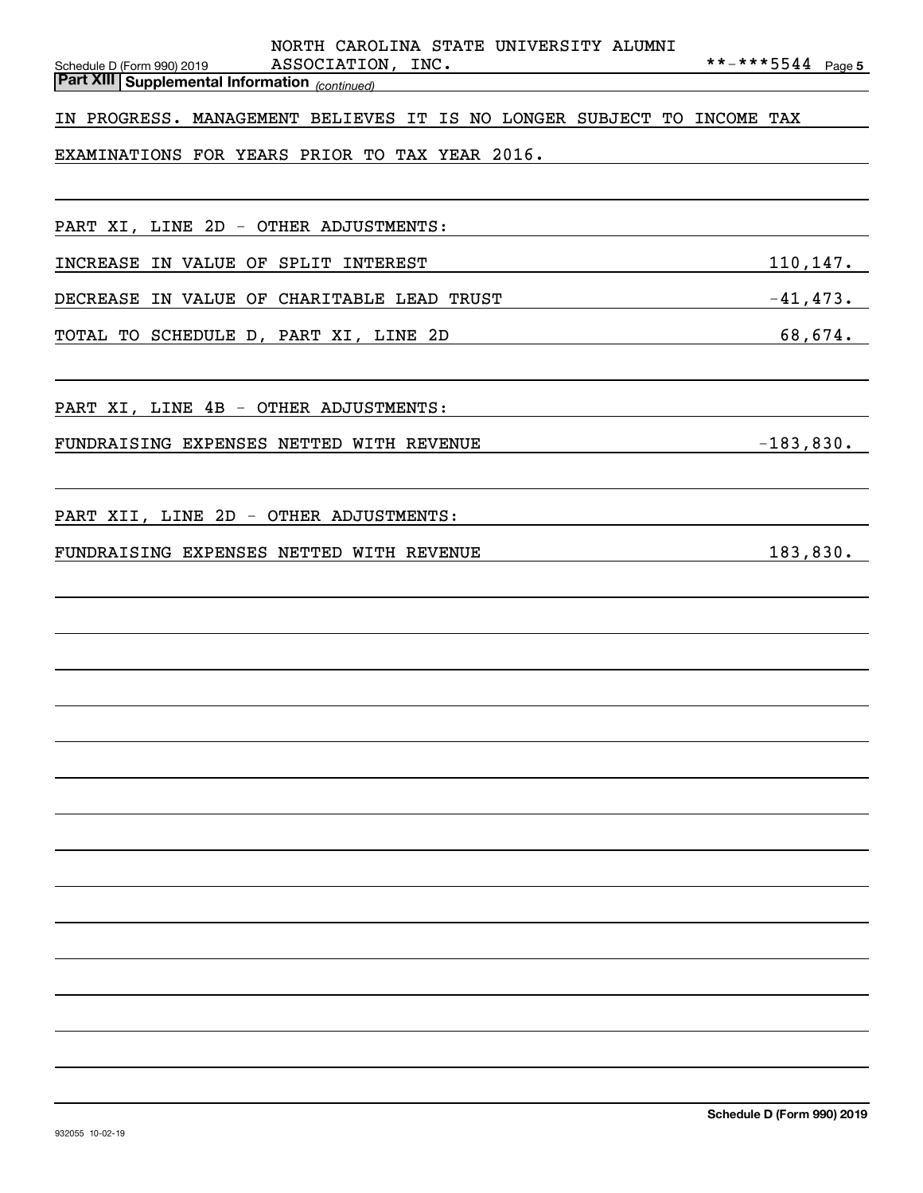NORTH CAROLINA STATE UNIVERSITY ALUMNI ASSOCIATION, INC. **-***5544

**Part XIII | Supplemental Information** *(continued)*

IN PROGRESS. MANAGEMENT BELIEVES IT IS NO LONGER SUBJECT TO INCOME TAX EXAMINATIONS FOR YEARS PRIOR TO TAX YEAR 2016.

PART XI, LINE 2D - OTHER ADJUSTMENTS:

| | |
|---|---|
| INCREASE IN VALUE OF SPLIT INTEREST | 110,147. |
| DECREASE IN VALUE OF CHARITABLE LEAD TRUST | -41,473. |
| TOTAL TO SCHEDULE D, PART XI, LINE 2D | 68,674. |

PART XI, LINE 4B - OTHER ADJUSTMENTS:

| | |
|---|---|
| FUNDRAISING EXPENSES NETTED WITH REVENUE | -183,830. |

PART XII, LINE 2D - OTHER ADJUSTMENTS:

| | |
|---|---|
| FUNDRAISING EXPENSES NETTED WITH REVENUE | 183,830. |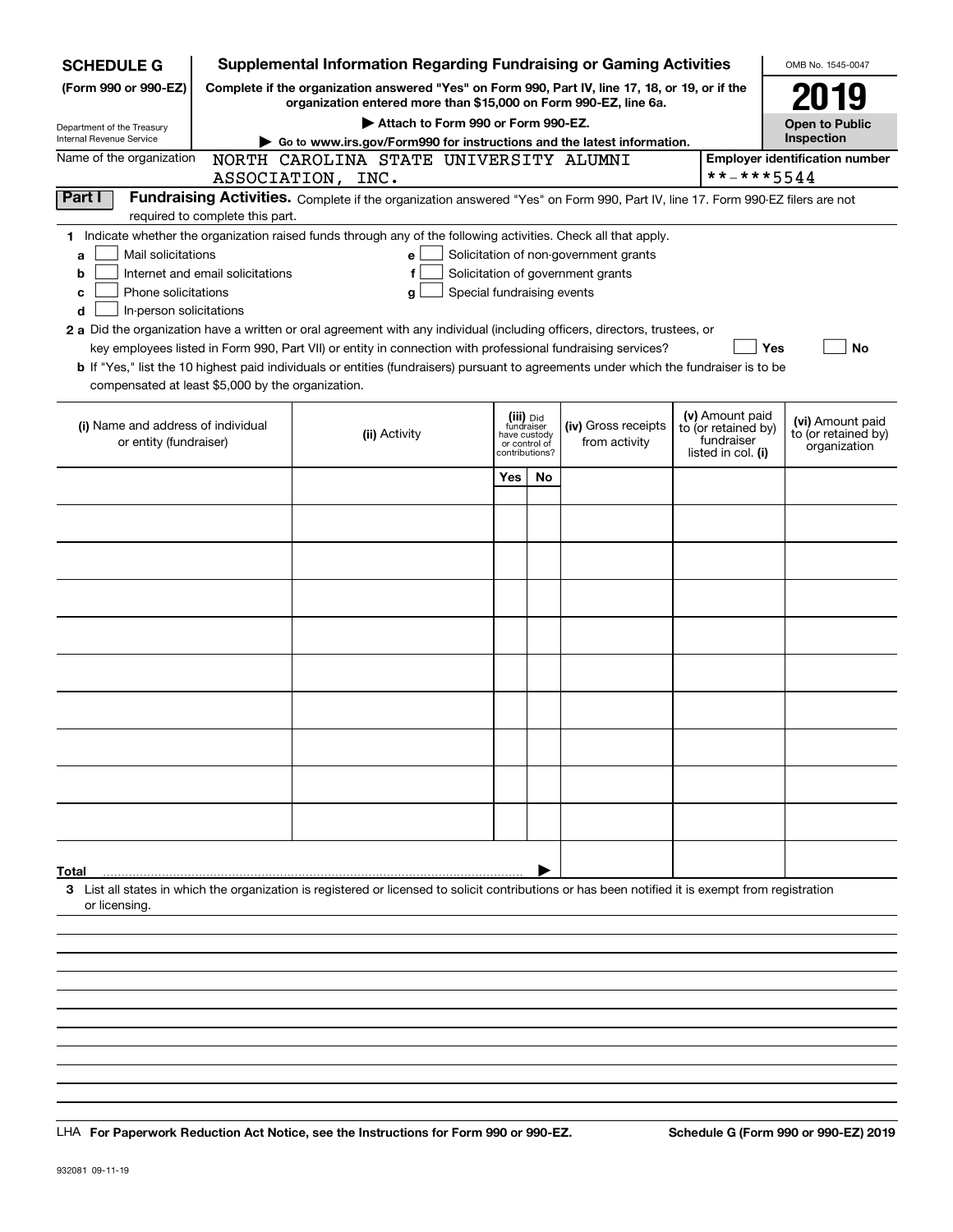**SCHEDULE G**
**(Form 990 or 990-EZ)**

Department of the Treasury
Internal Revenue Service

# Supplemental Information Regarding Fundraising or Gaming Activities

**Complete if the organization answered "Yes" on Form 990, Part IV, line 17, 18, or 19, or if the organization entered more than $15,000 on Form 990-EZ, line 6a.**

**▶ Attach to Form 990 or Form 990-EZ.**

**▶ Go to www.irs.gov/Form990 for instructions and the latest information.**

OMB No. 1545-0047

**2019**

**Open to Public Inspection**

Name of the organization: NORTH CAROLINA STATE UNIVERSITY ALUMNI ASSOCIATION, INC.

**Employer identification number** **-***5544

**Part I** **Fundraising Activities.** Complete if the organization answered "Yes" on Form 990, Part IV, line 17. Form 990-EZ filers are not required to complete this part.

**1** Indicate whether the organization raised funds through any of the following activities. Check all that apply.

- **a** ☐ Mail solicitations
- **b** ☐ Internet and email solicitations
- **c** ☐ Phone solicitations
- **d** ☐ In-person solicitations
- **e** ☐ Solicitation of non-government grants
- **f** ☐ Solicitation of government grants
- **g** ☐ Special fundraising events

**2 a** Did the organization have a written or oral agreement with any individual (including officers, directors, trustees, or key employees listed in Form 990, Part VII) or entity in connection with professional fundraising services? ☐ **Yes** ☐ **No**

**b** If "Yes," list the 10 highest paid individuals or entities (fundraisers) pursuant to agreements under which the fundraiser is to be compensated at least $5,000 by the organization.

| (i) Name and address of individual or entity (fundraiser) | (ii) Activity | (iii) Did fundraiser have custody or control of contributions? | | (iv) Gross receipts from activity | (v) Amount paid to (or retained by) fundraiser listed in col. (i) | (vi) Amount paid to (or retained by) organization |
|---|---|---|---|---|---|---|
| | | Yes | No | | | |
| | | | | | | |
| | | | | | | |
| | | | | | | |
| | | | | | | |
| | | | | | | |
| | | | | | | |
| | | | | | | |
| | | | | | | |
| | | | | | | |
| | | | | | | |
| **Total** ▶ | | | | | | |

**3** List all states in which the organization is registered or licensed to solicit contributions or has been notified it is exempt from registration or licensing.

LHA **For Paperwork Reduction Act Notice, see the Instructions for Form 990 or 990-EZ.** **Schedule G (Form 990 or 990-EZ) 2019**

932081 09-11-19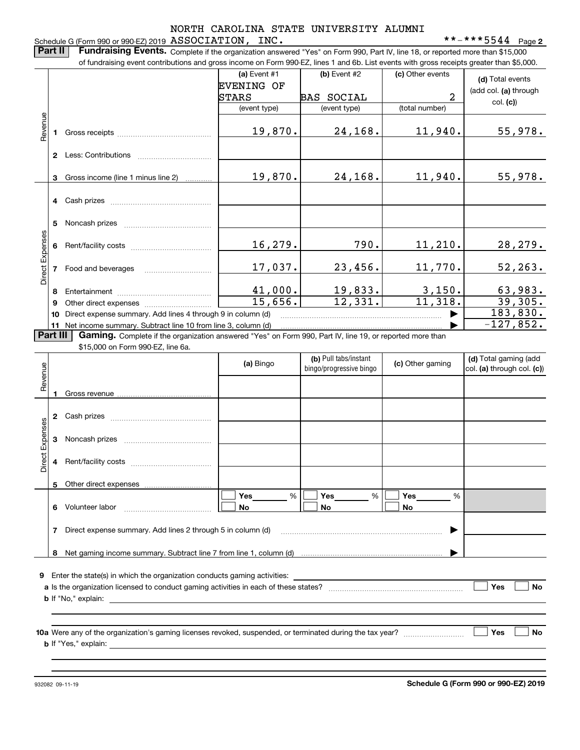Schedule G (Form 990 or 990-EZ) 2019 NORTH CAROLINA STATE UNIVERSITY ALUMNI ASSOCIATION, INC. **-***5544 Page 2

**Part II** **Fundraising Events.** Complete if the organization answered "Yes" on Form 990, Part IV, line 18, or reported more than $15,000 of fundraising event contributions and gross income on Form 990-EZ, lines 1 and 6b. List events with gross receipts greater than $5,000.

| | | (a) Event #1 EVENING OF STARS (event type) | (b) Event #2 BAS SOCIAL (event type) | (c) Other events 2 (total number) | (d) Total events (add col. (a) through col. (c)) |
|---|---|---|---|---|---|
| Revenue | 1 Gross receipts | 19,870. | 24,168. | 11,940. | 55,978. |
| | 2 Less: Contributions | | | | |
| | 3 Gross income (line 1 minus line 2) | 19,870. | 24,168. | 11,940. | 55,978. |
| Direct Expenses | 4 Cash prizes | | | | |
| | 5 Noncash prizes | | | | |
| | 6 Rent/facility costs | 16,279. | 790. | 11,210. | 28,279. |
| | 7 Food and beverages | 17,037. | 23,456. | 11,770. | 52,263. |
| | 8 Entertainment | 41,000. | 19,833. | 3,150. | 63,983. |
| | 9 Other direct expenses | 15,656. | 12,331. | 11,318. | 39,305. |
| | 10 Direct expense summary. Add lines 4 through 9 in column (d) | | | | 183,830. |
| | 11 Net income summary. Subtract line 10 from line 3, column (d) | | | | -127,852. |

**Part III** **Gaming.** Complete if the organization answered "Yes" on Form 990, Part IV, line 19, or reported more than $15,000 on Form 990-EZ, line 6a.

| | | (a) Bingo | (b) Pull tabs/instant bingo/progressive bingo | (c) Other gaming | (d) Total gaming (add col. (a) through col. (c)) |
|---|---|---|---|---|---|
| Revenue | 1 Gross revenue | | | | |
| Direct Expenses | 2 Cash prizes | | | | |
| | 3 Noncash prizes | | | | |
| | 4 Rent/facility costs | | | | |
| | 5 Other direct expenses | | | | |
| | 6 Volunteer labor | Yes ___ % No | Yes ___ % No | Yes ___ % No | |
| | 7 Direct expense summary. Add lines 2 through 5 in column (d) | | | | |
| | 8 Net gaming income summary. Subtract line 7 from line 1, column (d) | | | | |

9 Enter the state(s) in which the organization conducts gaming activities: ___

a Is the organization licensed to conduct gaming activities in each of these states? ☐ Yes ☐ No

b If "No," explain: ___

10a Were any of the organization's gaming licenses revoked, suspended, or terminated during the tax year? ☐ Yes ☐ No

b If "Yes," explain: ___

932082 09-11-19 **Schedule G (Form 990 or 990-EZ) 2019**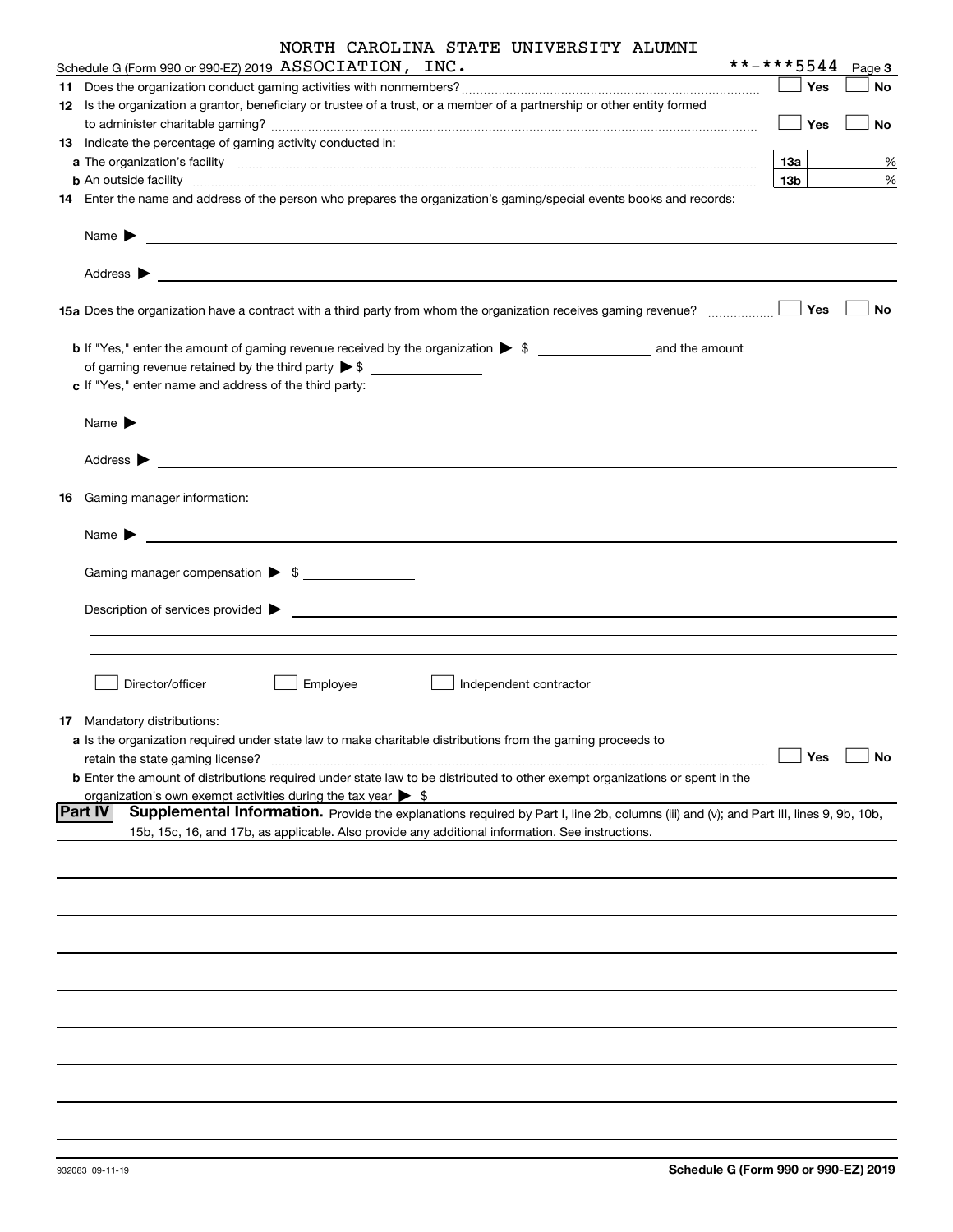NORTH CAROLINA STATE UNIVERSITY ALUMNI

Schedule G (Form 990 or 990-EZ) 2019 ASSOCIATION, INC. **-***5544 Page 3

**11** Does the organization conduct gaming activities with nonmembers? ☐ Yes ☐ No

**12** Is the organization a grantor, beneficiary or trustee of a trust, or a member of a partnership or other entity formed to administer charitable gaming? ☐ Yes ☐ No

**13** Indicate the percentage of gaming activity conducted in:

**a** The organization's facility **13a** %

**b** An outside facility **13b** %

**14** Enter the name and address of the person who prepares the organization's gaming/special events books and records:

Name ▶

Address ▶

**15a** Does the organization have a contract with a third party from whom the organization receives gaming revenue? ☐ Yes ☐ No

**b** If "Yes," enter the amount of gaming revenue received by the organization ▶ $ \_\_\_\_\_\_\_\_ and the amount of gaming revenue retained by the third party ▶ $ \_\_\_\_\_\_\_\_

**c** If "Yes," enter name and address of the third party:

Name ▶

Address ▶

**16** Gaming manager information:

Name ▶

Gaming manager compensation ▶ $

Description of services provided ▶

☐ Director/officer ☐ Employee ☐ Independent contractor

**17** Mandatory distributions:

**a** Is the organization required under state law to make charitable distributions from the gaming proceeds to retain the state gaming license? ☐ Yes ☐ No

**b** Enter the amount of distributions required under state law to be distributed to other exempt organizations or spent in the organization's own exempt activities during the tax year ▶ $

**Part IV** **Supplemental Information.** Provide the explanations required by Part I, line 2b, columns (iii) and (v); and Part III, lines 9, 9b, 10b, 15b, 15c, 16, and 17b, as applicable. Also provide any additional information. See instructions.

932083 09-11-19 **Schedule G (Form 990 or 990-EZ) 2019**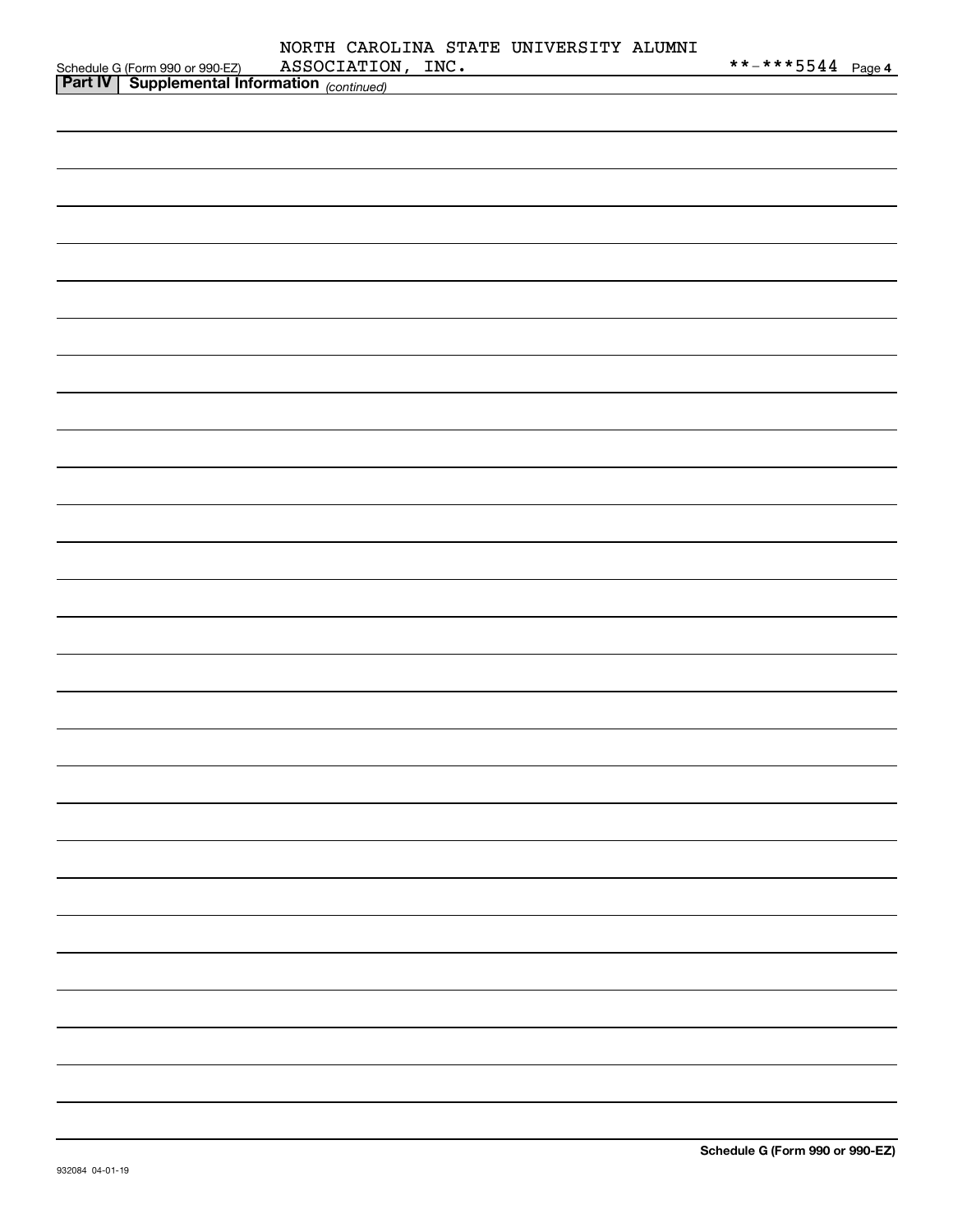Schedule G (Form 990 or 990-EZ) NORTH CAROLINA STATE UNIVERSITY ALUMNI ASSOCIATION, INC. **-***5544 Page 4

**Part IV | Supplemental Information** *(continued)*

**Schedule G (Form 990 or 990-EZ)**

932084 04-01-19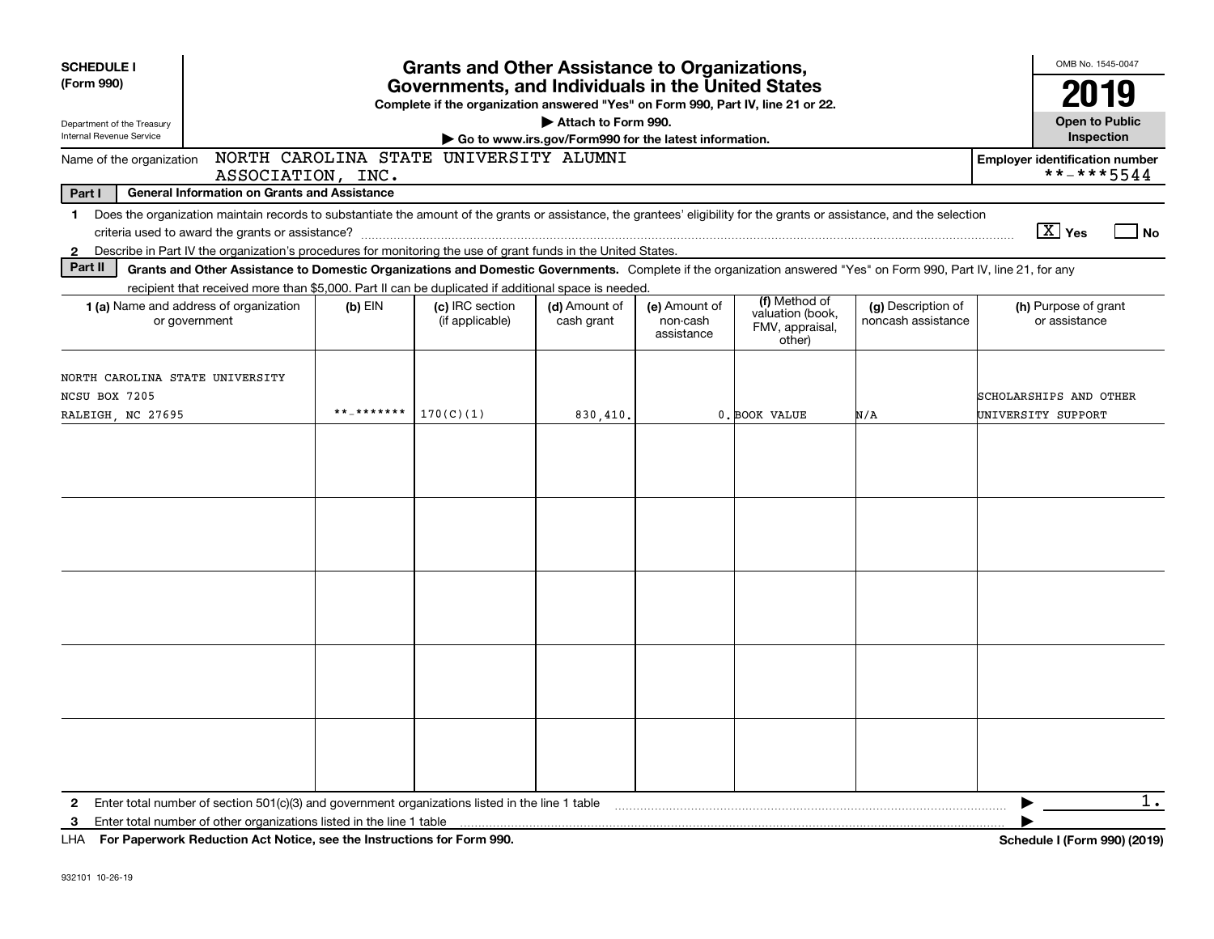**SCHEDULE I**
**(Form 990)**

Department of the Treasury
Internal Revenue Service

# Grants and Other Assistance to Organizations, Governments, and Individuals in the United States

**Complete if the organization answered "Yes" on Form 990, Part IV, line 21 or 22.**
**▶ Attach to Form 990.**
**▶ Go to www.irs.gov/Form990 for the latest information.**

OMB No. 1545-0047

**2019**

**Open to Public Inspection**

Name of the organization: NORTH CAROLINA STATE UNIVERSITY ALUMNI ASSOCIATION, INC.

**Employer identification number** **-***5544

**Part I — General Information on Grants and Assistance**

1 Does the organization maintain records to substantiate the amount of the grants or assistance, the grantees' eligibility for the grants or assistance, and the selection criteria used to award the grants or assistance? [X] Yes [ ] No

2 Describe in Part IV the organization's procedures for monitoring the use of grant funds in the United States.

**Part II — Grants and Other Assistance to Domestic Organizations and Domestic Governments.** Complete if the organization answered "Yes" on Form 990, Part IV, line 21, for any recipient that received more than $5,000. Part II can be duplicated if additional space is needed.

| 1 (a) Name and address of organization or government | (b) EIN | (c) IRC section (if applicable) | (d) Amount of cash grant | (e) Amount of non-cash assistance | (f) Method of valuation (book, FMV, appraisal, other) | (g) Description of noncash assistance | (h) Purpose of grant or assistance |
|---|---|---|---|---|---|---|---|
| NORTH CAROLINA STATE UNIVERSITY NCSU BOX 7205 RALEIGH, NC 27695 | **-******* | 170(C)(1) | 830,410. | 0. | BOOK VALUE | N/A | SCHOLARSHIPS AND OTHER UNIVERSITY SUPPORT |
| | | | | | | | |
| | | | | | | | |
| | | | | | | | |
| | | | | | | | |
| | | | | | | | |

2 Enter total number of section 501(c)(3) and government organizations listed in the line 1 table ▶ 1.

3 Enter total number of other organizations listed in the line 1 table ▶

LHA **For Paperwork Reduction Act Notice, see the Instructions for Form 990.** **Schedule I (Form 990) (2019)**

932101 10-26-19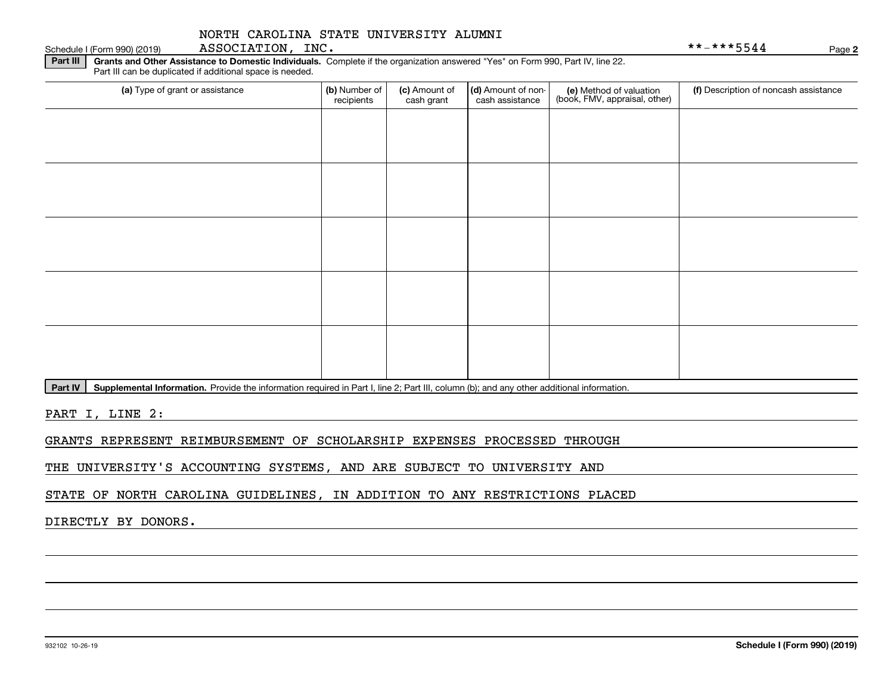NORTH CAROLINA STATE UNIVERSITY ALUMNI ASSOCIATION, INC. **-***5544

Schedule I (Form 990) (2019) Page **2**

**Part III** **Grants and Other Assistance to Domestic Individuals.** Complete if the organization answered "Yes" on Form 990, Part IV, line 22. Part III can be duplicated if additional space is needed.

| (a) Type of grant or assistance | (b) Number of recipients | (c) Amount of cash grant | (d) Amount of non-cash assistance | (e) Method of valuation (book, FMV, appraisal, other) | (f) Description of noncash assistance |
|---|---|---|---|---|---|
| | | | | | |
| | | | | | |
| | | | | | |
| | | | | | |
| | | | | | |

**Part IV** **Supplemental Information.** Provide the information required in Part I, line 2; Part III, column (b); and any other additional information.

PART I, LINE 2:

GRANTS REPRESENT REIMBURSEMENT OF SCHOLARSHIP EXPENSES PROCESSED THROUGH THE UNIVERSITY'S ACCOUNTING SYSTEMS, AND ARE SUBJECT TO UNIVERSITY AND STATE OF NORTH CAROLINA GUIDELINES, IN ADDITION TO ANY RESTRICTIONS PLACED DIRECTLY BY DONORS.

932102 10-26-19 **Schedule I (Form 990) (2019)**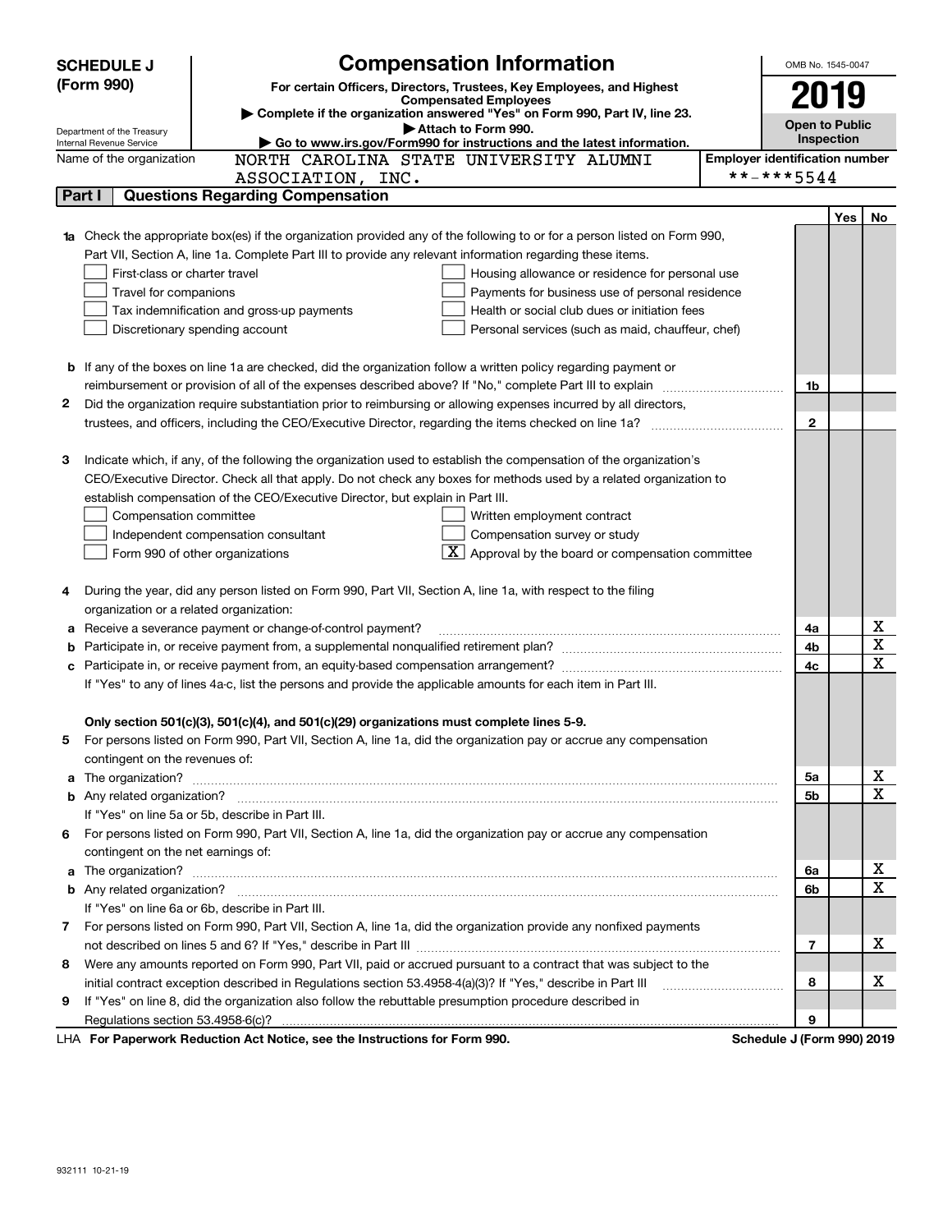**SCHEDULE J (Form 990)**

Department of the Treasury
Internal Revenue Service

# Compensation Information

**For certain Officers, Directors, Trustees, Key Employees, and Highest Compensated Employees**

▶ **Complete if the organization answered "Yes" on Form 990, Part IV, line 23.**

▶ **Attach to Form 990.**

▶ **Go to www.irs.gov/Form990 for instructions and the latest information.**

OMB No. 1545-0047

**2019**

**Open to Public Inspection**

Name of the organization: NORTH CAROLINA STATE UNIVERSITY ALUMNI ASSOCIATION, INC.

**Employer identification number:** **-***5544

## Part I Questions Regarding Compensation

| | | | Yes | No |
|---|---|---|---|---|
| **1a** | Check the appropriate box(es) if the organization provided any of the following to or for a person listed on Form 990, Part VII, Section A, line 1a. Complete Part III to provide any relevant information regarding these items.<br>☐ First-class or charter travel ☐ Housing allowance or residence for personal use<br>☐ Travel for companions ☐ Payments for business use of personal residence<br>☐ Tax indemnification and gross-up payments ☐ Health or social club dues or initiation fees<br>☐ Discretionary spending account ☐ Personal services (such as maid, chauffeur, chef) | | | |
| **b** | If any of the boxes on line 1a are checked, did the organization follow a written policy regarding payment or reimbursement or provision of all of the expenses described above? If "No," complete Part III to explain | 1b | | |
| **2** | Did the organization require substantiation prior to reimbursing or allowing expenses incurred by all directors, trustees, and officers, including the CEO/Executive Director, regarding the items checked on line 1a? | 2 | | |
| **3** | Indicate which, if any, of the following the organization used to establish the compensation of the organization's CEO/Executive Director. Check all that apply. Do not check any boxes for methods used by a related organization to establish compensation of the CEO/Executive Director, but explain in Part III.<br>☐ Compensation committee ☐ Written employment contract<br>☐ Independent compensation consultant ☐ Compensation survey or study<br>☐ Form 990 of other organizations ☒ Approval by the board or compensation committee | | | |
| **4** | During the year, did any person listed on Form 990, Part VII, Section A, line 1a, with respect to the filing organization or a related organization: | | | |
| **a** | Receive a severance payment or change-of-control payment? | 4a | | X |
| **b** | Participate in, or receive payment from, a supplemental nonqualified retirement plan? | 4b | | X |
| **c** | Participate in, or receive payment from, an equity-based compensation arrangement? | 4c | | X |
| | If "Yes" to any of lines 4a-c, list the persons and provide the applicable amounts for each item in Part III. | | | |
| | **Only section 501(c)(3), 501(c)(4), and 501(c)(29) organizations must complete lines 5-9.** | | | |
| **5** | For persons listed on Form 990, Part VII, Section A, line 1a, did the organization pay or accrue any compensation contingent on the revenues of: | | | |
| **a** | The organization? | 5a | | X |
| **b** | Any related organization? | 5b | | X |
| | If "Yes" on line 5a or 5b, describe in Part III. | | | |
| **6** | For persons listed on Form 990, Part VII, Section A, line 1a, did the organization pay or accrue any compensation contingent on the net earnings of: | | | |
| **a** | The organization? | 6a | | X |
| **b** | Any related organization? | 6b | | X |
| | If "Yes" on line 6a or 6b, describe in Part III. | | | |
| **7** | For persons listed on Form 990, Part VII, Section A, line 1a, did the organization provide any nonfixed payments not described on lines 5 and 6? If "Yes," describe in Part III | 7 | | X |
| **8** | Were any amounts reported on Form 990, Part VII, paid or accrued pursuant to a contract that was subject to the initial contract exception described in Regulations section 53.4958-4(a)(3)? If "Yes," describe in Part III | 8 | | X |
| **9** | If "Yes" on line 8, did the organization also follow the rebuttable presumption procedure described in Regulations section 53.4958-6(c)? | 9 | | |

LHA **For Paperwork Reduction Act Notice, see the Instructions for Form 990.** **Schedule J (Form 990) 2019**

932111 10-21-19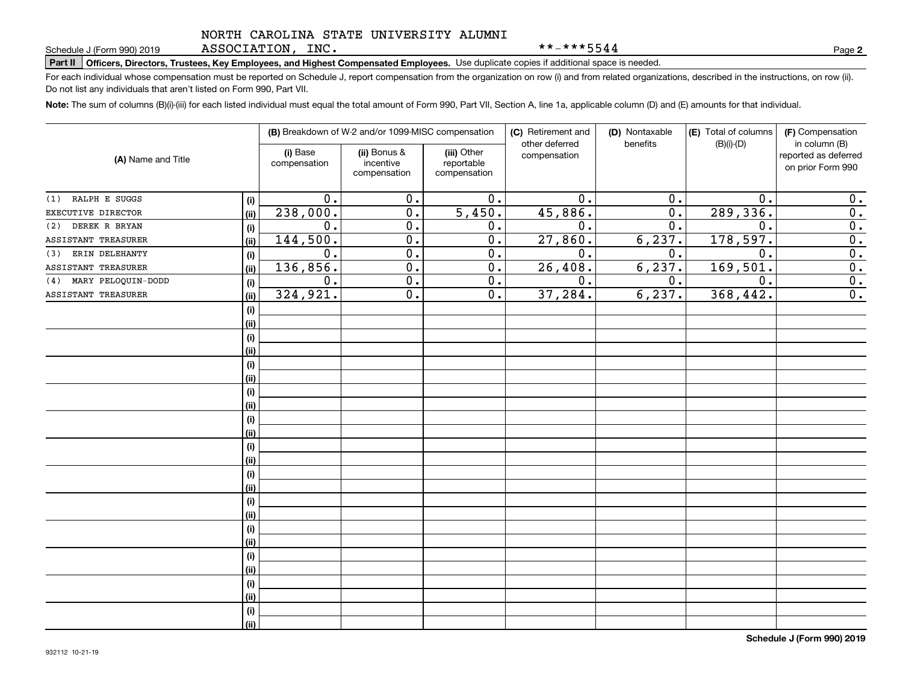NORTH CAROLINA STATE UNIVERSITY ALUMNI ASSOCIATION, INC. **-***5544

Schedule J (Form 990) 2019 Page **2**

**Part II** **Officers, Directors, Trustees, Key Employees, and Highest Compensated Employees.** Use duplicate copies if additional space is needed.

For each individual whose compensation must be reported on Schedule J, report compensation from the organization on row (i) and from related organizations, described in the instructions, on row (ii). Do not list any individuals that aren't listed on Form 990, Part VII.

**Note:** The sum of columns (B)(i)-(iii) for each listed individual must equal the total amount of Form 990, Part VII, Section A, line 1a, applicable column (D) and (E) amounts for that individual.

| (A) Name and Title | | (B) Breakdown of W-2 and/or 1099-MISC compensation | | | (C) Retirement and other deferred compensation | (D) Nontaxable benefits | (E) Total of columns (B)(i)-(D) | (F) Compensation in column (B) reported as deferred on prior Form 990 |
|---|---|---|---|---|---|---|---|---|
| | | (i) Base compensation | (ii) Bonus & incentive compensation | (iii) Other reportable compensation | | | | |
| (1) RALPH E SUGGS | (i) | 0. | 0. | 0. | 0. | 0. | 0. | 0. |
| EXECUTIVE DIRECTOR | (ii) | 238,000. | 0. | 5,450. | 45,886. | 0. | 289,336. | 0. |
| (2) DEREK R BRYAN | (i) | 0. | 0. | 0. | 0. | 0. | 0. | 0. |
| ASSISTANT TREASURER | (ii) | 144,500. | 0. | 0. | 27,860. | 6,237. | 178,597. | 0. |
| (3) ERIN DELEHANTY | (i) | 0. | 0. | 0. | 0. | 0. | 0. | 0. |
| ASSISTANT TREASURER | (ii) | 136,856. | 0. | 0. | 26,408. | 6,237. | 169,501. | 0. |
| (4) MARY PELOQUIN-DODD | (i) | 0. | 0. | 0. | 0. | 0. | 0. | 0. |
| ASSISTANT TREASURER | (ii) | 324,921. | 0. | 0. | 37,284. | 6,237. | 368,442. | 0. |

**Schedule J (Form 990) 2019**

932112 10-21-19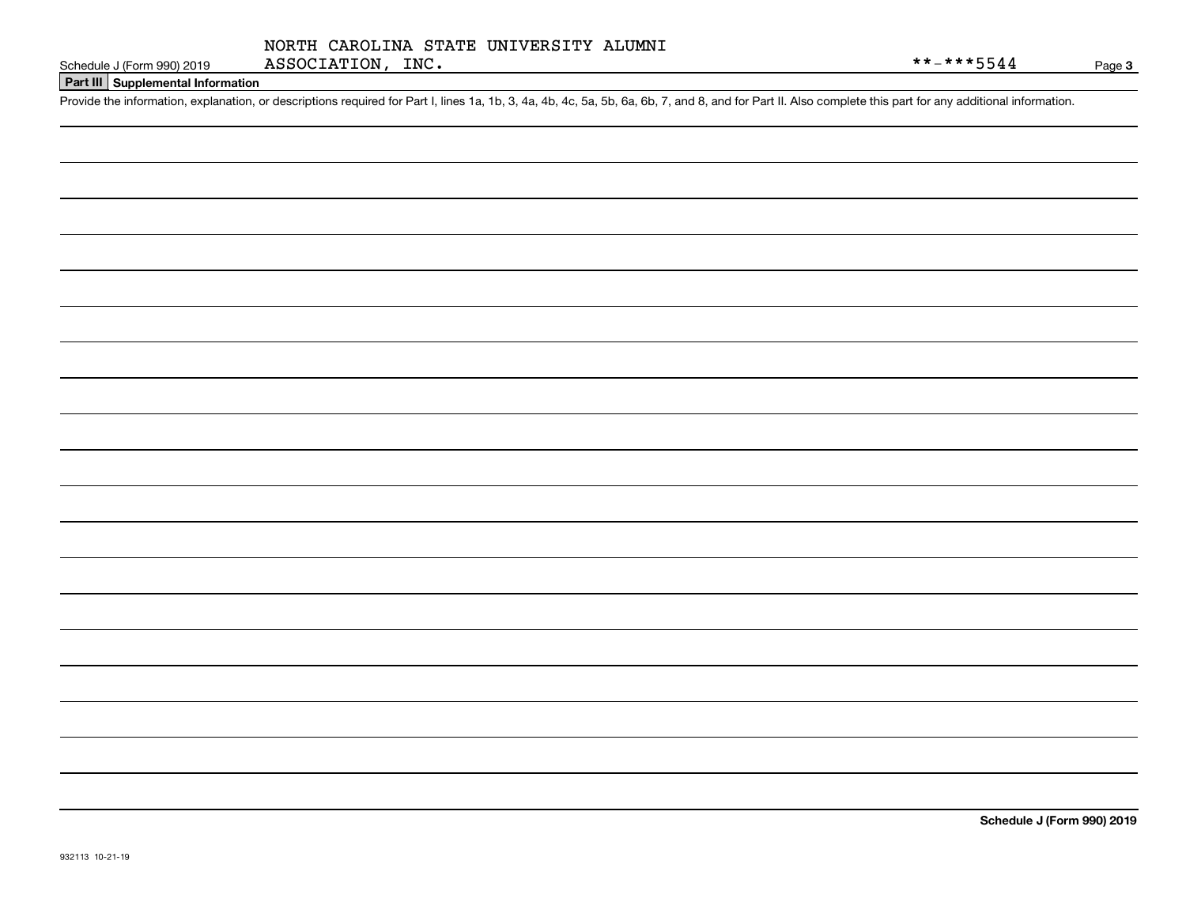NORTH CAROLINA STATE UNIVERSITY ALUMNI ASSOCIATION, INC.

Schedule J (Form 990) 2019

**-***5544

**Part III | Supplemental Information**

Provide the information, explanation, or descriptions required for Part I, lines 1a, 1b, 3, 4a, 4b, 4c, 5a, 5b, 6a, 6b, 7, and 8, and for Part II. Also complete this part for any additional information.

**Schedule J (Form 990) 2019**

932113 10-21-19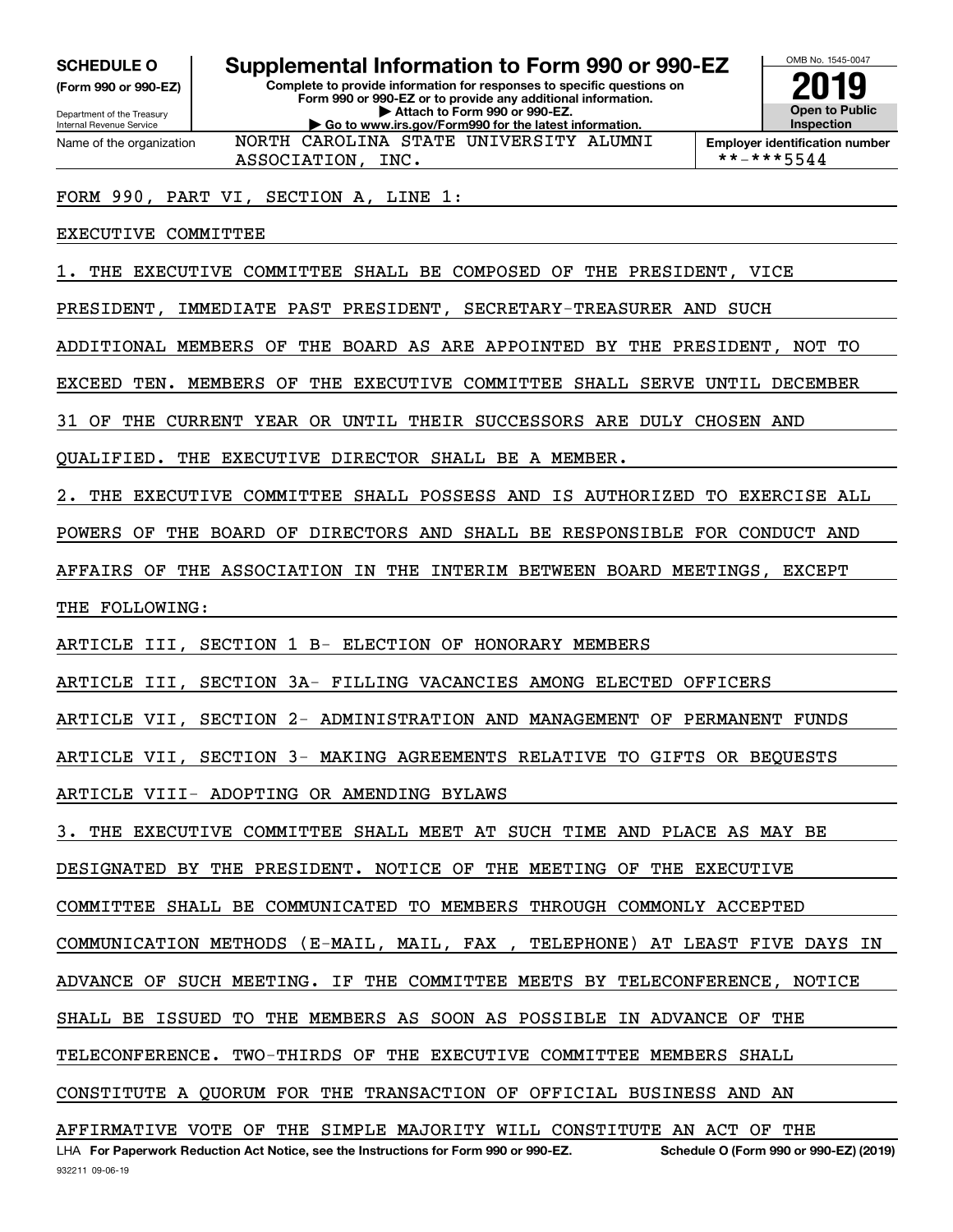**SCHEDULE O (Form 990 or 990-EZ)**

Department of the Treasury
Internal Revenue Service

# Supplemental Information to Form 990 or 990-EZ

**Complete to provide information for responses to specific questions on Form 990 or 990-EZ or to provide any additional information.**
**▶ Attach to Form 990 or 990-EZ.**
**▶ Go to www.irs.gov/Form990 for the latest information.**

OMB No. 1545-0047

**2019**

**Open to Public Inspection**

Name of the organization: NORTH CAROLINA STATE UNIVERSITY ALUMNI ASSOCIATION, INC.

**Employer identification number:** **-***5544

FORM 990, PART VI, SECTION A, LINE 1:

EXECUTIVE COMMITTEE

1. THE EXECUTIVE COMMITTEE SHALL BE COMPOSED OF THE PRESIDENT, VICE PRESIDENT, IMMEDIATE PAST PRESIDENT, SECRETARY-TREASURER AND SUCH ADDITIONAL MEMBERS OF THE BOARD AS ARE APPOINTED BY THE PRESIDENT, NOT TO EXCEED TEN. MEMBERS OF THE EXECUTIVE COMMITTEE SHALL SERVE UNTIL DECEMBER 31 OF THE CURRENT YEAR OR UNTIL THEIR SUCCESSORS ARE DULY CHOSEN AND QUALIFIED. THE EXECUTIVE DIRECTOR SHALL BE A MEMBER.

2. THE EXECUTIVE COMMITTEE SHALL POSSESS AND IS AUTHORIZED TO EXERCISE ALL POWERS OF THE BOARD OF DIRECTORS AND SHALL BE RESPONSIBLE FOR CONDUCT AND AFFAIRS OF THE ASSOCIATION IN THE INTERIM BETWEEN BOARD MEETINGS, EXCEPT THE FOLLOWING:

ARTICLE III, SECTION 1 B- ELECTION OF HONORARY MEMBERS

ARTICLE III, SECTION 3A- FILLING VACANCIES AMONG ELECTED OFFICERS

ARTICLE VII, SECTION 2- ADMINISTRATION AND MANAGEMENT OF PERMANENT FUNDS

ARTICLE VII, SECTION 3- MAKING AGREEMENTS RELATIVE TO GIFTS OR BEQUESTS

ARTICLE VIII- ADOPTING OR AMENDING BYLAWS

3. THE EXECUTIVE COMMITTEE SHALL MEET AT SUCH TIME AND PLACE AS MAY BE DESIGNATED BY THE PRESIDENT. NOTICE OF THE MEETING OF THE EXECUTIVE COMMITTEE SHALL BE COMMUNICATED TO MEMBERS THROUGH COMMONLY ACCEPTED COMMUNICATION METHODS (E-MAIL, MAIL, FAX , TELEPHONE) AT LEAST FIVE DAYS IN ADVANCE OF SUCH MEETING. IF THE COMMITTEE MEETS BY TELECONFERENCE, NOTICE SHALL BE ISSUED TO THE MEMBERS AS SOON AS POSSIBLE IN ADVANCE OF THE TELECONFERENCE. TWO-THIRDS OF THE EXECUTIVE COMMITTEE MEMBERS SHALL CONSTITUTE A QUORUM FOR THE TRANSACTION OF OFFICIAL BUSINESS AND AN AFFIRMATIVE VOTE OF THE SIMPLE MAJORITY WILL CONSTITUTE AN ACT OF THE

LHA **For Paperwork Reduction Act Notice, see the Instructions for Form 990 or 990-EZ.** **Schedule O (Form 990 or 990-EZ) (2019)**

932211 09-06-19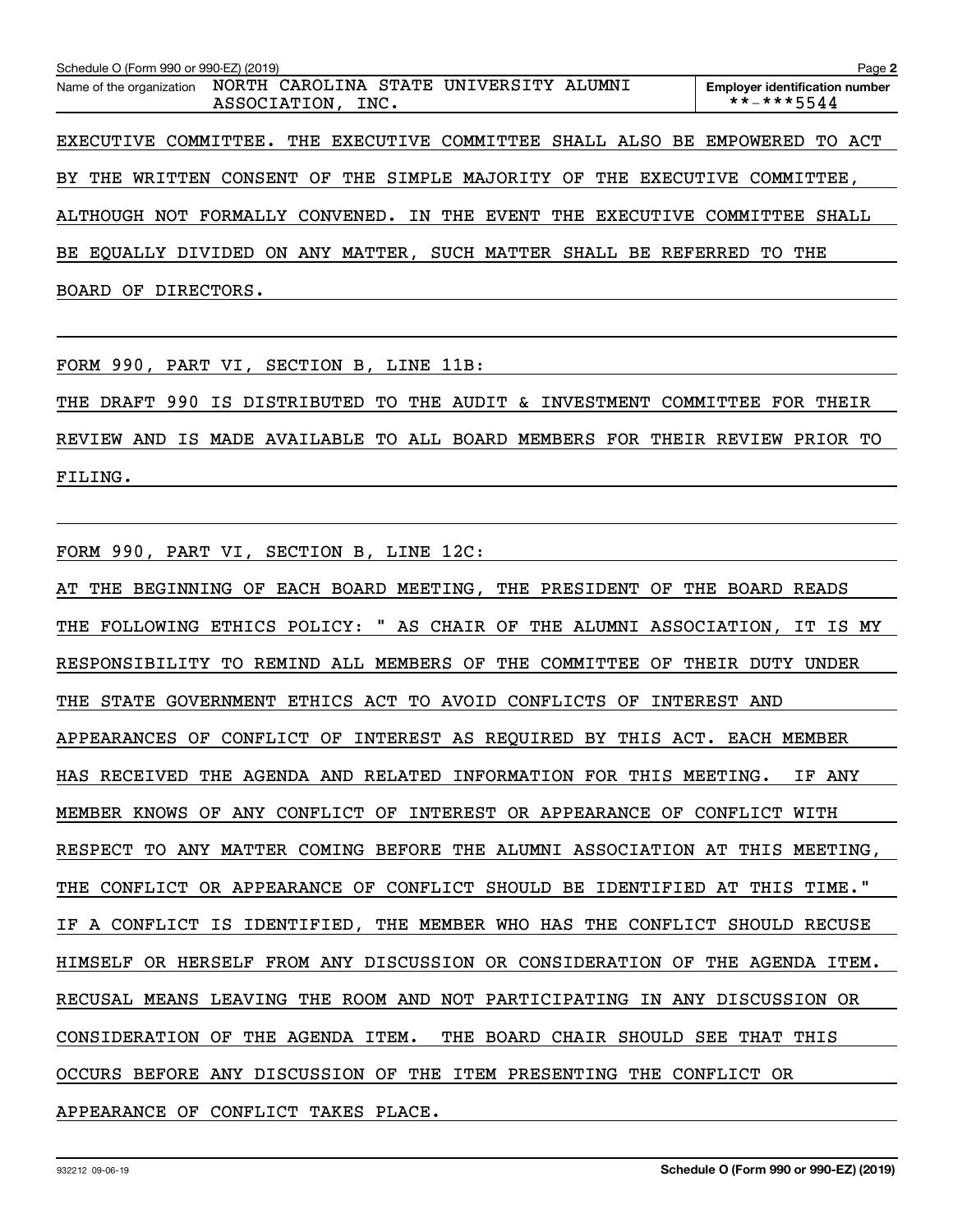Schedule O (Form 990 or 990-EZ) (2019) Page 2

Name of the organization NORTH CAROLINA STATE UNIVERSITY ALUMNI ASSOCIATION, INC.

Employer identification number **-***5544

EXECUTIVE COMMITTEE. THE EXECUTIVE COMMITTEE SHALL ALSO BE EMPOWERED TO ACT BY THE WRITTEN CONSENT OF THE SIMPLE MAJORITY OF THE EXECUTIVE COMMITTEE, ALTHOUGH NOT FORMALLY CONVENED. IN THE EVENT THE EXECUTIVE COMMITTEE SHALL BE EQUALLY DIVIDED ON ANY MATTER, SUCH MATTER SHALL BE REFERRED TO THE BOARD OF DIRECTORS.

FORM 990, PART VI, SECTION B, LINE 11B:

THE DRAFT 990 IS DISTRIBUTED TO THE AUDIT & INVESTMENT COMMITTEE FOR THEIR REVIEW AND IS MADE AVAILABLE TO ALL BOARD MEMBERS FOR THEIR REVIEW PRIOR TO FILING.

FORM 990, PART VI, SECTION B, LINE 12C:

AT THE BEGINNING OF EACH BOARD MEETING, THE PRESIDENT OF THE BOARD READS THE FOLLOWING ETHICS POLICY: " AS CHAIR OF THE ALUMNI ASSOCIATION, IT IS MY RESPONSIBILITY TO REMIND ALL MEMBERS OF THE COMMITTEE OF THEIR DUTY UNDER THE STATE GOVERNMENT ETHICS ACT TO AVOID CONFLICTS OF INTEREST AND APPEARANCES OF CONFLICT OF INTEREST AS REQUIRED BY THIS ACT. EACH MEMBER HAS RECEIVED THE AGENDA AND RELATED INFORMATION FOR THIS MEETING. IF ANY MEMBER KNOWS OF ANY CONFLICT OF INTEREST OR APPEARANCE OF CONFLICT WITH RESPECT TO ANY MATTER COMING BEFORE THE ALUMNI ASSOCIATION AT THIS MEETING, THE CONFLICT OR APPEARANCE OF CONFLICT SHOULD BE IDENTIFIED AT THIS TIME." IF A CONFLICT IS IDENTIFIED, THE MEMBER WHO HAS THE CONFLICT SHOULD RECUSE HIMSELF OR HERSELF FROM ANY DISCUSSION OR CONSIDERATION OF THE AGENDA ITEM. RECUSAL MEANS LEAVING THE ROOM AND NOT PARTICIPATING IN ANY DISCUSSION OR CONSIDERATION OF THE AGENDA ITEM. THE BOARD CHAIR SHOULD SEE THAT THIS OCCURS BEFORE ANY DISCUSSION OF THE ITEM PRESENTING THE CONFLICT OR APPEARANCE OF CONFLICT TAKES PLACE.

932212 09-06-19 Schedule O (Form 990 or 990-EZ) (2019)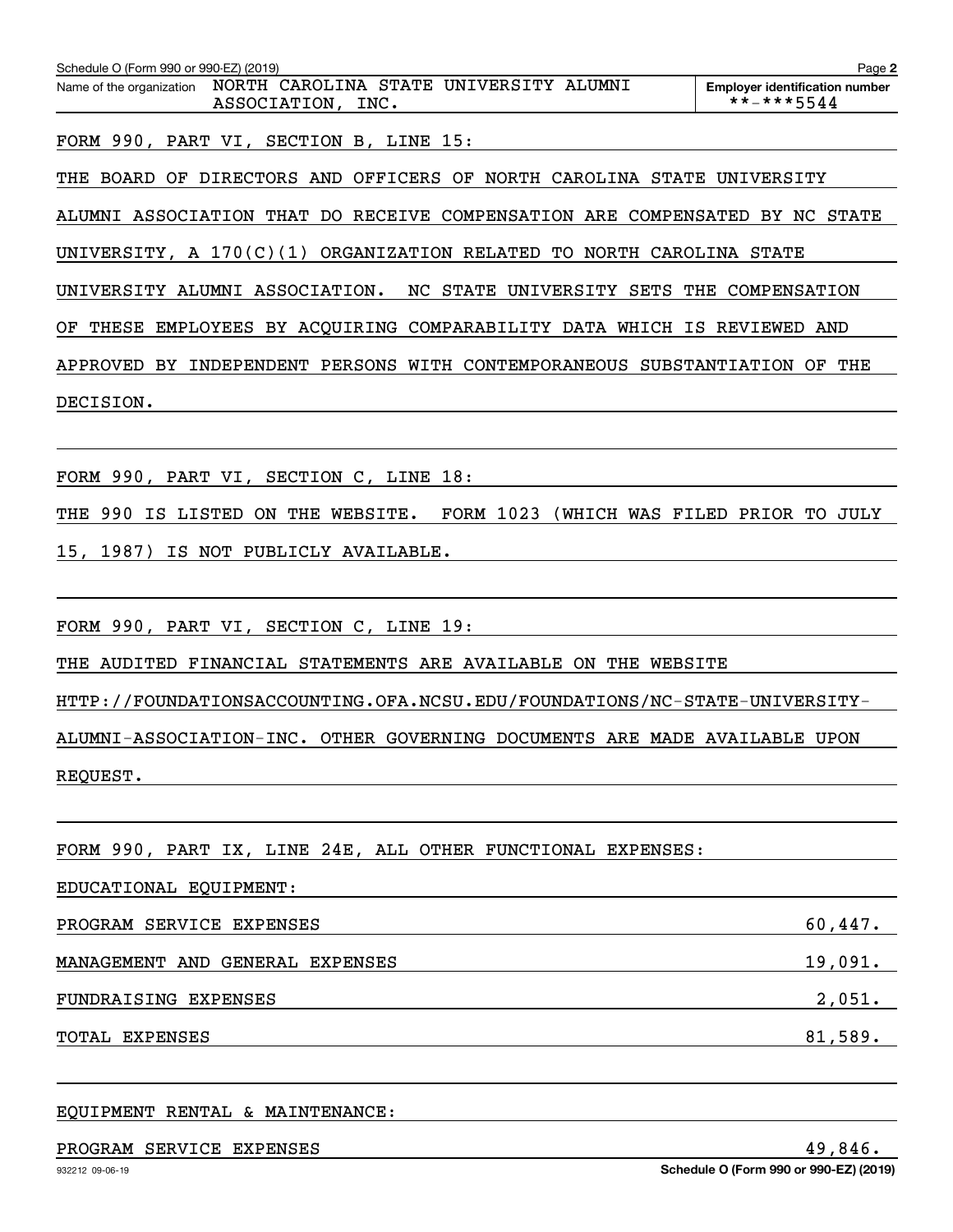Schedule O (Form 990 or 990-EZ) (2019) Page 2

| Name of the organization | Employer identification number |
|---|---|
| NORTH CAROLINA STATE UNIVERSITY ALUMNI ASSOCIATION, INC. | **-***5544 |

FORM 990, PART VI, SECTION B, LINE 15:

THE BOARD OF DIRECTORS AND OFFICERS OF NORTH CAROLINA STATE UNIVERSITY ALUMNI ASSOCIATION THAT DO RECEIVE COMPENSATION ARE COMPENSATED BY NC STATE UNIVERSITY, A 170(C)(1) ORGANIZATION RELATED TO NORTH CAROLINA STATE UNIVERSITY ALUMNI ASSOCIATION. NC STATE UNIVERSITY SETS THE COMPENSATION OF THESE EMPLOYEES BY ACQUIRING COMPARABILITY DATA WHICH IS REVIEWED AND APPROVED BY INDEPENDENT PERSONS WITH CONTEMPORANEOUS SUBSTANTIATION OF THE DECISION.

FORM 990, PART VI, SECTION C, LINE 18:

THE 990 IS LISTED ON THE WEBSITE. FORM 1023 (WHICH WAS FILED PRIOR TO JULY 15, 1987) IS NOT PUBLICLY AVAILABLE.

FORM 990, PART VI, SECTION C, LINE 19:

THE AUDITED FINANCIAL STATEMENTS ARE AVAILABLE ON THE WEBSITE HTTP://FOUNDATIONSACCOUNTING.OFA.NCSU.EDU/FOUNDATIONS/NC-STATE-UNIVERSITY-ALUMNI-ASSOCIATION-INC. OTHER GOVERNING DOCUMENTS ARE MADE AVAILABLE UPON REQUEST.

FORM 990, PART IX, LINE 24E, ALL OTHER FUNCTIONAL EXPENSES:

EDUCATIONAL EQUIPMENT:

| | |
|---|---|
| PROGRAM SERVICE EXPENSES | 60,447. |
| MANAGEMENT AND GENERAL EXPENSES | 19,091. |
| FUNDRAISING EXPENSES | 2,051. |
| TOTAL EXPENSES | 81,589. |

EQUIPMENT RENTAL & MAINTENANCE:

| | |
|---|---|
| PROGRAM SERVICE EXPENSES | 49,846. |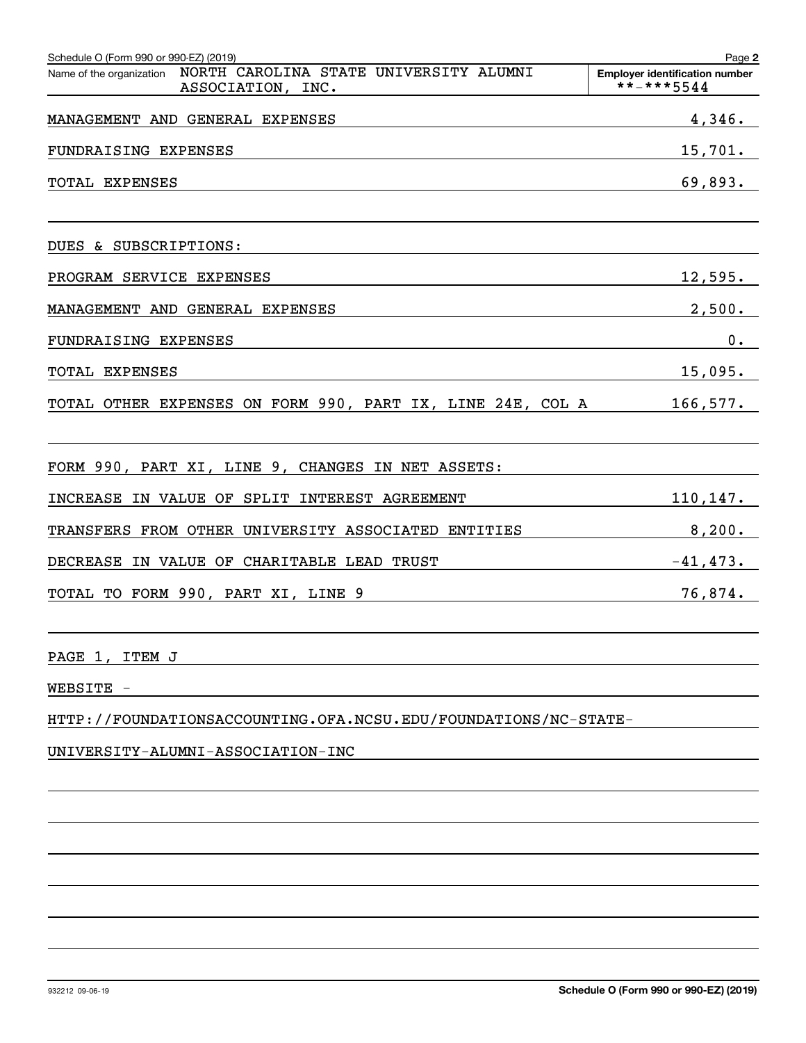Schedule O (Form 990 or 990-EZ) (2019) Page 2

| Name of the organization NORTH CAROLINA STATE UNIVERSITY ALUMNI ASSOCIATION, INC. | Employer identification number **-***5544 |
|---|---|
| MANAGEMENT AND GENERAL EXPENSES | 4,346. |
| FUNDRAISING EXPENSES | 15,701. |
| TOTAL EXPENSES | 69,893. |
| | |
| DUES & SUBSCRIPTIONS: | |
| PROGRAM SERVICE EXPENSES | 12,595. |
| MANAGEMENT AND GENERAL EXPENSES | 2,500. |
| FUNDRAISING EXPENSES | 0. |
| TOTAL EXPENSES | 15,095. |
| TOTAL OTHER EXPENSES ON FORM 990, PART IX, LINE 24E, COL A | 166,577. |
| | |
| FORM 990, PART XI, LINE 9, CHANGES IN NET ASSETS: | |
| INCREASE IN VALUE OF SPLIT INTEREST AGREEMENT | 110,147. |
| TRANSFERS FROM OTHER UNIVERSITY ASSOCIATED ENTITIES | 8,200. |
| DECREASE IN VALUE OF CHARITABLE LEAD TRUST | -41,473. |
| TOTAL TO FORM 990, PART XI, LINE 9 | 76,874. |

PAGE 1, ITEM J

WEBSITE -

HTTP://FOUNDATIONSACCOUNTING.OFA.NCSU.EDU/FOUNDATIONS/NC-STATE-

UNIVERSITY-ALUMNI-ASSOCIATION-INC

Schedule O (Form 990 or 990-EZ) (2019)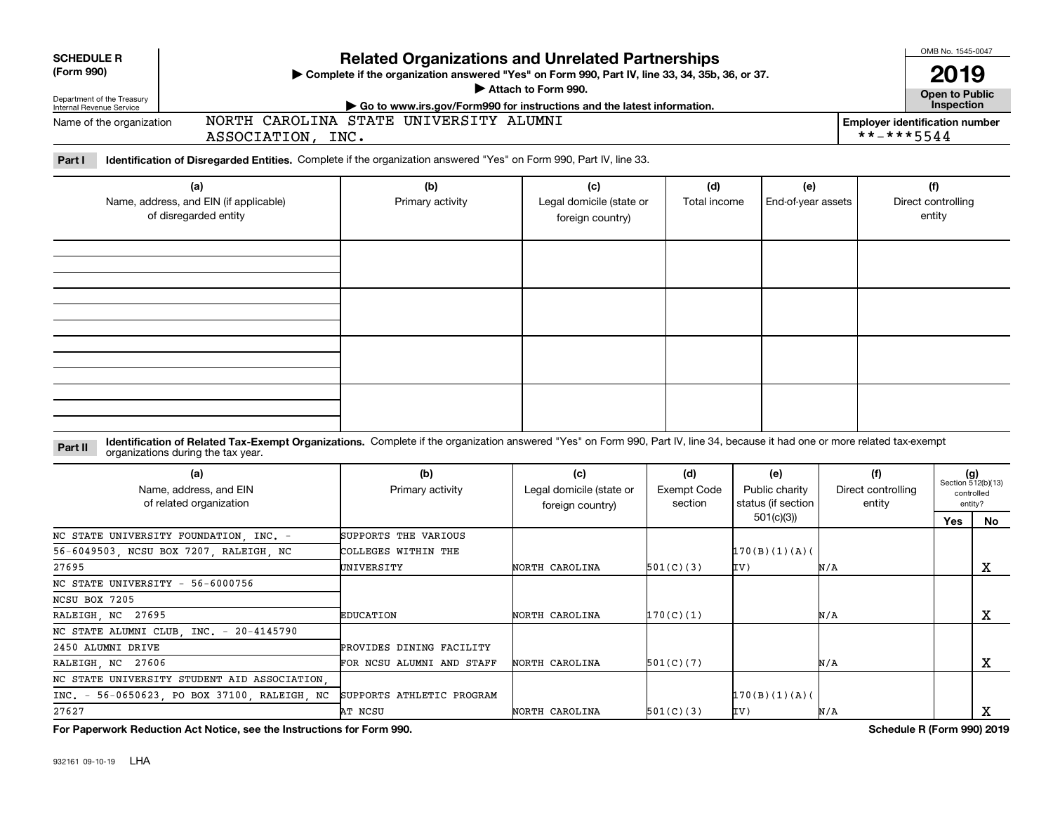**SCHEDULE R (Form 990)**

Department of the Treasury
Internal Revenue Service

# Related Organizations and Unrelated Partnerships

▶ Complete if the organization answered "Yes" on Form 990, Part IV, line 33, 34, 35b, 36, or 37.
▶ Attach to Form 990.
▶ Go to www.irs.gov/Form990 for instructions and the latest information.

OMB No. 1545-0047

**2019**

**Open to Public Inspection**

Name of the organization: NORTH CAROLINA STATE UNIVERSITY ALUMNI ASSOCIATION, INC.

Employer identification number: **-***5544

**Part I** **Identification of Disregarded Entities.** Complete if the organization answered "Yes" on Form 990, Part IV, line 33.

| (a) Name, address, and EIN (if applicable) of disregarded entity | (b) Primary activity | (c) Legal domicile (state or foreign country) | (d) Total income | (e) End-of-year assets | (f) Direct controlling entity |
|---|---|---|---|---|---|
| | | | | | |
| | | | | | |
| | | | | | |
| | | | | | |

**Part II** **Identification of Related Tax-Exempt Organizations.** Complete if the organization answered "Yes" on Form 990, Part IV, line 34, because it had one or more related tax-exempt organizations during the tax year.

| (a) Name, address, and EIN of related organization | (b) Primary activity | (c) Legal domicile (state or foreign country) | (d) Exempt Code section | (e) Public charity status (if section 501(c)(3)) | (f) Direct controlling entity | (g) Section 512(b)(13) controlled entity? Yes | No |
|---|---|---|---|---|---|---|---|
| NC STATE UNIVERSITY FOUNDATION, INC. - 56-6049503, NCSU BOX 7207, RALEIGH, NC 27695 | SUPPORTS THE VARIOUS COLLEGES WITHIN THE UNIVERSITY | NORTH CAROLINA | 501(C)(3) | 170(B)(1)(A)(IV) | N/A | | X |
| NC STATE UNIVERSITY - 56-6000756 NCSU BOX 7205 RALEIGH, NC 27695 | EDUCATION | NORTH CAROLINA | 170(C)(1) | | N/A | | X |
| NC STATE ALUMNI CLUB, INC. - 20-4145790 2450 ALUMNI DRIVE RALEIGH, NC 27606 | PROVIDES DINING FACILITY FOR NCSU ALUMNI AND STAFF | NORTH CAROLINA | 501(C)(7) | | N/A | | X |
| NC STATE UNIVERSITY STUDENT AID ASSOCIATION, INC. - 56-0650623, PO BOX 37100, RALEIGH, NC 27627 | SUPPORTS ATHLETIC PROGRAM AT NCSU | NORTH CAROLINA | 501(C)(3) | 170(B)(1)(A)(IV) | N/A | | X |

**For Paperwork Reduction Act Notice, see the Instructions for Form 990.** **Schedule R (Form 990) 2019**

932161 09-10-19 LHA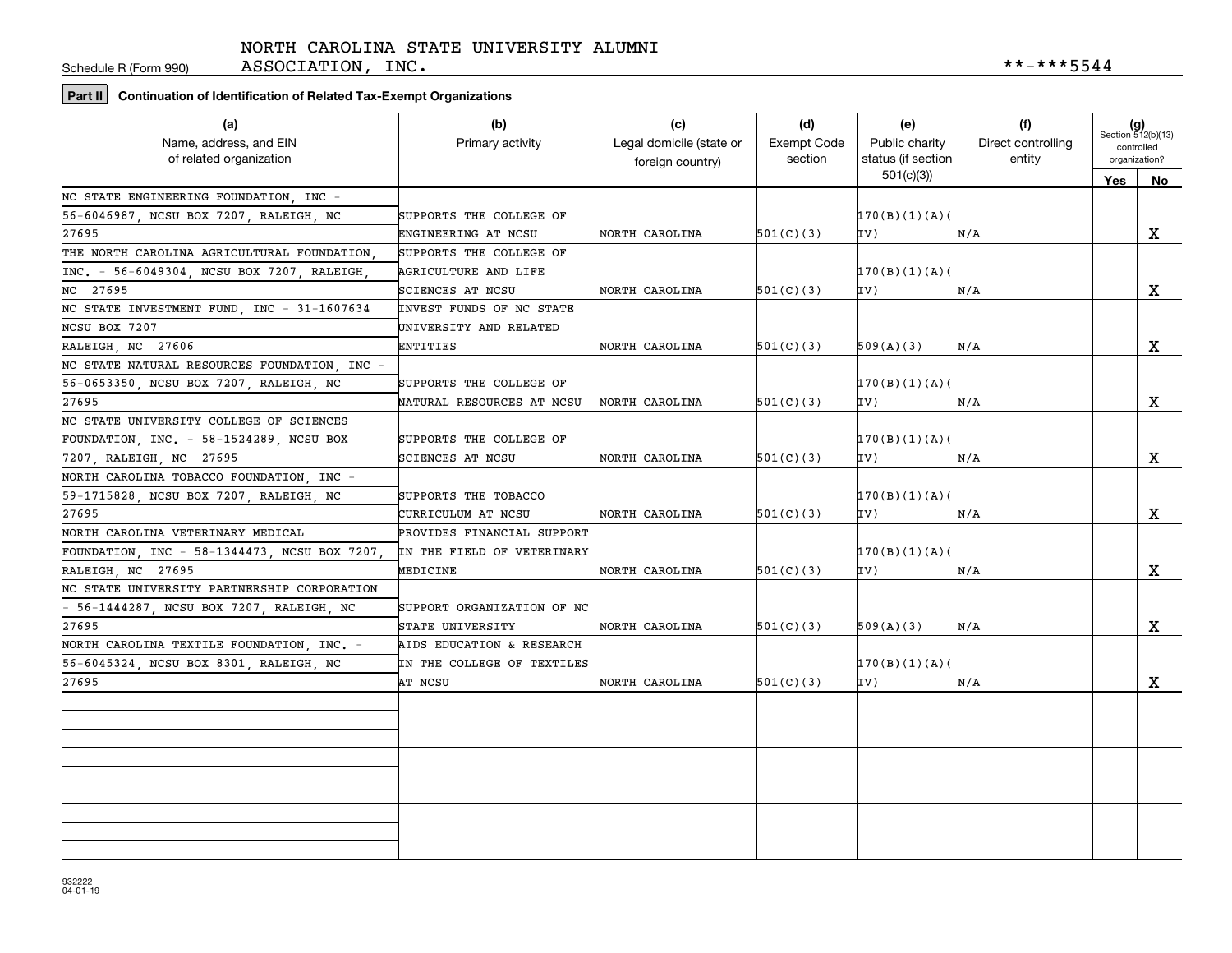Schedule R (Form 990)

NORTH CAROLINA STATE UNIVERSITY ALUMNI ASSOCIATION, INC.

**-***5544

**Part II** Continuation of Identification of Related Tax-Exempt Organizations

| (a) Name, address, and EIN of related organization | (b) Primary activity | (c) Legal domicile (state or foreign country) | (d) Exempt Code section | (e) Public charity status (if section 501(c)(3)) | (f) Direct controlling entity | (g) Section 512(b)(13) controlled organization? Yes | No |
|---|---|---|---|---|---|---|---|
| NC STATE ENGINEERING FOUNDATION, INC - 56-6046987, NCSU BOX 7207, RALEIGH, NC 27695 | SUPPORTS THE COLLEGE OF ENGINEERING AT NCSU | NORTH CAROLINA | 501(C)(3) | 170(B)(1)(A)(IV) | N/A | | X |
| THE NORTH CAROLINA AGRICULTURAL FOUNDATION, INC. - 56-6049304, NCSU BOX 7207, RALEIGH, NC 27695 | SUPPORTS THE COLLEGE OF AGRICULTURE AND LIFE SCIENCES AT NCSU | NORTH CAROLINA | 501(C)(3) | 170(B)(1)(A)(IV) | N/A | | X |
| NC STATE INVESTMENT FUND, INC - 31-1607634 NCSU BOX 7207 RALEIGH, NC 27606 | INVEST FUNDS OF NC STATE UNIVERSITY AND RELATED ENTITIES | NORTH CAROLINA | 501(C)(3) | 509(A)(3) | N/A | | X |
| NC STATE NATURAL RESOURCES FOUNDATION, INC - 56-0653350, NCSU BOX 7207, RALEIGH, NC 27695 | SUPPORTS THE COLLEGE OF NATURAL RESOURCES AT NCSU | NORTH CAROLINA | 501(C)(3) | 170(B)(1)(A)(IV) | N/A | | X |
| NC STATE UNIVERSITY COLLEGE OF SCIENCES FOUNDATION, INC. - 58-1524289, NCSU BOX 7207, RALEIGH, NC 27695 | SUPPORTS THE COLLEGE OF SCIENCES AT NCSU | NORTH CAROLINA | 501(C)(3) | 170(B)(1)(A)(IV) | N/A | | X |
| NORTH CAROLINA TOBACCO FOUNDATION, INC - 59-1715828, NCSU BOX 7207, RALEIGH, NC 27695 | SUPPORTS THE TOBACCO CURRICULUM AT NCSU | NORTH CAROLINA | 501(C)(3) | 170(B)(1)(A)(IV) | N/A | | X |
| NORTH CAROLINA VETERINARY MEDICAL FOUNDATION, INC - 58-1344473, NCSU BOX 7207, RALEIGH, NC 27695 | PROVIDES FINANCIAL SUPPORT IN THE FIELD OF VETERINARY MEDICINE | NORTH CAROLINA | 501(C)(3) | 170(B)(1)(A)(IV) | N/A | | X |
| NC STATE UNIVERSITY PARTNERSHIP CORPORATION - 56-1444287, NCSU BOX 7207, RALEIGH, NC 27695 | SUPPORT ORGANIZATION OF NC STATE UNIVERSITY | NORTH CAROLINA | 501(C)(3) | 509(A)(3) | N/A | | X |
| NORTH CAROLINA TEXTILE FOUNDATION, INC. - 56-6045324, NCSU BOX 8301, RALEIGH, NC 27695 | AIDS EDUCATION & RESEARCH IN THE COLLEGE OF TEXTILES AT NCSU | NORTH CAROLINA | 501(C)(3) | 170(B)(1)(A)(IV) | N/A | | X |
| | | | | | | | |
| | | | | | | | |
| | | | | | | | |

932222 04-01-19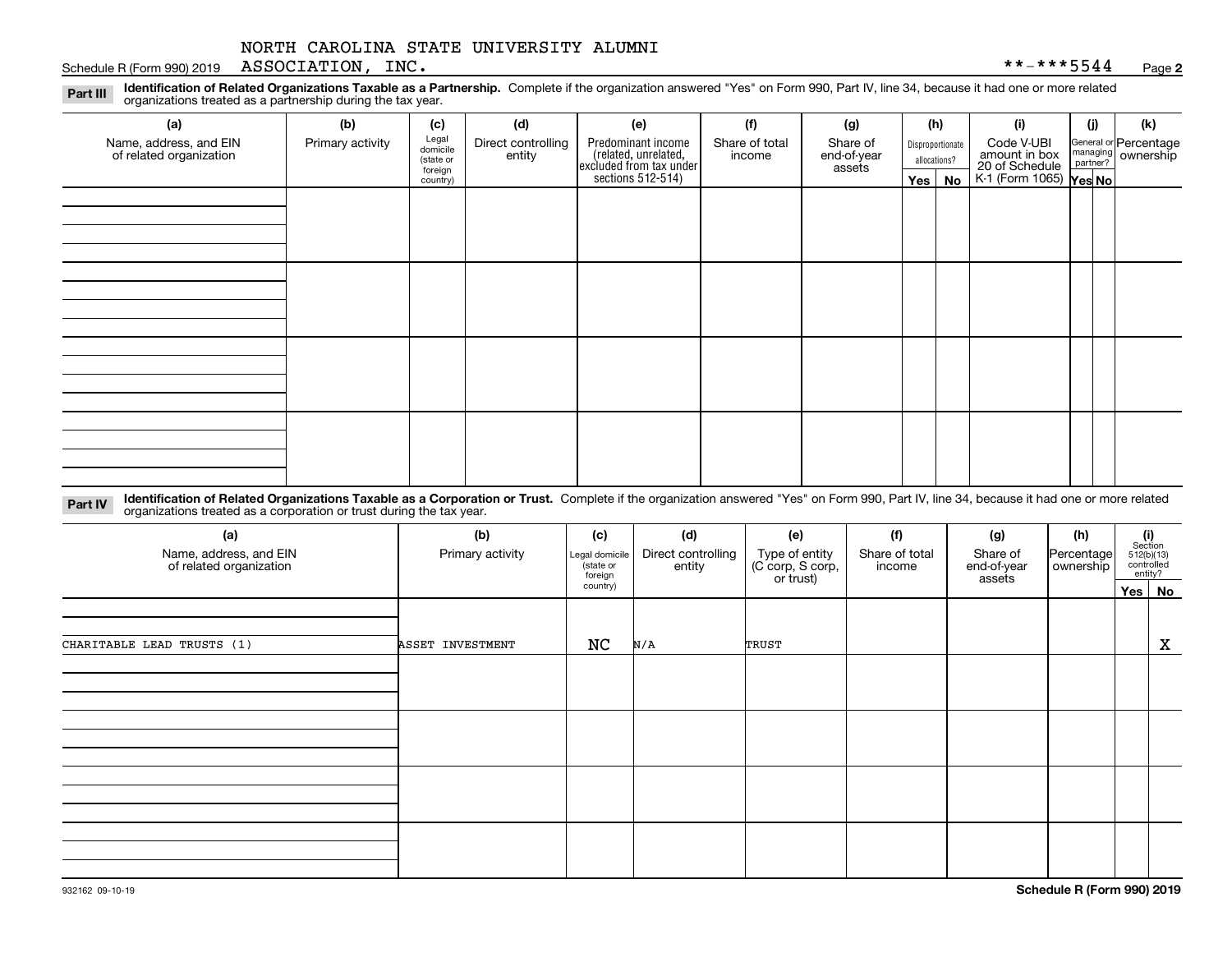NORTH CAROLINA STATE UNIVERSITY ALUMNI ASSOCIATION, INC. **-***5544

Schedule R (Form 990) 2019

**Part III Identification of Related Organizations Taxable as a Partnership.** Complete if the organization answered "Yes" on Form 990, Part IV, line 34, because it had one or more related organizations treated as a partnership during the tax year.

| (a) Name, address, and EIN of related organization | (b) Primary activity | (c) Legal domicile (state or foreign country) | (d) Direct controlling entity | (e) Predominant income (related, unrelated, excluded from tax under sections 512-514) | (f) Share of total income | (g) Share of end-of-year assets | (h) Disproportionate allocations? Yes | No | (i) Code V-UBI amount in box 20 of Schedule K-1 (Form 1065) | (j) General or managing partner? Yes | No | (k) Percentage ownership |
|---|---|---|---|---|---|---|---|---|---|---|---|---|
| | | | | | | | | | | | | |
| | | | | | | | | | | | | |
| | | | | | | | | | | | | |
| | | | | | | | | | | | | |

**Part IV Identification of Related Organizations Taxable as a Corporation or Trust.** Complete if the organization answered "Yes" on Form 990, Part IV, line 34, because it had one or more related organizations treated as a corporation or trust during the tax year.

| (a) Name, address, and EIN of related organization | (b) Primary activity | (c) Legal domicile (state or foreign country) | (d) Direct controlling entity | (e) Type of entity (C corp, S corp, or trust) | (f) Share of total income | (g) Share of end-of-year assets | (h) Percentage ownership | (i) Section 512(b)(13) controlled entity? Yes | No |
|---|---|---|---|---|---|---|---|---|---|
| CHARITABLE LEAD TRUSTS (1) | ASSET INVESTMENT | NC | N/A | TRUST | | | | | X |
| | | | | | | | | | |
| | | | | | | | | | |
| | | | | | | | | | |
| | | | | | | | | | |

932162 09-10-19

Schedule R (Form 990) 2019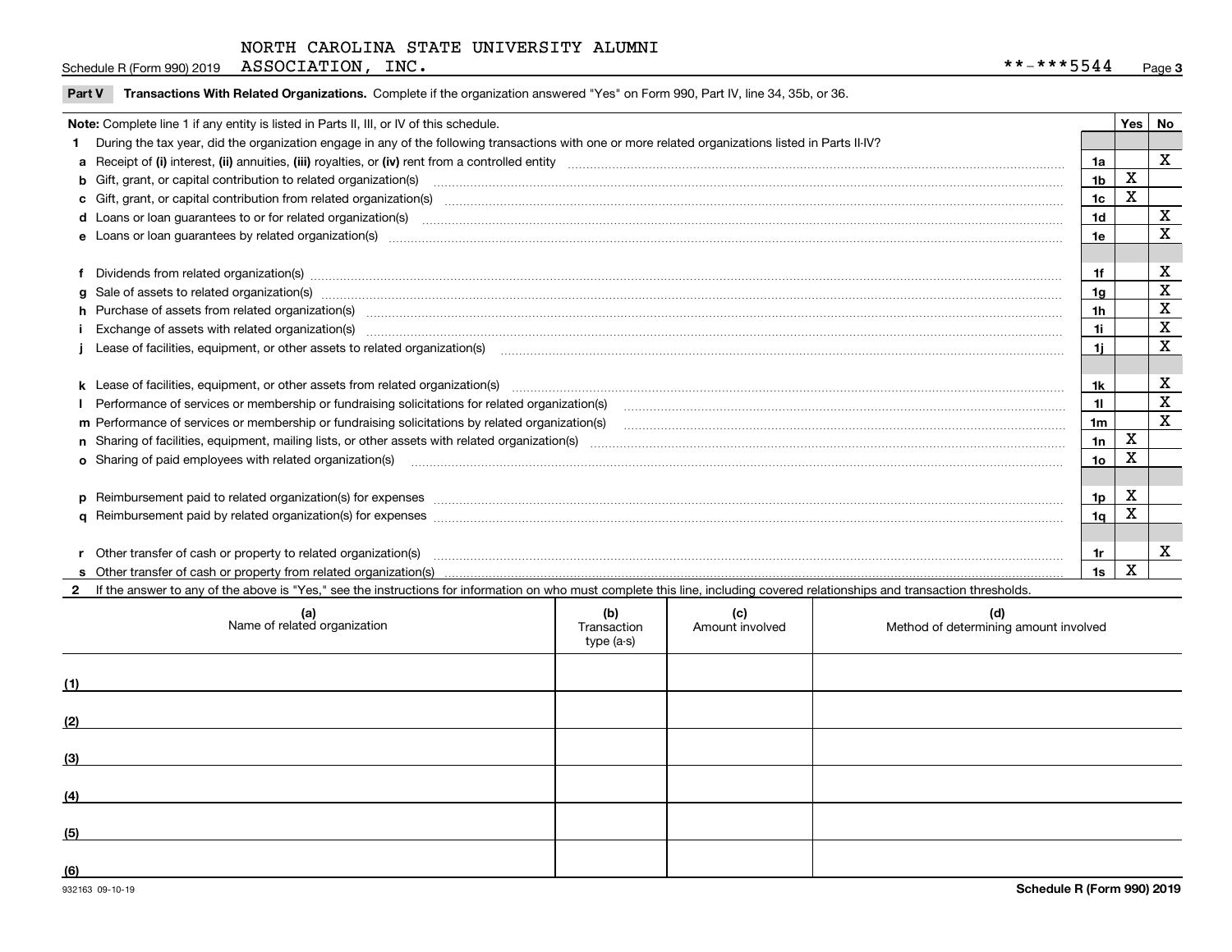NORTH CAROLINA STATE UNIVERSITY ALUMNI ASSOCIATION, INC.

Schedule R (Form 990) 2019 **-***5544

**Part V Transactions With Related Organizations.** Complete if the organization answered "Yes" on Form 990, Part IV, line 34, 35b, or 36.

| **Note:** Complete line 1 if any entity is listed in Parts II, III, or IV of this schedule. | | Yes | No |
|---|---|---|---|
| **1** During the tax year, did the organization engage in any of the following transactions with one or more related organizations listed in Parts II-IV? | | | |
| **a** Receipt of **(i)** interest, **(ii)** annuities, **(iii)** royalties, or **(iv)** rent from a controlled entity | 1a | | X |
| **b** Gift, grant, or capital contribution to related organization(s) | 1b | X | |
| **c** Gift, grant, or capital contribution from related organization(s) | 1c | X | |
| **d** Loans or loan guarantees to or for related organization(s) | 1d | | X |
| **e** Loans or loan guarantees by related organization(s) | 1e | | X |
| **f** Dividends from related organization(s) | 1f | | X |
| **g** Sale of assets to related organization(s) | 1g | | X |
| **h** Purchase of assets from related organization(s) | 1h | | X |
| **i** Exchange of assets with related organization(s) | 1i | | X |
| **j** Lease of facilities, equipment, or other assets to related organization(s) | 1j | | X |
| **k** Lease of facilities, equipment, or other assets from related organization(s) | 1k | | X |
| **l** Performance of services or membership or fundraising solicitations for related organization(s) | 1l | | X |
| **m** Performance of services or membership or fundraising solicitations by related organization(s) | 1m | | X |
| **n** Sharing of facilities, equipment, mailing lists, or other assets with related organization(s) | 1n | X | |
| **o** Sharing of paid employees with related organization(s) | 1o | X | |
| **p** Reimbursement paid to related organization(s) for expenses | 1p | X | |
| **q** Reimbursement paid by related organization(s) for expenses | 1q | X | |
| **r** Other transfer of cash or property to related organization(s) | 1r | | X |
| **s** Other transfer of cash or property from related organization(s) | 1s | X | |

**2** If the answer to any of the above is "Yes," see the instructions for information on who must complete this line, including covered relationships and transaction thresholds.

| | (a) Name of related organization | (b) Transaction type (a-s) | (c) Amount involved | (d) Method of determining amount involved |
|---|---|---|---|---|
| (1) | | | | |
| (2) | | | | |
| (3) | | | | |
| (4) | | | | |
| (5) | | | | |
| (6) | | | | |

Schedule R (Form 990) 2019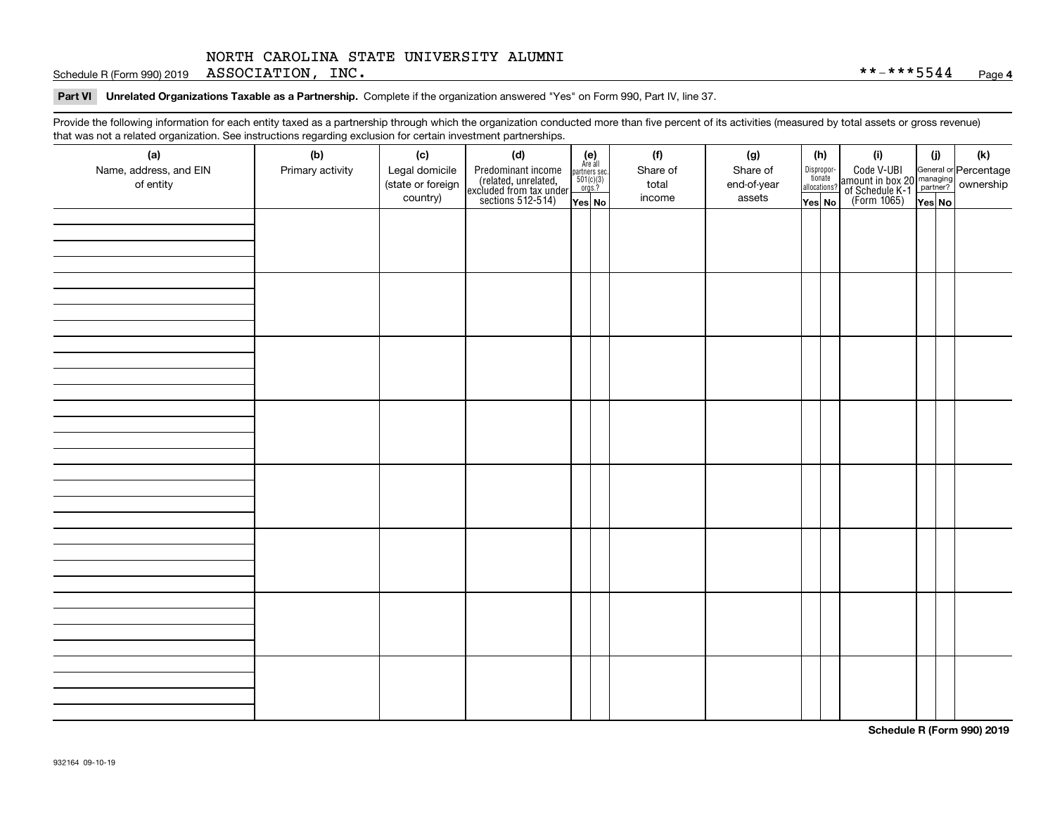NORTH CAROLINA STATE UNIVERSITY ALUMNI

Schedule R (Form 990) 2019 ASSOCIATION, INC. **-***5544 Page 4

**Part VI Unrelated Organizations Taxable as a Partnership.** Complete if the organization answered "Yes" on Form 990, Part IV, line 37.

Provide the following information for each entity taxed as a partnership through which the organization conducted more than five percent of its activities (measured by total assets or gross revenue) that was not a related organization. See instructions regarding exclusion for certain investment partnerships.

| (a) Name, address, and EIN of entity | (b) Primary activity | (c) Legal domicile (state or foreign country) | (d) Predominant income (related, unrelated, excluded from tax under sections 512-514) | (e) Are all partners sec. 501(c)(3) orgs.? | | (f) Share of total income | (g) Share of end-of-year assets | (h) Disproportionate allocations? | | (i) Code V-UBI amount in box 20 of Schedule K-1 (Form 1065) | (j) General or managing partner? | | (k) Percentage ownership |
|---|---|---|---|---|---|---|---|---|---|---|---|---|---|
| | | | | Yes | No | | | Yes | No | | Yes | No | |
| | | | | | | | | | | | | | |
| | | | | | | | | | | | | | |
| | | | | | | | | | | | | | |
| | | | | | | | | | | | | | |
| | | | | | | | | | | | | | |
| | | | | | | | | | | | | | |
| | | | | | | | | | | | | | |
| | | | | | | | | | | | | | |

**Schedule R (Form 990) 2019**

932164 09-10-19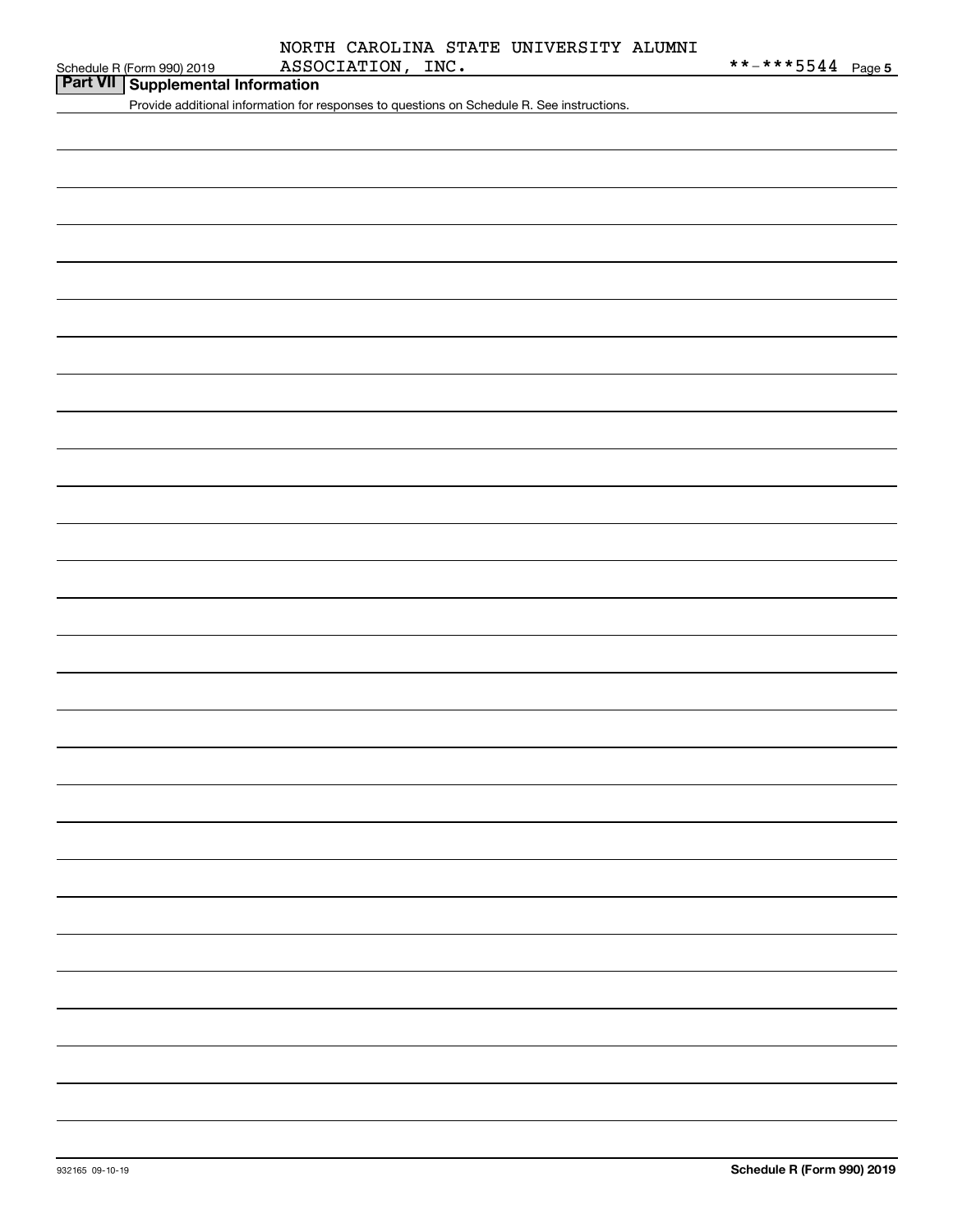NORTH CAROLINA STATE UNIVERSITY ALUMNI ASSOCIATION, INC. **-***5544

## Part VII Supplemental Information

Provide additional information for responses to questions on Schedule R. See instructions.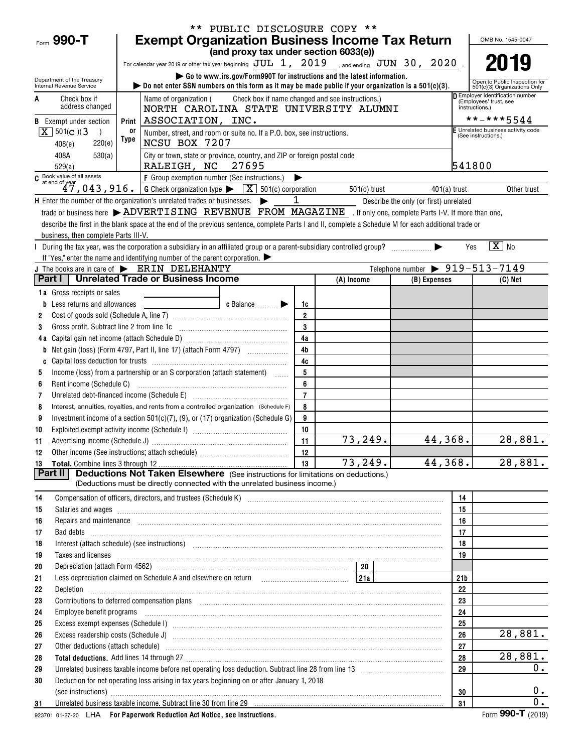\*\* PUBLIC DISCLOSURE COPY \*\*

# Form 990-T Exempt Organization Business Income Tax Return

**(and proxy tax under section 6033(e))**

For calendar year 2019 or other tax year beginning JUL 1, 2019 , and ending JUN 30, 2020 .

▶ Go to www.irs.gov/Form990T for instructions and the latest information.

▶ Do not enter SSN numbers on this form as it may be made public if your organization is a 501(c)(3).

Department of the Treasury
Internal Revenue Service

OMB No. 1545-0047

**2019**

Open to Public Inspection for 501(c)(3) Organizations Only

**A** Check box if address changed

**B** Exempt under section: [X] 501(c)(3) ; 408(e) ; 220(e) ; 408A ; 530(a) ; 529(a)

Name of organization ( Check box if name changed and see instructions.)
NORTH CAROLINA STATE UNIVERSITY ALUMNI ASSOCIATION, INC.

Number, street, and room or suite no. If a P.O. box, see instructions.
NCSU BOX 7207

City or town, state or province, country, and ZIP or foreign postal code
RALEIGH, NC 27695

**D** Employer identification number (Employees' trust, see instructions.)
\*\*-\*\*\*5544

**E** Unrelated business activity code (See instructions.)
541800

**C** Book value of all assets at end of year: 47,043,916.

**F** Group exemption number (See instructions.) ▶

**G** Check organization type ▶ [X] 501(c) corporation ; 501(c) trust ; 401(a) trust ; Other trust

**H** Enter the number of the organization's unrelated trades or businesses. ▶ 1 Describe the only (or first) unrelated trade or business here ▶ ADVERTISING REVENUE FROM MAGAZINE . If only one, complete Parts I-V. If more than one, describe the first in the blank space at the end of the previous sentence, complete Parts I and II, complete a Schedule M for each additional trade or business, then complete Parts III-V.

**I** During the tax year, was the corporation a subsidiary in an affiliated group or a parent-subsidiary controlled group? ▶ Yes [X] No
If "Yes," enter the name and identifying number of the parent corporation. ▶

**J** The books are in care of ▶ ERIN DELEHANTY Telephone number ▶ 919-513-7149

## Part I Unrelated Trade or Business Income

| | | Line | (A) Income | (B) Expenses | (C) Net |
|---|---|---|---|---|---|
| 1a | Gross receipts or sales | | | | |
| b | Less returns and allowances c Balance ▶ | 1c | | | |
| 2 | Cost of goods sold (Schedule A, line 7) | 2 | | | |
| 3 | Gross profit. Subtract line 2 from line 1c | 3 | | | |
| 4a | Capital gain net income (attach Schedule D) | 4a | | | |
| b | Net gain (loss) (Form 4797, Part II, line 17) (attach Form 4797) | 4b | | | |
| c | Capital loss deduction for trusts | 4c | | | |
| 5 | Income (loss) from a partnership or an S corporation (attach statement) | 5 | | | |
| 6 | Rent income (Schedule C) | 6 | | | |
| 7 | Unrelated debt-financed income (Schedule E) | 7 | | | |
| 8 | Interest, annuities, royalties, and rents from a controlled organization (Schedule F) | 8 | | | |
| 9 | Investment income of a section 501(c)(7), (9), or (17) organization (Schedule G) | 9 | | | |
| 10 | Exploited exempt activity income (Schedule I) | 10 | | | |
| 11 | Advertising income (Schedule J) | 11 | 73,249. | 44,368. | 28,881. |
| 12 | Other income (See instructions; attach schedule) | 12 | | | |
| 13 | **Total.** Combine lines 3 through 12 | 13 | 73,249. | 44,368. | 28,881. |

## Part II Deductions Not Taken Elsewhere (See instructions for limitations on deductions.)

(Deductions must be directly connected with the unrelated business income.)

| | | | |
|---|---|---|---|
| 14 | Compensation of officers, directors, and trustees (Schedule K) | 14 | |
| 15 | Salaries and wages | 15 | |
| 16 | Repairs and maintenance | 16 | |
| 17 | Bad debts | 17 | |
| 18 | Interest (attach schedule) (see instructions) | 18 | |
| 19 | Taxes and licenses | 19 | |
| 20 | Depreciation (attach Form 4562) — 20 | | |
| 21 | Less depreciation claimed on Schedule A and elsewhere on return — 21a | 21b | |
| 22 | Depletion | 22 | |
| 23 | Contributions to deferred compensation plans | 23 | |
| 24 | Employee benefit programs | 24 | |
| 25 | Excess exempt expenses (Schedule I) | 25 | |
| 26 | Excess readership costs (Schedule J) | 26 | 28,881. |
| 27 | Other deductions (attach schedule) | 27 | |
| 28 | **Total deductions.** Add lines 14 through 27 | 28 | 28,881. |
| 29 | Unrelated business taxable income before net operating loss deduction. Subtract line 28 from line 13 | 29 | 0. |
| 30 | Deduction for net operating loss arising in tax years beginning on or after January 1, 2018 (see instructions) | 30 | 0. |
| 31 | Unrelated business taxable income. Subtract line 30 from line 29 | 31 | 0. |

923701 01-27-20 LHA For Paperwork Reduction Act Notice, see instructions. Form **990-T** (2019)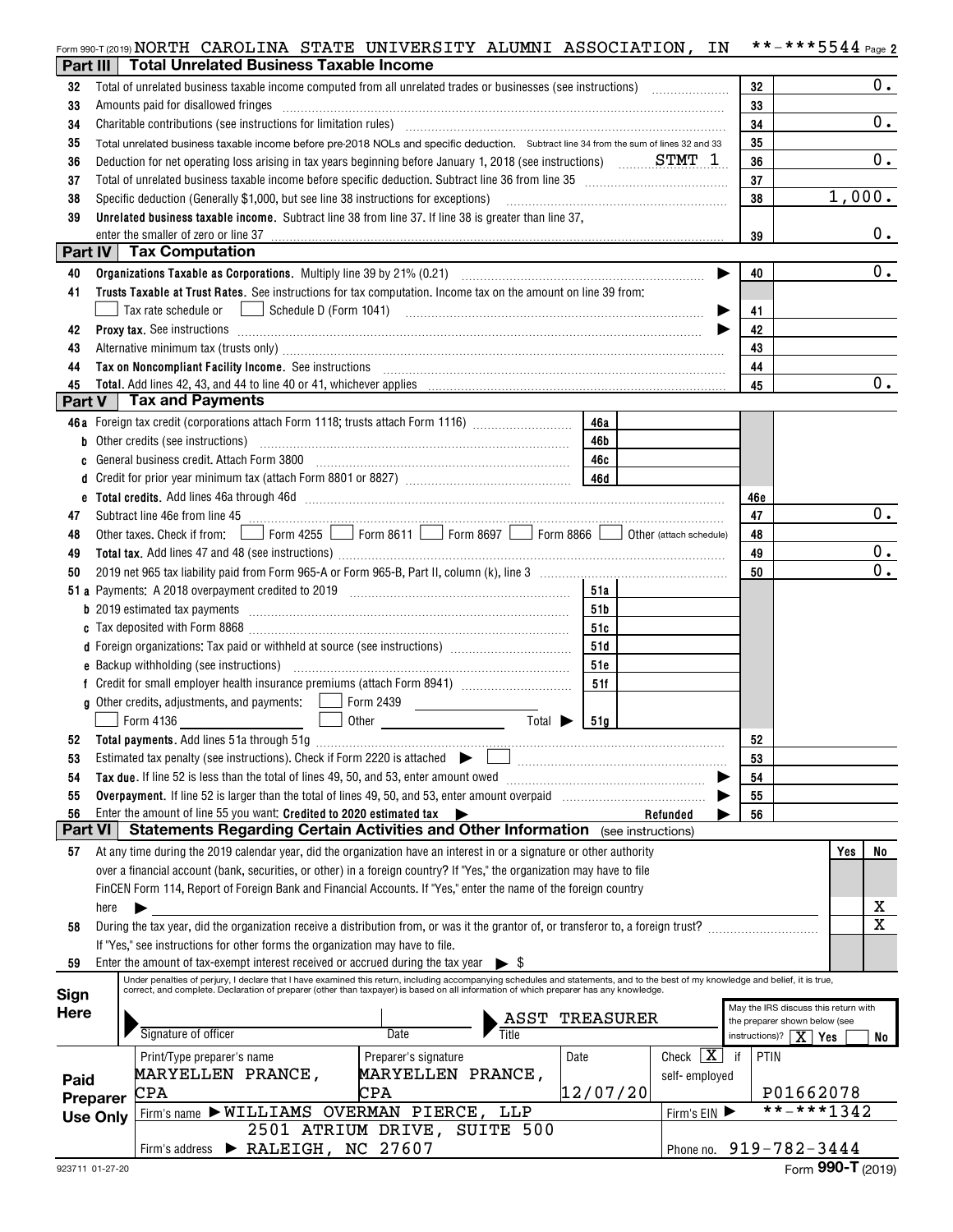Form 990-T (2019) NORTH CAROLINA STATE UNIVERSITY ALUMNI ASSOCIATION, IN **-***5544 Page 2

## Part III Total Unrelated Business Taxable Income

| Line | Description | Line | Amount |
|---|---|---|---|
| 32 | Total of unrelated business taxable income computed from all unrelated trades or businesses (see instructions) | 32 | 0. |
| 33 | Amounts paid for disallowed fringes | 33 | |
| 34 | Charitable contributions (see instructions for limitation rules) | 34 | 0. |
| 35 | Total unrelated business taxable income before pre-2018 NOLs and specific deduction. Subtract line 34 from the sum of lines 32 and 33 | 35 | |
| 36 | Deduction for net operating loss arising in tax years beginning before January 1, 2018 (see instructions) STMT 1 | 36 | 0. |
| 37 | Total of unrelated business taxable income before specific deduction. Subtract line 36 from line 35 | 37 | |
| 38 | Specific deduction (Generally $1,000, but see line 38 instructions for exceptions) | 38 | 1,000. |
| 39 | **Unrelated business taxable income.** Subtract line 38 from line 37. If line 38 is greater than line 37, enter the smaller of zero or line 37 | 39 | 0. |

## Part IV Tax Computation

| Line | Description | Line | Amount |
|---|---|---|---|
| 40 | **Organizations Taxable as Corporations.** Multiply line 39 by 21% (0.21) | 40 | 0. |
| 41 | **Trusts Taxable at Trust Rates.** See instructions for tax computation. Income tax on the amount on line 39 from: ☐ Tax rate schedule or ☐ Schedule D (Form 1041) | 41 | |
| 42 | **Proxy tax.** See instructions | 42 | |
| 43 | Alternative minimum tax (trusts only) | 43 | |
| 44 | **Tax on Noncompliant Facility Income.** See instructions | 44 | |
| 45 | **Total.** Add lines 42, 43, and 44 to line 40 or 41, whichever applies | 45 | 0. |

## Part V Tax and Payments

| Line | Description | Line | Amount | Line | Amount |
|---|---|---|---|---|---|
| 46a | Foreign tax credit (corporations attach Form 1118; trusts attach Form 1116) | 46a | | | |
| b | Other credits (see instructions) | 46b | | | |
| c | General business credit. Attach Form 3800 | 46c | | | |
| d | Credit for prior year minimum tax (attach Form 8801 or 8827) | 46d | | | |
| e | **Total credits.** Add lines 46a through 46d | | | 46e | |
| 47 | Subtract line 46e from line 45 | | | 47 | 0. |
| 48 | Other taxes. Check if from: ☐ Form 4255 ☐ Form 8611 ☐ Form 8697 ☐ Form 8866 ☐ Other (attach schedule) | | | 48 | |
| 49 | **Total tax.** Add lines 47 and 48 (see instructions) | | | 49 | 0. |
| 50 | 2019 net 965 tax liability paid from Form 965-A or Form 965-B, Part II, column (k), line 3 | | | 50 | 0. |
| 51a | Payments: A 2018 overpayment credited to 2019 | 51a | | | |
| b | 2019 estimated tax payments | 51b | | | |
| c | Tax deposited with Form 8868 | 51c | | | |
| d | Foreign organizations: Tax paid or withheld at source (see instructions) | 51d | | | |
| e | Backup withholding (see instructions) | 51e | | | |
| f | Credit for small employer health insurance premiums (attach Form 8941) | 51f | | | |
| g | Other credits, adjustments, and payments: ☐ Form 2439 ___ ☐ Form 4136 ☐ Other ___ Total ▶ | 51g | | | |
| 52 | **Total payments.** Add lines 51a through 51g | | | 52 | |
| 53 | Estimated tax penalty (see instructions). Check if Form 2220 is attached ▶ ☐ | | | 53 | |
| 54 | **Tax due.** If line 52 is less than the total of lines 49, 50, and 53, enter amount owed | | | 54 | |
| 55 | **Overpayment.** If line 52 is larger than the total of lines 49, 50, and 53, enter amount overpaid | | | 55 | |
| 56 | Enter the amount of line 55 you want: **Credited to 2020 estimated tax** ▶ | | Refunded ▶ | 56 | |

## Part VI Statements Regarding Certain Activities and Other Information (see instructions)

| Line | Question | Yes | No |
|---|---|---|---|
| 57 | At any time during the 2019 calendar year, did the organization have an interest in or a signature or other authority over a financial account (bank, securities, or other) in a foreign country? If "Yes," the organization may have to file FinCEN Form 114, Report of Foreign Bank and Financial Accounts. If "Yes," enter the name of the foreign country here ▶ | | X |
| 58 | During the tax year, did the organization receive a distribution from, or was it the grantor of, or transferor to, a foreign trust? If "Yes," see instructions for other forms the organization may have to file. | | X |
| 59 | Enter the amount of tax-exempt interest received or accrued during the tax year ▶ $ | | |

**Sign Here**

Under penalties of perjury, I declare that I have examined this return, including accompanying schedules and statements, and to the best of my knowledge and belief, it is true, correct, and complete. Declaration of preparer (other than taxpayer) is based on all information of which preparer has any knowledge.

Signature of officer | Date | Title: ASST TREASURER

May the IRS discuss this return with the preparer shown below (see instructions)? [X] Yes ☐ No

**Paid Preparer Use Only**

| Print/Type preparer's name | Preparer's signature | Date | Check [X] if self-employed | PTIN |
|---|---|---|---|---|
| MARYELLEN PRANCE, CPA | MARYELLEN PRANCE, CPA | 12/07/20 | | P01662078 |

Firm's name ▶ WILLIAMS OVERMAN PIERCE, LLP — Firm's EIN ▶ **-***1342

Firm's address ▶ 2501 ATRIUM DRIVE, SUITE 500, RALEIGH, NC 27607 — Phone no. 919-782-3444

923711 01-27-20 Form **990-T** (2019)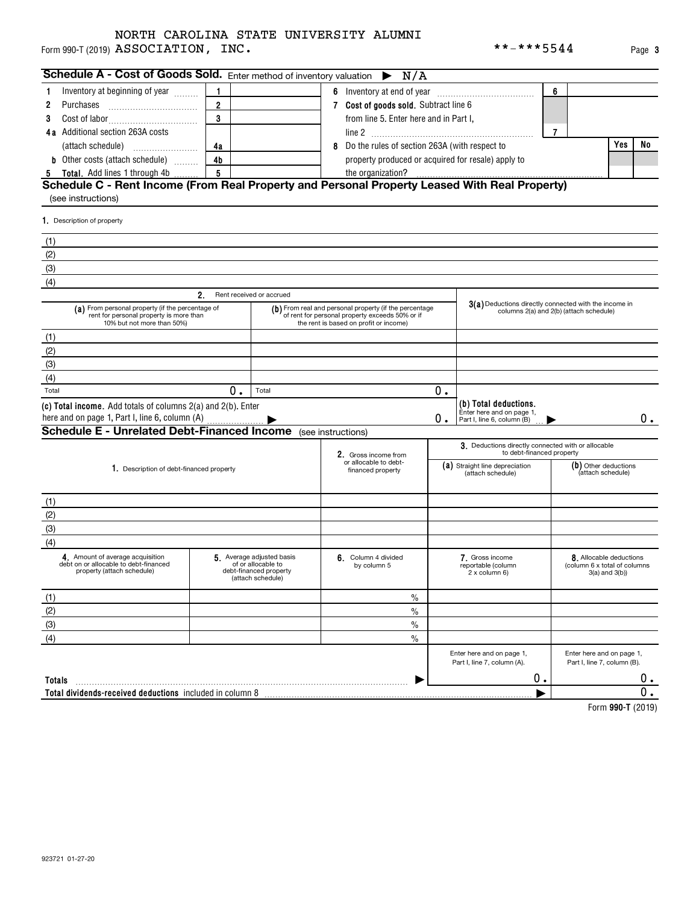NORTH CAROLINA STATE UNIVERSITY ALUMNI

Form 990-T (2019) ASSOCIATION, INC. **-***5544 Page 3

## Schedule A - Cost of Goods Sold. Enter method of inventory valuation ▶ N/A

| | | | | | | |
|---|---|---|---|---|---|---|
| 1 Inventory at beginning of year | 1 | | 6 Inventory at end of year | 6 | | |
| 2 Purchases | 2 | | 7 Cost of goods sold. Subtract line 6 from line 5. Enter here and in Part I, line 2 | 7 | | |
| 3 Cost of labor | 3 | | | | | |
| 4a Additional section 263A costs (attach schedule) | 4a | | 8 Do the rules of section 263A (with respect to property produced or acquired for resale) apply to the organization? | | Yes | No |
| b Other costs (attach schedule) | 4b | | | | | |
| 5 Total. Add lines 1 through 4b | 5 | | | | | |

## Schedule C - Rent Income (From Real Property and Personal Property Leased With Real Property)

(see instructions)

1. Description of property

(1)
(2)
(3)
(4)

| 2. Rent received or accrued | | |
|---|---|---|
| (a) From personal property (if the percentage of rent for personal property is more than 10% but not more than 50%) | (b) From real and personal property (if the percentage of rent for personal property exceeds 50% or if the rent is based on profit or income) | 3(a) Deductions directly connected with the income in columns 2(a) and 2(b) (attach schedule) |
| (1) | | |
| (2) | | |
| (3) | | |
| (4) | | |
| Total 0. | Total 0. | |
| (c) Total income. Add totals of columns 2(a) and 2(b). Enter here and on page 1, Part I, line 6, column (A) ▶ | 0. | (b) Total deductions. Enter here and on page 1, Part I, line 6, column (B) ▶ 0. |

## Schedule E - Unrelated Debt-Financed Income (see instructions)

| 1. Description of debt-financed property | 2. Gross income from or allocable to debt-financed property | 3. Deductions directly connected with or allocable to debt-financed property (a) Straight line depreciation (attach schedule) | (b) Other deductions (attach schedule) |
|---|---|---|---|
| (1) | | | |
| (2) | | | |
| (3) | | | |
| (4) | | | |

| 4. Amount of average acquisition debt on or allocable to debt-financed property (attach schedule) | 5. Average adjusted basis of or allocable to debt-financed property (attach schedule) | 6. Column 4 divided by column 5 | 7. Gross income reportable (column 2 x column 6) | 8. Allocable deductions (column 6 x total of columns 3(a) and 3(b)) |
|---|---|---|---|---|
| (1) | | % | | |
| (2) | | % | | |
| (3) | | % | | |
| (4) | | % | | |
| | | | Enter here and on page 1, Part I, line 7, column (A). | Enter here and on page 1, Part I, line 7, column (B). |
| Totals | | ▶ | 0. | 0. |
| Total dividends-received deductions included in column 8 | | | ▶ | 0. |

Form 990-T (2019)

923721 01-27-20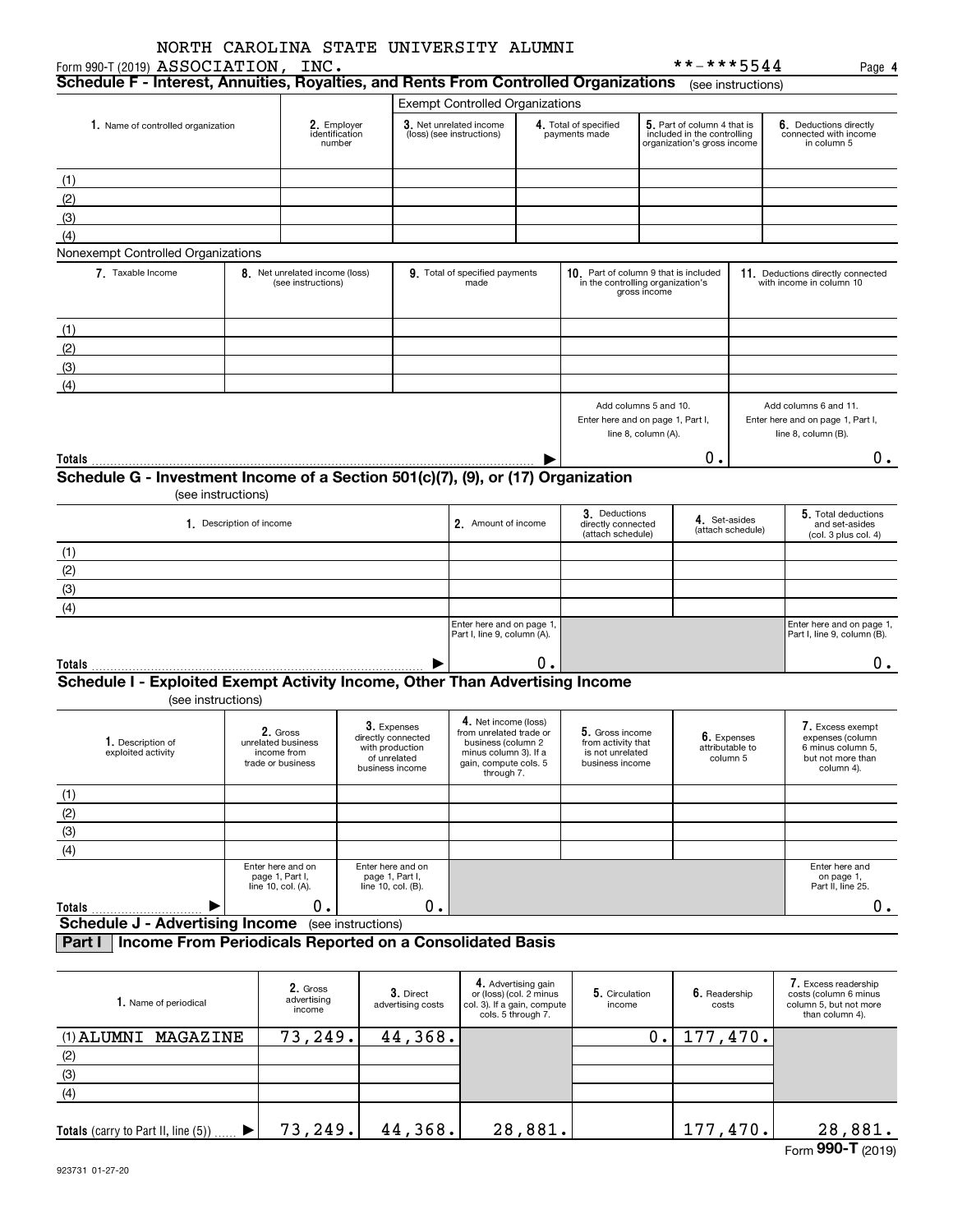NORTH CAROLINA STATE UNIVERSITY ALUMNI

Form 990-T (2019) ASSOCIATION, INC. **-***5544 Page 4

## Schedule F - Interest, Annuities, Royalties, and Rents From Controlled Organizations (see instructions)

| 1. Name of controlled organization | 2. Employer identification number | Exempt Controlled Organizations | | | |
|---|---|---|---|---|---|
| | | 3. Net unrelated income (loss) (see instructions) | 4. Total of specified payments made | 5. Part of column 4 that is included in the controlling organization's gross income | 6. Deductions directly connected with income in column 5 |
| (1) | | | | | |
| (2) | | | | | |
| (3) | | | | | |
| (4) | | | | | |

Nonexempt Controlled Organizations

| 7. Taxable Income | 8. Net unrelated income (loss) (see instructions) | 9. Total of specified payments made | 10. Part of column 9 that is included in the controlling organization's gross income | 11. Deductions directly connected with income in column 10 |
|---|---|---|---|---|
| (1) | | | | |
| (2) | | | | |
| (3) | | | | |
| (4) | | | | |
| | | | Add columns 5 and 10. Enter here and on page 1, Part I, line 8, column (A). | Add columns 6 and 11. Enter here and on page 1, Part I, line 8, column (B). |
| **Totals** | | | 0. | 0. |

## Schedule G - Investment Income of a Section 501(c)(7), (9), or (17) Organization

(see instructions)

| 1. Description of income | 2. Amount of income | 3. Deductions directly connected (attach schedule) | 4. Set-asides (attach schedule) | 5. Total deductions and set-asides (col. 3 plus col. 4) |
|---|---|---|---|---|
| (1) | | | | |
| (2) | | | | |
| (3) | | | | |
| (4) | | | | |
| | Enter here and on page 1, Part I, line 9, column (A). | | | Enter here and on page 1, Part I, line 9, column (B). |
| **Totals** | 0. | | | 0. |

## Schedule I - Exploited Exempt Activity Income, Other Than Advertising Income

(see instructions)

| 1. Description of exploited activity | 2. Gross unrelated business income from trade or business | 3. Expenses directly connected with production of unrelated business income | 4. Net income (loss) from unrelated trade or business (column 2 minus column 3). If a gain, compute cols. 5 through 7. | 5. Gross income from activity that is not unrelated business income | 6. Expenses attributable to column 5 | 7. Excess exempt expenses (column 6 minus column 5, but not more than column 4). |
|---|---|---|---|---|---|---|
| (1) | | | | | | |
| (2) | | | | | | |
| (3) | | | | | | |
| (4) | | | | | | |
| | Enter here and on page 1, Part I, line 10, col. (A). | Enter here and on page 1, Part I, line 10, col. (B). | | | | Enter here and on page 1, Part II, line 25. |
| **Totals** | 0. | 0. | | | | 0. |

## Schedule J - Advertising Income (see instructions)

### Part I Income From Periodicals Reported on a Consolidated Basis

| 1. Name of periodical | 2. Gross advertising income | 3. Direct advertising costs | 4. Advertising gain or (loss) (col. 2 minus col. 3). If a gain, compute cols. 5 through 7. | 5. Circulation income | 6. Readership costs | 7. Excess readership costs (column 6 minus column 5, but not more than column 4). |
|---|---|---|---|---|---|---|
| (1) ALUMNI MAGAZINE | 73,249. | 44,368. | | 0. | 177,470. | |
| (2) | | | | | | |
| (3) | | | | | | |
| (4) | | | | | | |
| **Totals** (carry to Part II, line (5)) | 73,249. | 44,368. | 28,881. | | 177,470. | 28,881. |

923731 01-27-20

Form **990-T** (2019)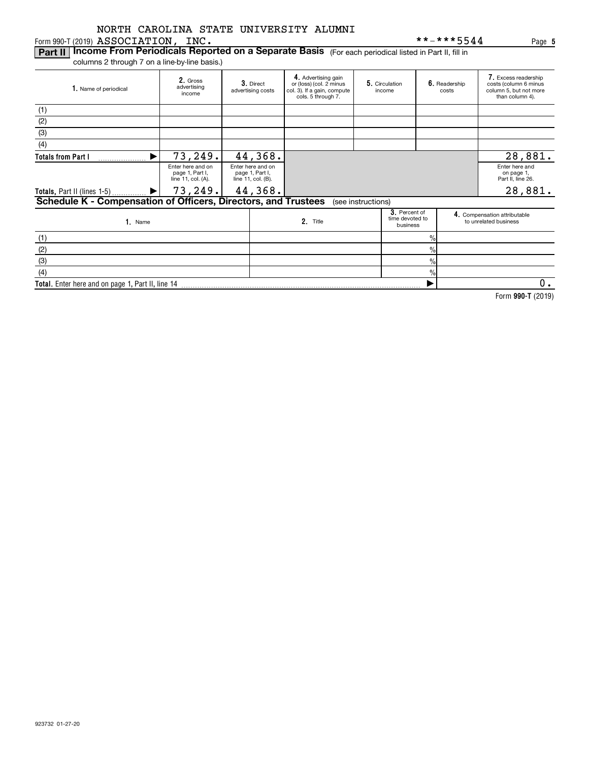NORTH CAROLINA STATE UNIVERSITY ALUMNI
Form 990-T (2019) ASSOCIATION, INC. **-***5544 Page **5**

**Part II | Income From Periodicals Reported on a Separate Basis** (For each periodical listed in Part II, fill in columns 2 through 7 on a line-by-line basis.)

| 1. Name of periodical | 2. Gross advertising income | 3. Direct advertising costs | 4. Advertising gain or (loss) (col. 2 minus col. 3). If a gain, compute cols. 5 through 7. | 5. Circulation income | 6. Readership costs | 7. Excess readership costs (column 6 minus column 5, but not more than column 4). |
|---|---|---|---|---|---|---|
| (1) | | | | | | |
| (2) | | | | | | |
| (3) | | | | | | |
| (4) | | | | | | |
| **Totals from Part I** ▶ | 73,249. | 44,368. | | | | 28,881. |
| | Enter here and on page 1, Part I, line 11, col. (A). | Enter here and on page 1, Part I, line 11, col. (B). | | | | Enter here and on page 1, Part II, line 26. |
| **Totals**, Part II (lines 1-5) ▶ | 73,249. | 44,368. | | | | 28,881. |

**Schedule K - Compensation of Officers, Directors, and Trustees** (see instructions)

| 1. Name | 2. Title | 3. Percent of time devoted to business | 4. Compensation attributable to unrelated business |
|---|---|---|---|
| (1) | | % | |
| (2) | | % | |
| (3) | | % | |
| (4) | | % | |
| **Total.** Enter here and on page 1, Part II, line 14 | | ▶ | 0. |

Form **990-T** (2019)

923732 01-27-20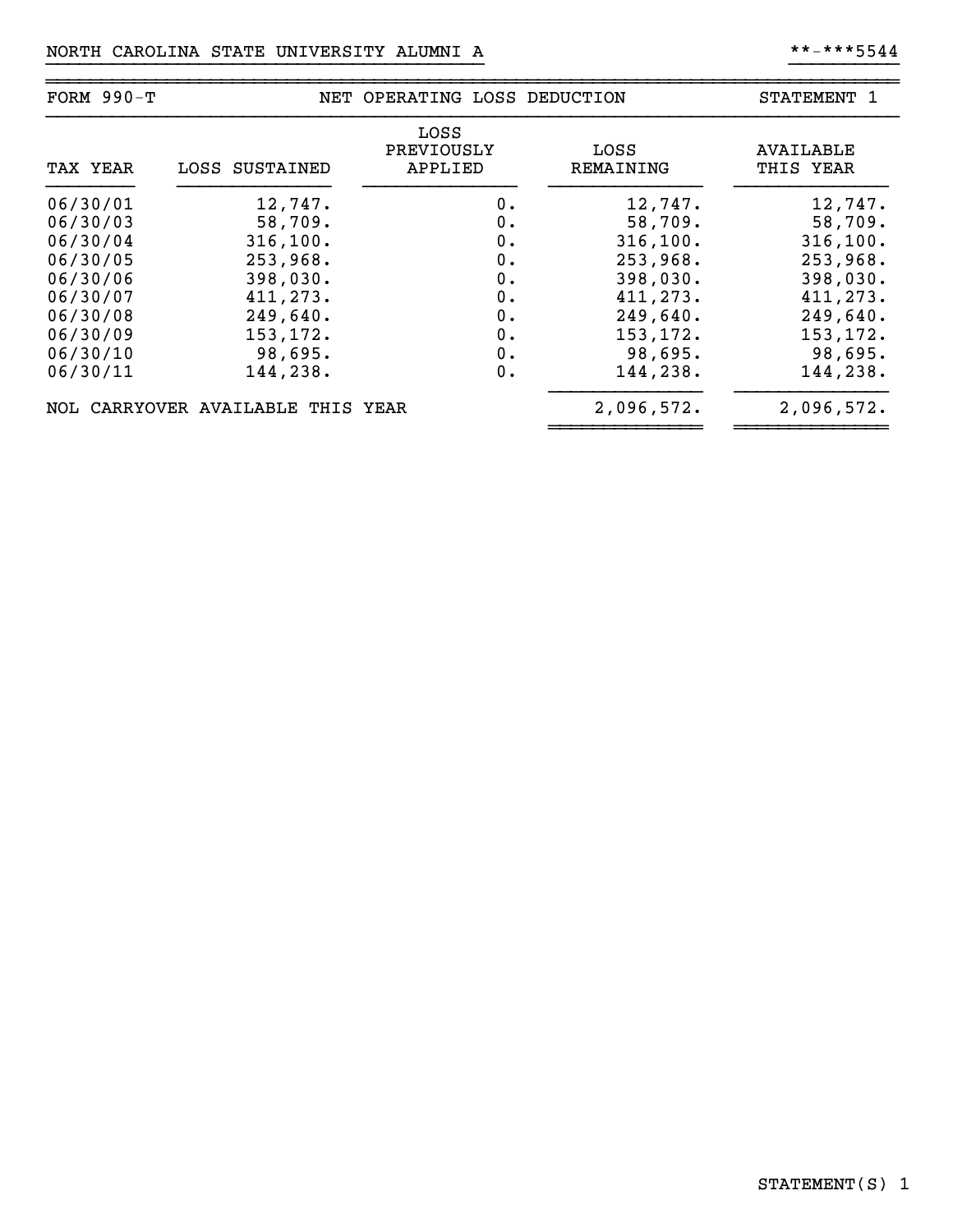NORTH CAROLINA STATE UNIVERSITY ALUMNI A **-***5544

FORM 990-T NET OPERATING LOSS DEDUCTION STATEMENT 1

| TAX YEAR | LOSS SUSTAINED | LOSS PREVIOUSLY APPLIED | LOSS REMAINING | AVAILABLE THIS YEAR |
|---|---|---|---|---|
| 06/30/01 | 12,747. | 0. | 12,747. | 12,747. |
| 06/30/03 | 58,709. | 0. | 58,709. | 58,709. |
| 06/30/04 | 316,100. | 0. | 316,100. | 316,100. |
| 06/30/05 | 253,968. | 0. | 253,968. | 253,968. |
| 06/30/06 | 398,030. | 0. | 398,030. | 398,030. |
| 06/30/07 | 411,273. | 0. | 411,273. | 411,273. |
| 06/30/08 | 249,640. | 0. | 249,640. | 249,640. |
| 06/30/09 | 153,172. | 0. | 153,172. | 153,172. |
| 06/30/10 | 98,695. | 0. | 98,695. | 98,695. |
| 06/30/11 | 144,238. | 0. | 144,238. | 144,238. |
| NOL CARRYOVER AVAILABLE THIS YEAR | | | 2,096,572. | 2,096,572. |

STATEMENT(S) 1